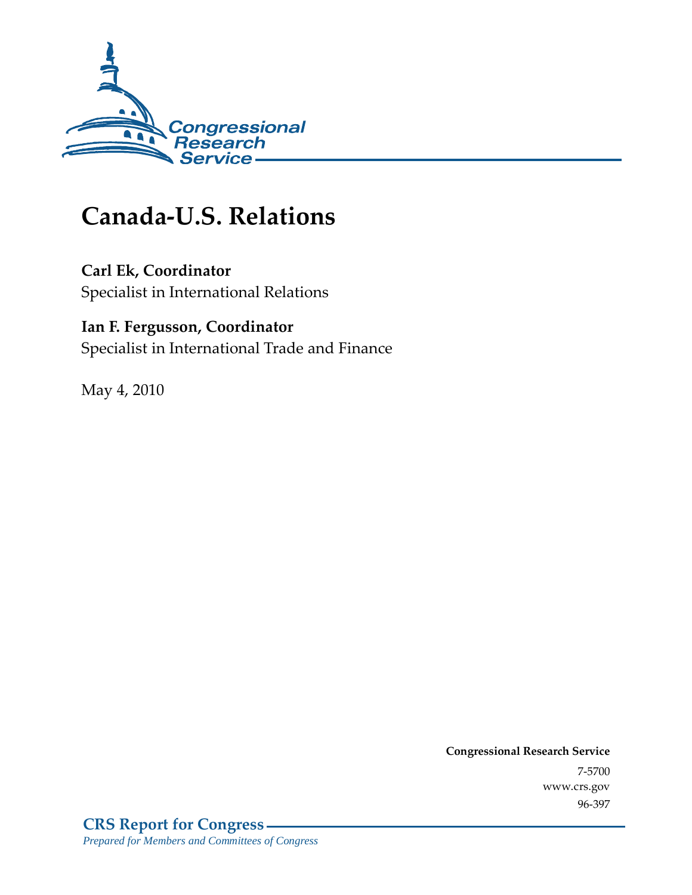Congressional Research Service

# Canada-U.S. Relations

**Carl Ek, Coordinator**
Specialist in International Relations

**Ian F. Fergusson, Coordinator**
Specialist in International Trade and Finance

May 4, 2010

**Congressional Research Service**
7-5700
www.crs.gov
96-397

**CRS Report for Congress**
*Prepared for Members and Committees of Congress*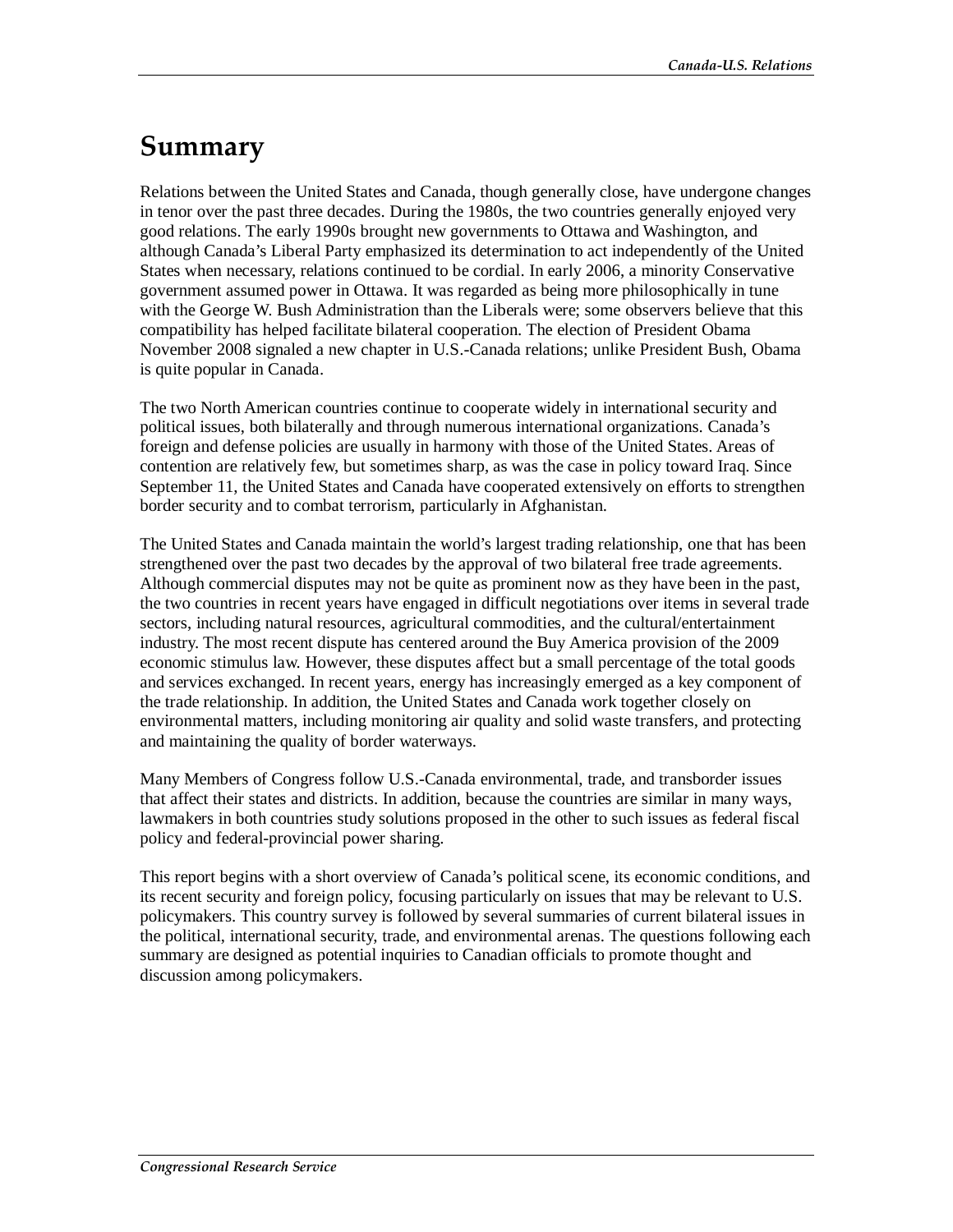# Summary

Relations between the United States and Canada, though generally close, have undergone changes in tenor over the past three decades. During the 1980s, the two countries generally enjoyed very good relations. The early 1990s brought new governments to Ottawa and Washington, and although Canada's Liberal Party emphasized its determination to act independently of the United States when necessary, relations continued to be cordial. In early 2006, a minority Conservative government assumed power in Ottawa. It was regarded as being more philosophically in tune with the George W. Bush Administration than the Liberals were; some observers believe that this compatibility has helped facilitate bilateral cooperation. The election of President Obama November 2008 signaled a new chapter in U.S.-Canada relations; unlike President Bush, Obama is quite popular in Canada.

The two North American countries continue to cooperate widely in international security and political issues, both bilaterally and through numerous international organizations. Canada's foreign and defense policies are usually in harmony with those of the United States. Areas of contention are relatively few, but sometimes sharp, as was the case in policy toward Iraq. Since September 11, the United States and Canada have cooperated extensively on efforts to strengthen border security and to combat terrorism, particulary in Afghanistan.

The United States and Canada maintain the world's largest trading relationship, one that has been strengthened over the past two decades by the approval of two bilateral free trade agreements. Although commercial disputes may not be quite as prominent now as they have been in the past, the two countries in recent years have engaged in difficult negotiations over items in several trade sectors, including natural resources, agricultural commodities, and the cultural/entertainment industry. The most recent dispute has centered around the Buy America provision of the 2009 economic stimulus law. However, these disputes affect but a small percentage of the total goods and services exchanged. In recent years, energy has increasingly emerged as a key component of the trade relationship. In addition, the United States and Canada work together closely on environmental matters, including monitoring air quality and solid waste transfers, and protecting and maintaining the quality of border waterways.

Many Members of Congress follow U.S.-Canada environmental, trade, and transborder issues that affect their states and districts. In addition, because the countries are similar in many ways, lawmakers in both countries study solutions proposed in the other to such issues as federal fiscal policy and federal-provincial power sharing.

This report begins with a short overview of Canada's political scene, its economic conditions, and its recent security and foreign policy, focusing particularly on issues that may be relevant to U.S. policymakers. This country survey is followed by several summaries of current bilateral issues in the political, international security, trade, and environmental arenas. The questions following each summary are designed as potential inquiries to Canadian officials to promote thought and discussion among policymakers.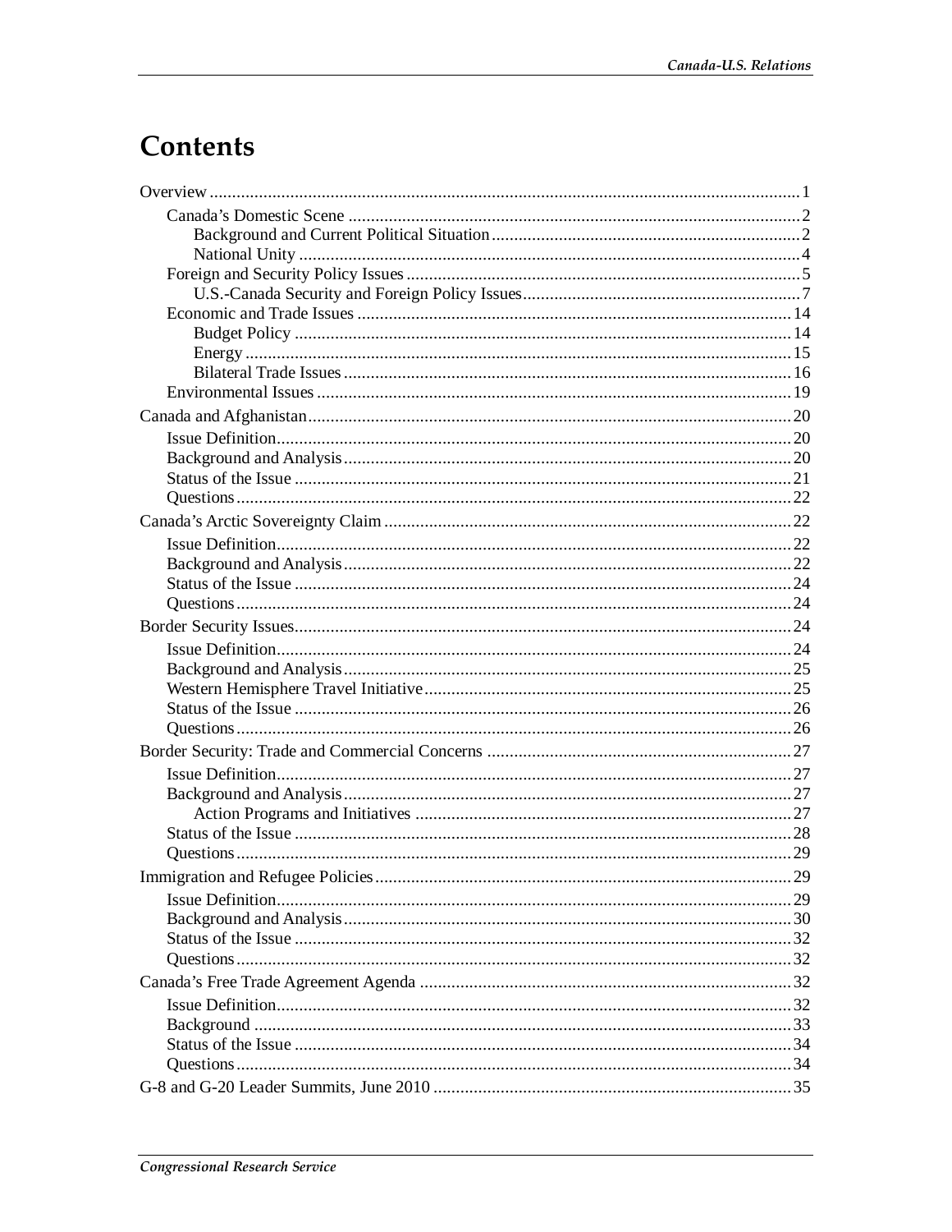# Contents

Overview ... 1
- Canada's Domestic Scene ... 2
  - Background and Current Political Situation ... 2
  - National Unity ... 4
- Foreign and Security Policy Issues ... 5
  - U.S.-Canada Security and Foreign Policy Issues ... 7
- Economic and Trade Issues ... 14
  - Budget Policy ... 14
  - Energy ... 15
  - Bilateral Trade Issues ... 16
- Environmental Issues ... 19

Canada and Afghanistan ... 20
- Issue Definition ... 20
- Background and Analysis ... 20
- Status of the Issue ... 21
- Questions ... 22

Canada's Arctic Sovereignty Claim ... 22
- Issue Definition ... 22
- Background and Analysis ... 22
- Status of the Issue ... 24
- Questions ... 24

Border Security Issues ... 24
- Issue Definition ... 24
- Background and Analysis ... 25
- Western Hemisphere Travel Initiative ... 25
- Status of the Issue ... 26
- Questions ... 26

Border Security: Trade and Commercial Concerns ... 27
- Issue Definition ... 27
- Background and Analysis ... 27
  - Action Programs and Initiatives ... 27
- Status of the Issue ... 28
- Questions ... 29

Immigration and Refugee Policies ... 29
- Issue Definition ... 29
- Background and Analysis ... 30
- Status of the Issue ... 32
- Questions ... 32

Canada's Free Trade Agreement Agenda ... 32
- Issue Definition ... 32
- Background ... 33
- Status of the Issue ... 34
- Questions ... 34

G-8 and G-20 Leader Summits, June 2010 ... 35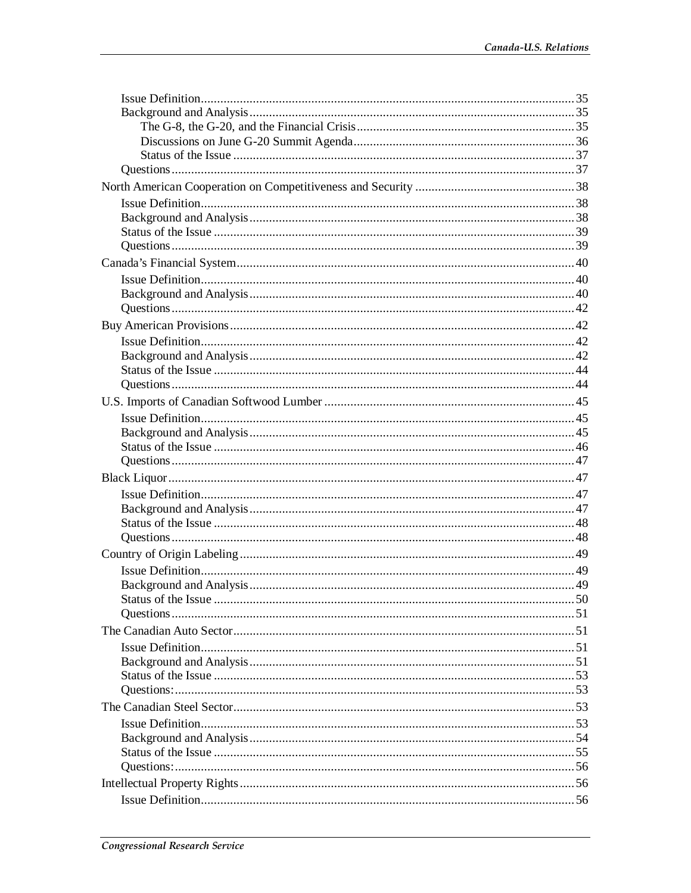Issue Definition .......... 35
Background and Analysis .......... 35
The G-8, the G-20, and the Financial Crisis .......... 35
Discussions on June G-20 Summit Agenda .......... 36
Status of the Issue .......... 37
Questions .......... 37

North American Cooperation on Competitiveness and Security .......... 38
Issue Definition .......... 38
Background and Analysis .......... 38
Status of the Issue .......... 39
Questions .......... 39

Canada's Financial System .......... 40
Issue Definition .......... 40
Background and Analysis .......... 40
Questions .......... 42

Buy American Provisions .......... 42
Issue Definition .......... 42
Background and Analysis .......... 42
Status of the Issue .......... 44
Questions .......... 44

U.S. Imports of Canadian Softwood Lumber .......... 45
Issue Definition .......... 45
Background and Analysis .......... 45
Status of the Issue .......... 46
Questions .......... 47

Black Liquor .......... 47
Issue Definition .......... 47
Background and Analysis .......... 47
Status of the Issue .......... 48
Questions .......... 48

Country of Origin Labeling .......... 49
Issue Definition .......... 49
Background and Analysis .......... 49
Status of the Issue .......... 50
Questions .......... 51

The Canadian Auto Sector .......... 51
Issue Definition .......... 51
Background and Analysis .......... 51
Status of the Issue .......... 53
Questions: .......... 53

The Canadian Steel Sector .......... 53
Issue Definition .......... 53
Background and Analysis .......... 54
Status of the Issue .......... 55
Questions: .......... 56

Intellectual Property Rights .......... 56
Issue Definition .......... 56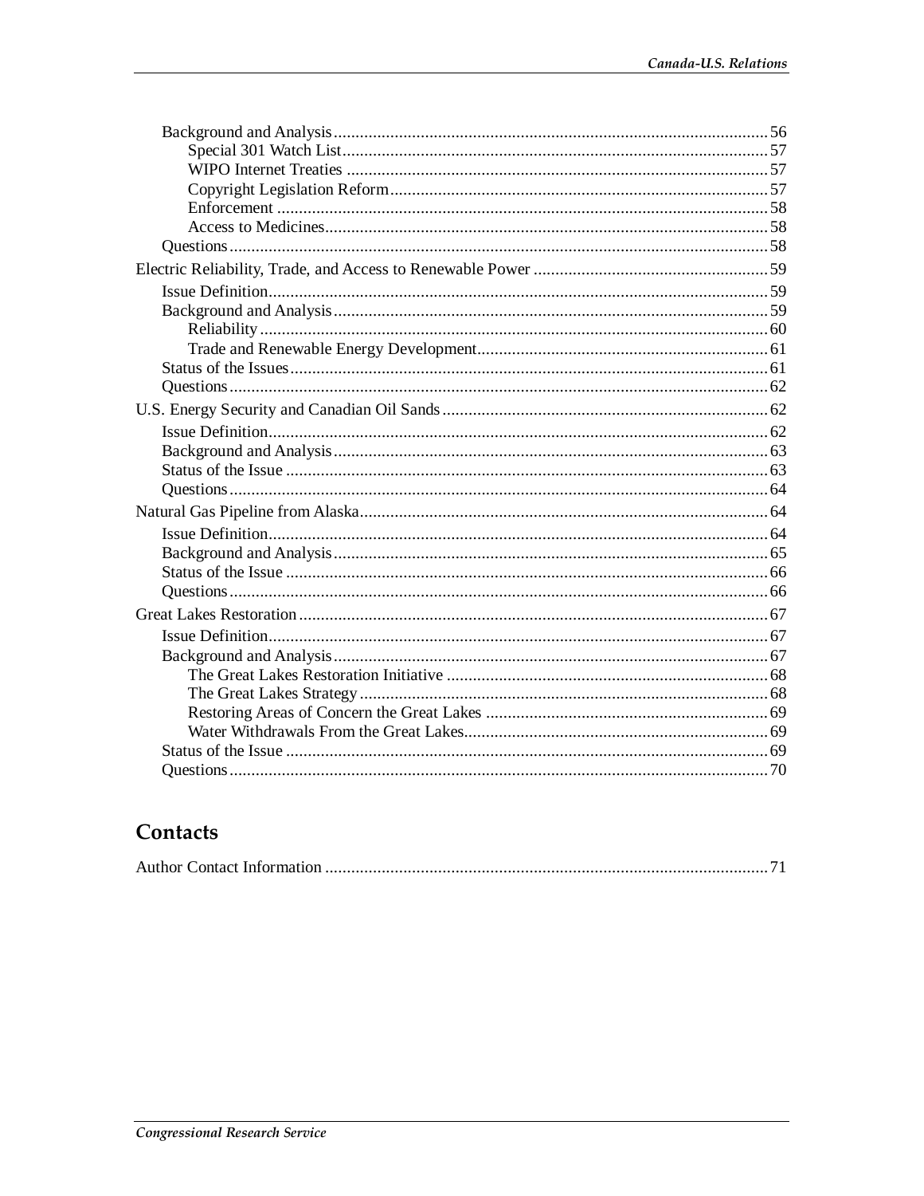Background and Analysis ........ 56

- Special 301 Watch List ........ 57
- WIPO Internet Treaties ........ 57
- Copyright Legislation Reform ........ 57
- Enforcement ........ 58
- Access to Medicines ........ 58

Questions ........ 58

Electric Reliability, Trade, and Access to Renewable Power ........ 59

- Issue Definition ........ 59
- Background and Analysis ........ 59
  - Reliability ........ 60
  - Trade and Renewable Energy Development ........ 61
- Status of the Issues ........ 61
- Questions ........ 62

U.S. Energy Security and Canadian Oil Sands ........ 62

- Issue Definition ........ 62
- Background and Analysis ........ 63
- Status of the Issue ........ 63
- Questions ........ 64

Natural Gas Pipeline from Alaska ........ 64

- Issue Definition ........ 64
- Background and Analysis ........ 65
- Status of the Issue ........ 66
- Questions ........ 66

Great Lakes Restoration ........ 67

- Issue Definition ........ 67
- Background and Analysis ........ 67
  - The Great Lakes Restoration Initiative ........ 68
  - The Great Lakes Strategy ........ 68
  - Restoring Areas of Concern the Great Lakes ........ 69
  - Water Withdrawals From the Great Lakes ........ 69
- Status of the Issue ........ 69
- Questions ........ 70

## Contacts

Author Contact Information ........ 71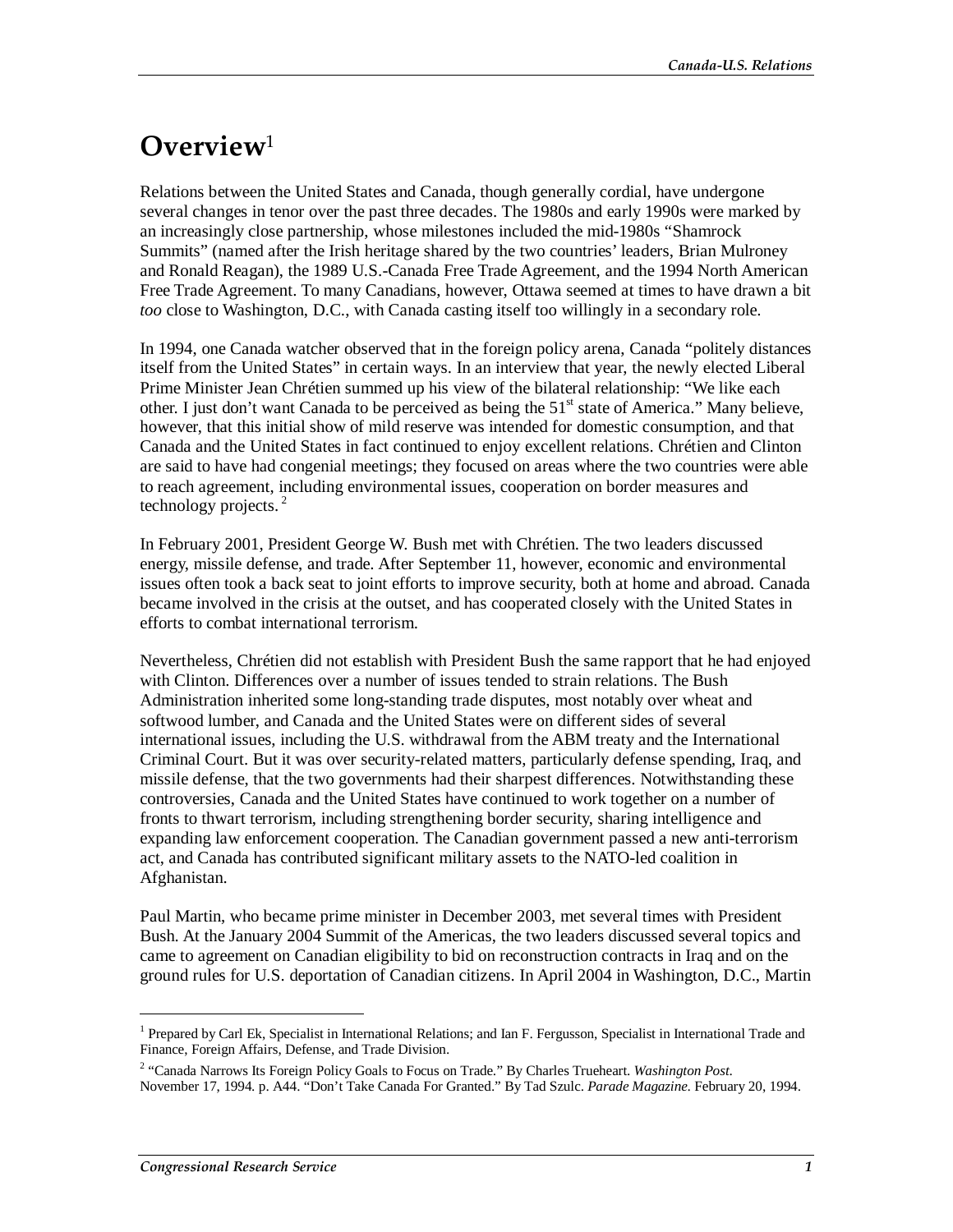# Overview[1]

Relations between the United States and Canada, though generally cordial, have undergone several changes in tenor over the past three decades. The 1980s and early 1990s were marked by an increasingly close partnership, whose milestones included the mid-1980s "Shamrock Summits" (named after the Irish heritage shared by the two countries' leaders, Brian Mulroney and Ronald Reagan), the 1989 U.S.-Canada Free Trade Agreement, and the 1994 North American Free Trade Agreement. To many Canadians, however, Ottawa seemed at times to have drawn a bit *too* close to Washington, D.C., with Canada casting itself too willingly in a secondary role.

In 1994, one Canada watcher observed that in the foreign policy arena, Canada "politely distances itself from the United States" in certain ways. In an interview that year, the newly elected Liberal Prime Minister Jean Chrétien summed up his view of the bilateral relationship: "We like each other. I just don't want Canada to be perceived as being the 51st state of America." Many believe, however, that this initial show of mild reserve was intended for domestic consumption, and that Canada and the United States in fact continued to enjoy excellent relations. Chrétien and Clinton are said to have had congenial meetings; they focused on areas where the two countries were able to reach agreement, including environmental issues, cooperation on border measures and technology projects. [2]

In February 2001, President George W. Bush met with Chrétien. The two leaders discussed energy, missile defense, and trade. After September 11, however, economic and environmental issues often took a back seat to joint efforts to improve security, both at home and abroad. Canada became involved in the crisis at the outset, and has cooperated closely with the United States in efforts to combat international terrorism.

Nevertheless, Chrétien did not establish with President Bush the same rapport that he had enjoyed with Clinton. Differences over a number of issues tended to strain relations. The Bush Administration inherited some long-standing trade disputes, most notably over wheat and softwood lumber, and Canada and the United States were on different sides of several international issues, including the U.S. withdrawal from the ABM treaty and the International Criminal Court. But it was over security-related matters, particularly defense spending, Iraq, and missile defense, that the two governments had their sharpest differences. Notwithstanding these controversies, Canada and the United States have continued to work together on a number of fronts to thwart terrorism, including strengthening border security, sharing intelligence and expanding law enforcement cooperation. The Canadian government passed a new anti-terrorism act, and Canada has contributed significant military assets to the NATO-led coalition in Afghanistan.

Paul Martin, who became prime minister in December 2003, met several times with President Bush. At the January 2004 Summit of the Americas, the two leaders discussed several topics and came to agreement on Canadian eligibility to bid on reconstruction contracts in Iraq and on the ground rules for U.S. deportation of Canadian citizens. In April 2004 in Washington, D.C., Martin

---

[1] Prepared by Carl Ek, Specialist in International Relations; and Ian F. Fergusson, Specialist in International Trade and Finance, Foreign Affairs, Defense, and Trade Division.

[2] "Canada Narrows Its Foreign Policy Goals to Focus on Trade." By Charles Trueheart. *Washington Post.* November 17, 1994. p. A44. "Don't Take Canada For Granted." By Tad Szulc. *Parade Magazine.* February 20, 1994.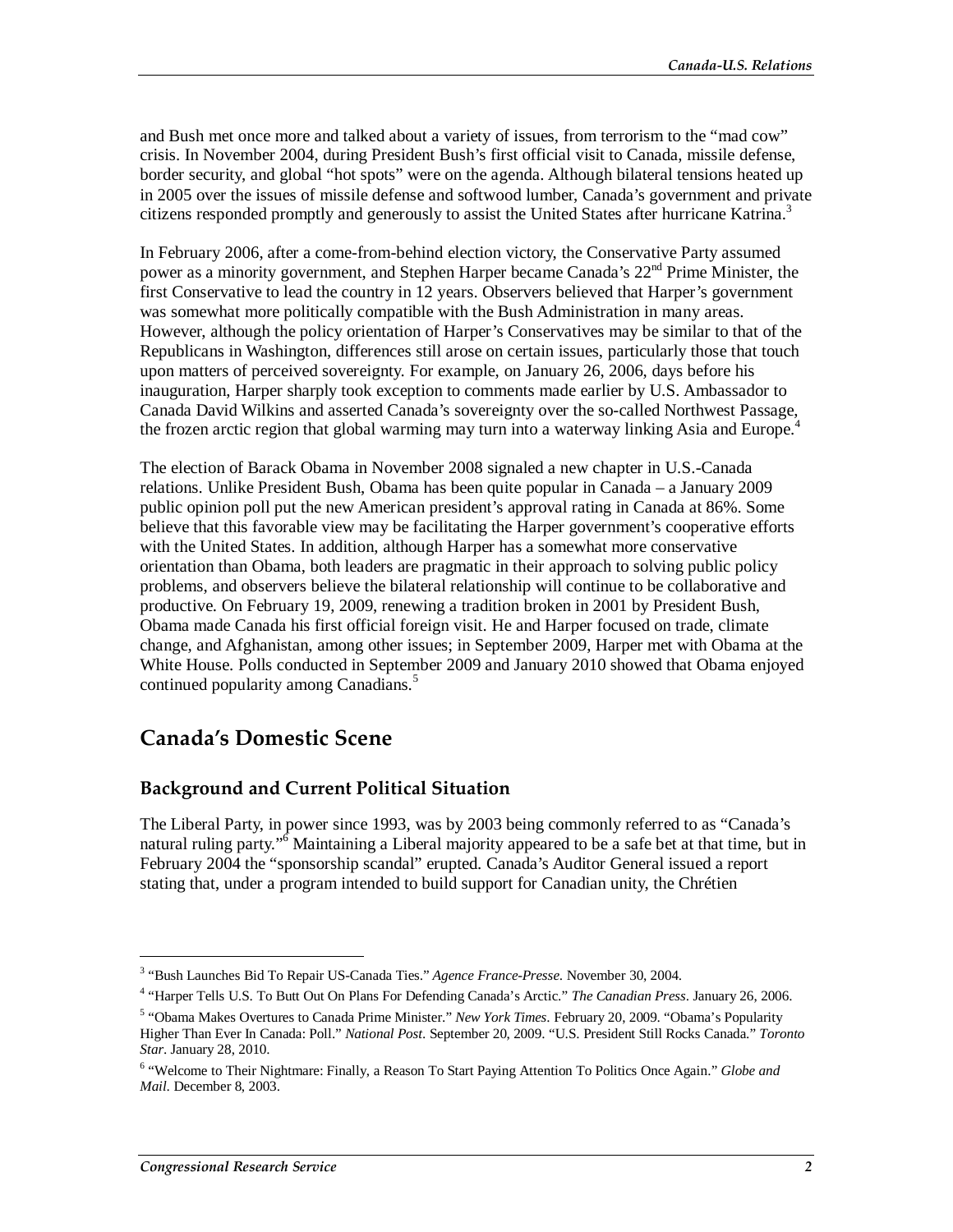and Bush met once more and talked about a variety of issues, from terrorism to the "mad cow" crisis. In November 2004, during President Bush's first official visit to Canada, missile defense, border security, and global "hot spots" were on the agenda. Although bilateral tensions heated up in 2005 over the issues of missile defense and softwood lumber, Canada's government and private citizens responded promptly and generously to assist the United States after hurricane Katrina.[3]

In February 2006, after a come-from-behind election victory, the Conservative Party assumed power as a minority government, and Stephen Harper became Canada's 22nd Prime Minister, the first Conservative to lead the country in 12 years. Observers believed that Harper's government was somewhat more politically compatible with the Bush Administration in many areas. However, although the policy orientation of Harper's Conservatives may be similar to that of the Republicans in Washington, differences still arose on certain issues, particularly those that touch upon matters of perceived sovereignty. For example, on January 26, 2006, days before his inauguration, Harper sharply took exception to comments made earlier by U.S. Ambassador to Canada David Wilkins and asserted Canada's sovereignty over the so-called Northwest Passage, the frozen arctic region that global warming may turn into a waterway linking Asia and Europe.[4]

The election of Barack Obama in November 2008 signaled a new chapter in U.S.-Canada relations. Unlike President Bush, Obama has been quite popular in Canada – a January 2009 public opinion poll put the new American president's approval rating in Canada at 86%. Some believe that this favorable view may be facilitating the Harper government's cooperative efforts with the United States. In addition, although Harper has a somewhat more conservative orientation than Obama, both leaders are pragmatic in their approach to solving public policy problems, and observers believe the bilateral relationship will continue to be collaborative and productive. On February 19, 2009, renewing a tradition broken in 2001 by President Bush, Obama made Canada his first official foreign visit. He and Harper focused on trade, climate change, and Afghanistan, among other issues; in September 2009, Harper met with Obama at the White House. Polls conducted in September 2009 and January 2010 showed that Obama enjoyed continued popularity among Canadians.[5]

## Canada's Domestic Scene

### Background and Current Political Situation

The Liberal Party, in power since 1993, was by 2003 being commonly referred to as "Canada's natural ruling party."[6] Maintaining a Liberal majority appeared to be a safe bet at that time, but in February 2004 the "sponsorship scandal" erupted. Canada's Auditor General issued a report stating that, under a program intended to build support for Canadian unity, the Chrétien

---

[3] "Bush Launches Bid To Repair US-Canada Ties." *Agence France-Presse*. November 30, 2004.

[4] "Harper Tells U.S. To Butt Out On Plans For Defending Canada's Arctic." *The Canadian Press*. January 26, 2006.

[5] "Obama Makes Overtures to Canada Prime Minister." *New York Times*. February 20, 2009. "Obama's Popularity Higher Than Ever In Canada: Poll." *National Post*. September 20, 2009. "U.S. President Still Rocks Canada." *Toronto Star*. January 28, 2010.

[6] "Welcome to Their Nightmare: Finally, a Reason To Start Paying Attention To Politics Once Again." *Globe and Mail*. December 8, 2003.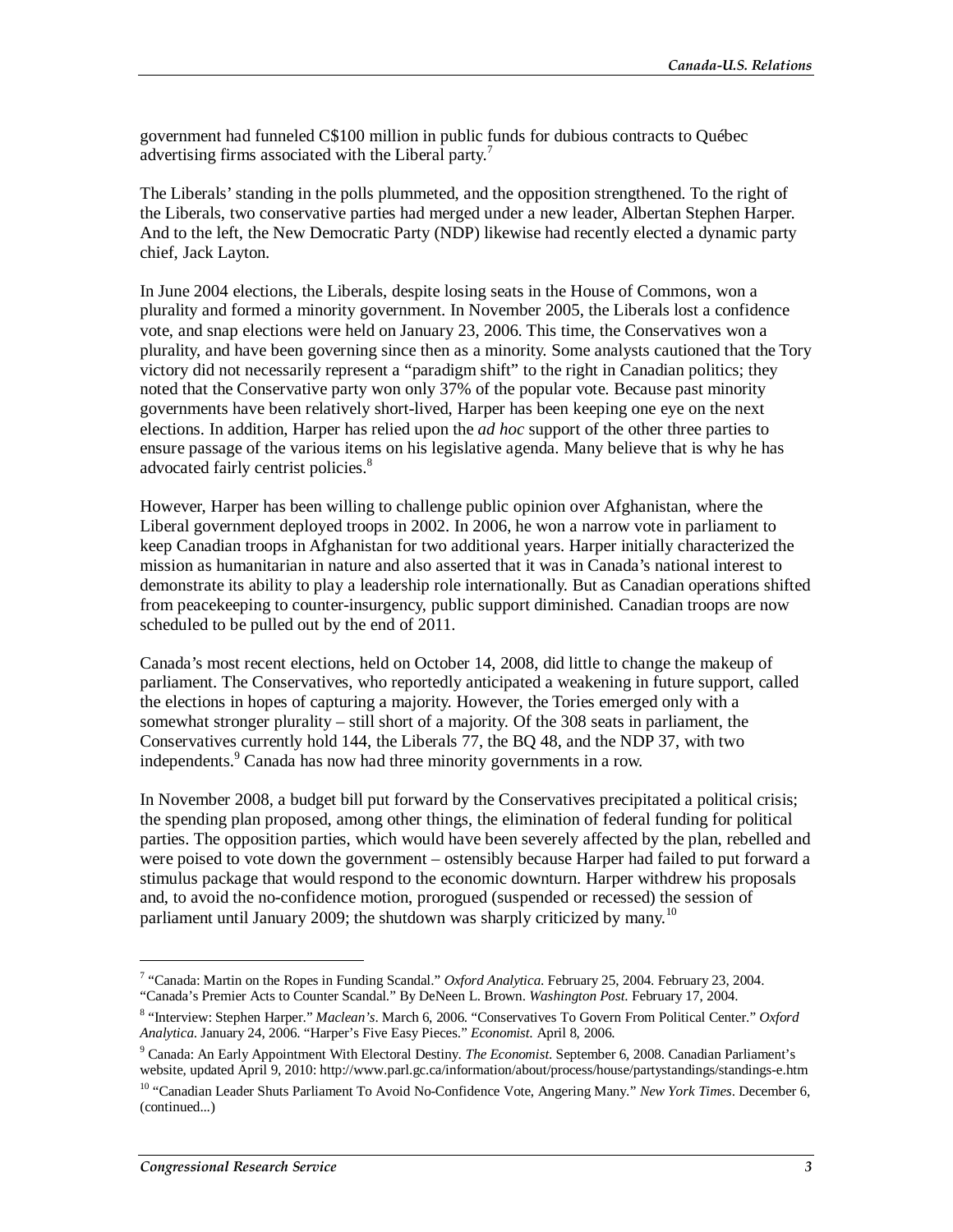government had funneled C$100 million in public funds for dubious contracts to Québec advertising firms associated with the Liberal party.[7]

The Liberals' standing in the polls plummeted, and the opposition strengthened. To the right of the Liberals, two conservative parties had merged under a new leader, Albertan Stephen Harper. And to the left, the New Democratic Party (NDP) likewise had recently elected a dynamic party chief, Jack Layton.

In June 2004 elections, the Liberals, despite losing seats in the House of Commons, won a plurality and formed a minority government. In November 2005, the Liberals lost a confidence vote, and snap elections were held on January 23, 2006. This time, the Conservatives won a plurality, and have been governing since then as a minority. Some analysts cautioned that the Tory victory did not necessarily represent a "paradigm shift" to the right in Canadian politics; they noted that the Conservative party won only 37% of the popular vote. Because past minority governments have been relatively short-lived, Harper has been keeping one eye on the next elections. In addition, Harper has relied upon the *ad hoc* support of the other three parties to ensure passage of the various items on his legislative agenda. Many believe that is why he has advocated fairly centrist policies.[8]

However, Harper has been willing to challenge public opinion over Afghanistan, where the Liberal government deployed troops in 2002. In 2006, he won a narrow vote in parliament to keep Canadian troops in Afghanistan for two additional years. Harper initially characterized the mission as humanitarian in nature and also asserted that it was in Canada's national interest to demonstrate its ability to play a leadership role internationally. But as Canadian operations shifted from peacekeeping to counter-insurgency, public support diminished. Canadian troops are now scheduled to be pulled out by the end of 2011.

Canada's most recent elections, held on October 14, 2008, did little to change the makeup of parliament. The Conservatives, who reportedly anticipated a weakening in future support, called the elections in hopes of capturing a majority. However, the Tories emerged only with a somewhat stronger plurality – still short of a majority. Of the 308 seats in parliament, the Conservatives currently hold 144, the Liberals 77, the BQ 48, and the NDP 37, with two independents.[9] Canada has now had three minority governments in a row.

In November 2008, a budget bill put forward by the Conservatives precipitated a political crisis; the spending plan proposed, among other things, the elimination of federal funding for political parties. The opposition parties, which would have been severely affected by the plan, rebelled and were poised to vote down the government – ostensibly because Harper had failed to put forward a stimulus package that would respond to the economic downturn. Harper withdrew his proposals and, to avoid the no-confidence motion, prorogued (suspended or recessed) the session of parliament until January 2009; the shutdown was sharply criticized by many.[10]

---

[7] "Canada: Martin on the Ropes in Funding Scandal." *Oxford Analytica*. February 25, 2004. February 23, 2004. "Canada's Premier Acts to Counter Scandal." By DeNeen L. Brown. *Washington Post*. February 17, 2004.

[8] "Interview: Stephen Harper." *Maclean's*. March 6, 2006. "Conservatives To Govern From Political Center." *Oxford Analytica*. January 24, 2006. "Harper's Five Easy Pieces." *Economist*. April 8, 2006.

[9] Canada: An Early Appointment With Electoral Destiny. *The Economist*. September 6, 2008. Canadian Parliament's website, updated April 9, 2010: http://www.parl.gc.ca/information/about/process/house/partystandings/standings-e.htm

[10] "Canadian Leader Shuts Parliament To Avoid No-Confidence Vote, Angering Many." *New York Times*. December 6, (continued...)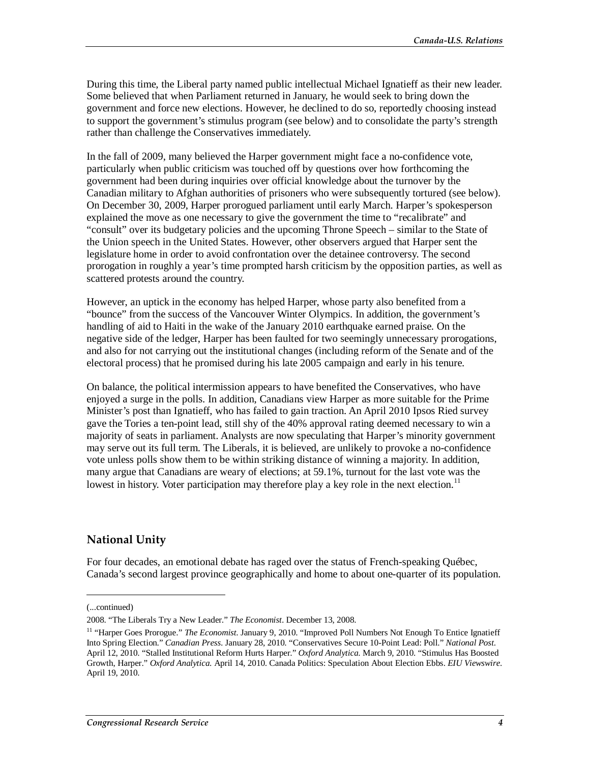During this time, the Liberal party named public intellectual Michael Ignatieff as their new leader. Some believed that when Parliament returned in January, he would seek to bring down the government and force new elections. However, he declined to do so, reportedly choosing instead to support the government's stimulus program (see below) and to consolidate the party's strength rather than challenge the Conservatives immediately.

In the fall of 2009, many believed the Harper government might face a no-confidence vote, particularly when public criticism was touched off by questions over how forthcoming the government had been during inquiries over official knowledge about the turnover by the Canadian military to Afghan authorities of prisoners who were subsequently tortured (see below). On December 30, 2009, Harper prorogued parliament until early March. Harper's spokesperson explained the move as one necessary to give the government the time to "recalibrate" and "consult" over its budgetary policies and the upcoming Throne Speech – similar to the State of the Union speech in the United States. However, other observers argued that Harper sent the legislature home in order to avoid confrontation over the detainee controversy. The second prorogation in roughly a year's time prompted harsh criticism by the opposition parties, as well as scattered protests around the country.

However, an uptick in the economy has helped Harper, whose party also benefited from a "bounce" from the success of the Vancouver Winter Olympics. In addition, the government's handling of aid to Haiti in the wake of the January 2010 earthquake earned praise. On the negative side of the ledger, Harper has been faulted for two seemingly unnecessary prorogations, and also for not carrying out the institutional changes (including reform of the Senate and of the electoral process) that he promised during his late 2005 campaign and early in his tenure.

On balance, the political intermission appears to have benefited the Conservatives, who have enjoyed a surge in the polls. In addition, Canadians view Harper as more suitable for the Prime Minister's post than Ignatieff, who has failed to gain traction. An April 2010 Ipsos Ried survey gave the Tories a ten-point lead, still shy of the 40% approval rating deemed necessary to win a majority of seats in parliament. Analysts are now speculating that Harper's minority government may serve out its full term. The Liberals, it is believed, are unlikely to provoke a no-confidence vote unless polls show them to be within striking distance of winning a majority. In addition, many argue that Canadians are weary of elections; at 59.1%, turnout for the last vote was the lowest in history. Voter participation may therefore play a key role in the next election.[11]

## National Unity

For four decades, an emotional debate has raged over the status of French-speaking Québec, Canada's second largest province geographically and home to about one-quarter of its population.

---

(...continued)

2008. "The Liberals Try a New Leader." *The Economist*. December 13, 2008.

[11] "Harper Goes Prorogue." *The Economist*. January 9, 2010. "Improved Poll Numbers Not Enough To Entice Ignatieff Into Spring Election." *Canadian Press*. January 28, 2010. "Conservatives Secure 10-Point Lead: Poll." *National Post*. April 12, 2010. "Stalled Institutional Reform Hurts Harper." *Oxford Analytica*. March 9, 2010. "Stimulus Has Boosted Growth, Harper." *Oxford Analytica*. April 14, 2010. Canada Politics: Speculation About Election Ebbs. *EIU Viewswire*. April 19, 2010.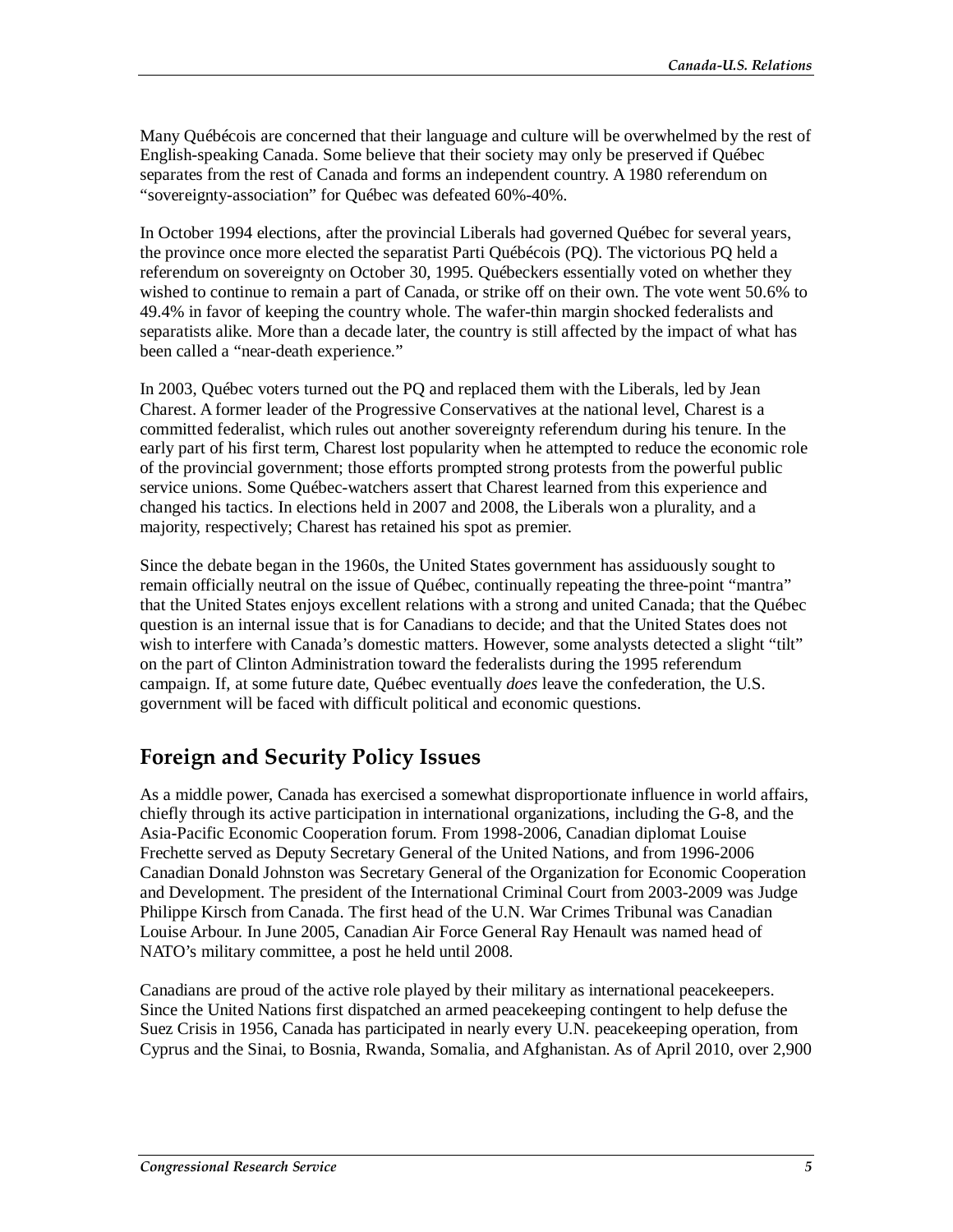Many Québécois are concerned that their language and culture will be overwhelmed by the rest of English-speaking Canada. Some believe that their society may only be preserved if Québec separates from the rest of Canada and forms an independent country. A 1980 referendum on “sovereignty-association” for Québec was defeated 60%-40%.

In October 1994 elections, after the provincial Liberals had governed Québec for several years, the province once more elected the separatist Parti Québécois (PQ). The victorious PQ held a referendum on sovereignty on October 30, 1995. Québeckers essentially voted on whether they wished to continue to remain a part of Canada, or strike off on their own. The vote went 50.6% to 49.4% in favor of keeping the country whole. The wafer-thin margin shocked federalists and separatists alike. More than a decade later, the country is still affected by the impact of what has been called a “near-death experience.”

In 2003, Québec voters turned out the PQ and replaced them with the Liberals, led by Jean Charest. A former leader of the Progressive Conservatives at the national level, Charest is a committed federalist, which rules out another sovereignty referendum during his tenure. In the early part of his first term, Charest lost popularity when he attempted to reduce the economic role of the provincial government; those efforts prompted strong protests from the powerful public service unions. Some Québec-watchers assert that Charest learned from this experience and changed his tactics. In elections held in 2007 and 2008, the Liberals won a plurality, and a majority, respectively; Charest has retained his spot as premier.

Since the debate began in the 1960s, the United States government has assiduously sought to remain officially neutral on the issue of Québec, continually repeating the three-point “mantra” that the United States enjoys excellent relations with a strong and united Canada; that the Québec question is an internal issue that is for Canadians to decide; and that the United States does not wish to interfere with Canada’s domestic matters. However, some analysts detected a slight “tilt” on the part of Clinton Administration toward the federalists during the 1995 referendum campaign. If, at some future date, Québec eventually *does* leave the confederation, the U.S. government will be faced with difficult political and economic questions.

## Foreign and Security Policy Issues

As a middle power, Canada has exercised a somewhat disproportionate influence in world affairs, chiefly through its active participation in international organizations, including the G-8, and the Asia-Pacific Economic Cooperation forum. From 1998-2006, Canadian diplomat Louise Frechette served as Deputy Secretary General of the United Nations, and from 1996-2006 Canadian Donald Johnston was Secretary General of the Organization for Economic Cooperation and Development. The president of the International Criminal Court from 2003-2009 was Judge Philippe Kirsch from Canada. The first head of the U.N. War Crimes Tribunal was Canadian Louise Arbour. In June 2005, Canadian Air Force General Ray Henault was named head of NATO’s military committee, a post he held until 2008.

Canadians are proud of the active role played by their military as international peacekeepers. Since the United Nations first dispatched an armed peacekeeping contingent to help defuse the Suez Crisis in 1956, Canada has participated in nearly every U.N. peacekeeping operation, from Cyprus and the Sinai, to Bosnia, Rwanda, Somalia, and Afghanistan. As of April 2010, over 2,900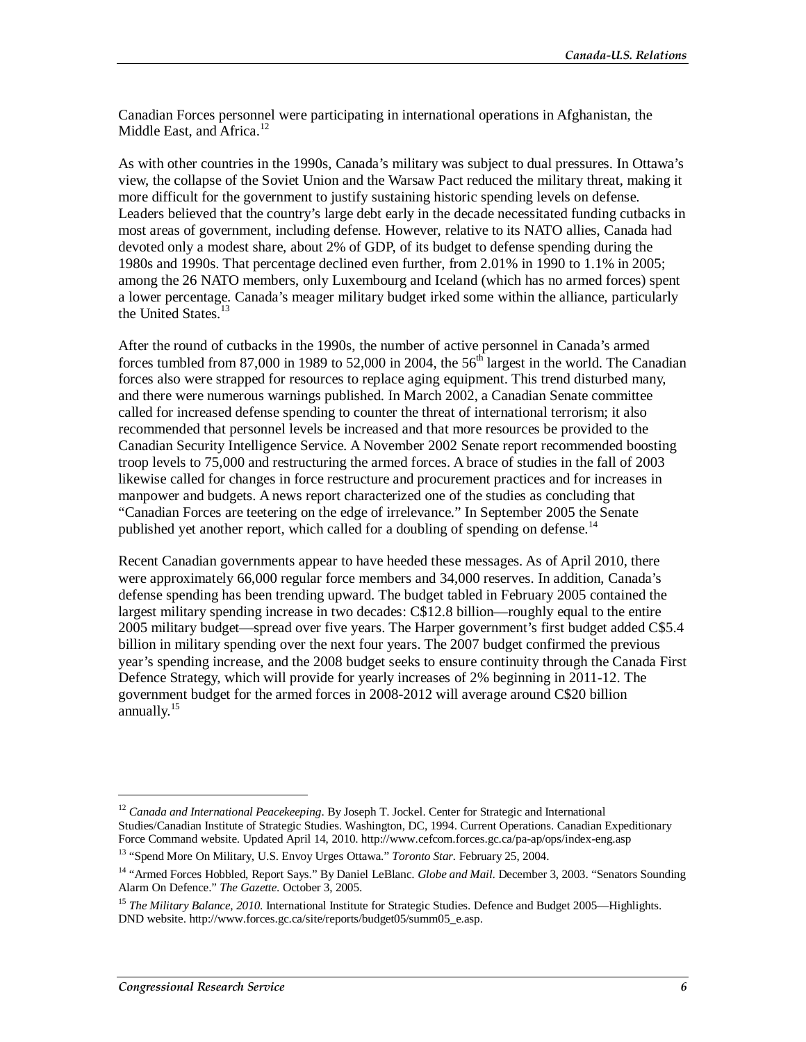Canadian Forces personnel were participating in international operations in Afghanistan, the Middle East, and Africa.[12]

As with other countries in the 1990s, Canada's military was subject to dual pressures. In Ottawa's view, the collapse of the Soviet Union and the Warsaw Pact reduced the military threat, making it more difficult for the government to justify sustaining historic spending levels on defense. Leaders believed that the country's large debt early in the decade necessitated funding cutbacks in most areas of government, including defense. However, relative to its NATO allies, Canada had devoted only a modest share, about 2% of GDP, of its budget to defense spending during the 1980s and 1990s. That percentage declined even further, from 2.01% in 1990 to 1.1% in 2005; among the 26 NATO members, only Luxembourg and Iceland (which has no armed forces) spent a lower percentage. Canada's meager military budget irked some within the alliance, particularly the United States.[13]

After the round of cutbacks in the 1990s, the number of active personnel in Canada's armed forces tumbled from 87,000 in 1989 to 52,000 in 2004, the 56th largest in the world. The Canadian forces also were strapped for resources to replace aging equipment. This trend disturbed many, and there were numerous warnings published. In March 2002, a Canadian Senate committee called for increased defense spending to counter the threat of international terrorism; it also recommended that personnel levels be increased and that more resources be provided to the Canadian Security Intelligence Service. A November 2002 Senate report recommended boosting troop levels to 75,000 and restructuring the armed forces. A brace of studies in the fall of 2003 likewise called for changes in force restructure and procurement practices and for increases in manpower and budgets. A news report characterized one of the studies as concluding that "Canadian Forces are teetering on the edge of irrelevance." In September 2005 the Senate published yet another report, which called for a doubling of spending on defense.[14]

Recent Canadian governments appear to have heeded these messages. As of April 2010, there were approximately 66,000 regular force members and 34,000 reserves. In addition, Canada's defense spending has been trending upward. The budget tabled in February 2005 contained the largest military spending increase in two decades: C$12.8 billion—roughly equal to the entire 2005 military budget—spread over five years. The Harper government's first budget added C$5.4 billion in military spending over the next four years. The 2007 budget confirmed the previous year's spending increase, and the 2008 budget seeks to ensure continuity through the Canada First Defence Strategy, which will provide for yearly increases of 2% beginning in 2011-12. The government budget for the armed forces in 2008-2012 will average around C$20 billion annually.[15]

---

[12] *Canada and International Peacekeeping*. By Joseph T. Jockel. Center for Strategic and International Studies/Canadian Institute of Strategic Studies. Washington, DC, 1994. Current Operations. Canadian Expeditionary Force Command website. Updated April 14, 2010. http://www.cefcom.forces.gc.ca/pa-ap/ops/index-eng.asp

[13] "Spend More On Military, U.S. Envoy Urges Ottawa." *Toronto Star*. February 25, 2004.

[14] "Armed Forces Hobbled, Report Says." By Daniel LeBlanc. *Globe and Mail*. December 3, 2003. "Senators Sounding Alarm On Defence." *The Gazette*. October 3, 2005.

[15] *The Military Balance, 2010*. International Institute for Strategic Studies. Defence and Budget 2005—Highlights. DND website. http://www.forces.gc.ca/site/reports/budget05/summ05_e.asp.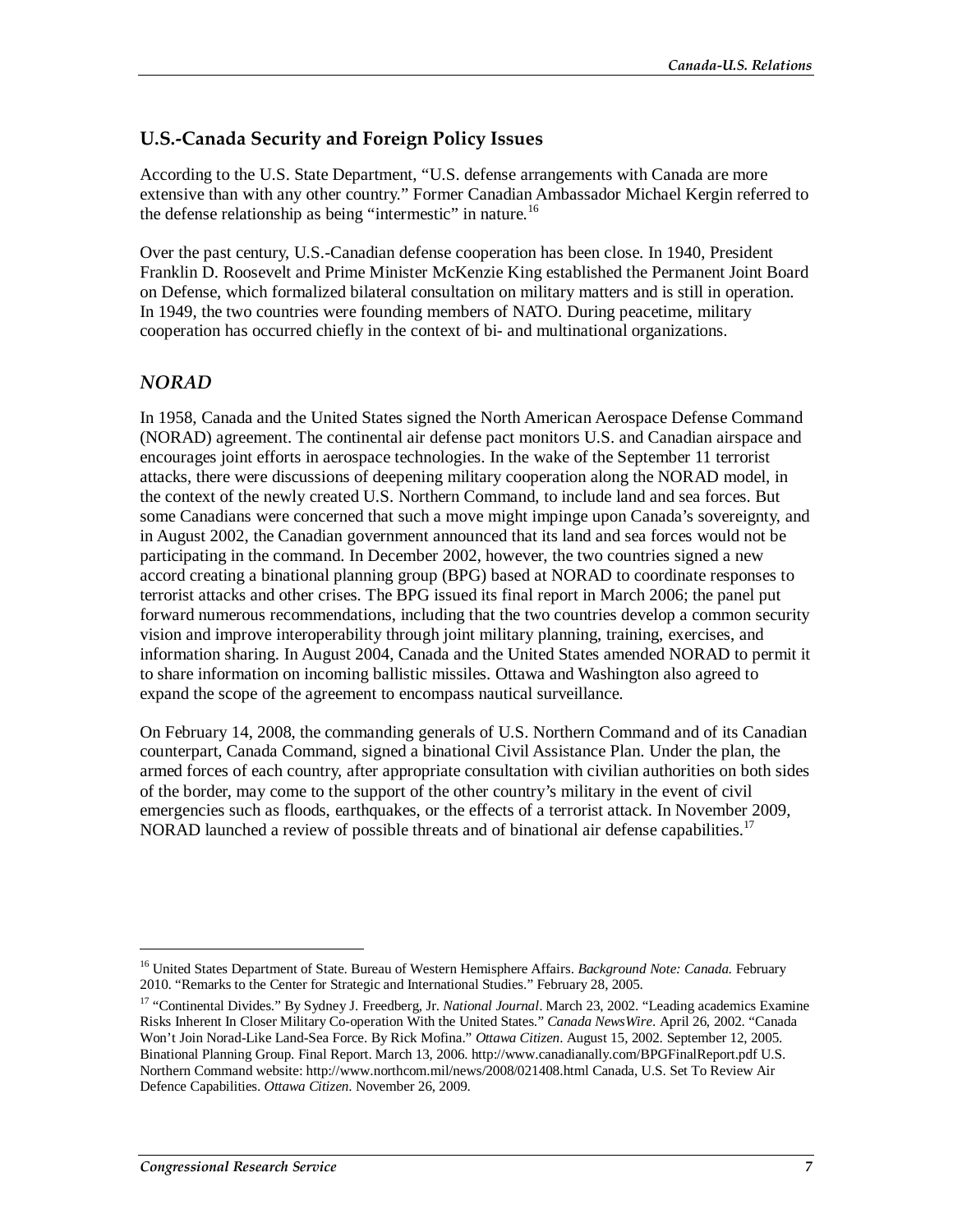## U.S.-Canada Security and Foreign Policy Issues

According to the U.S. State Department, "U.S. defense arrangements with Canada are more extensive than with any other country." Former Canadian Ambassador Michael Kergin referred to the defense relationship as being "intermestic" in nature.[16]

Over the past century, U.S.-Canadian defense cooperation has been close. In 1940, President Franklin D. Roosevelt and Prime Minister McKenzie King established the Permanent Joint Board on Defense, which formalized bilateral consultation on military matters and is still in operation. In 1949, the two countries were founding members of NATO. During peacetime, military cooperation has occurred chiefly in the context of bi- and multinational organizations.

### *NORAD*

In 1958, Canada and the United States signed the North American Aerospace Defense Command (NORAD) agreement. The continental air defense pact monitors U.S. and Canadian airspace and encourages joint efforts in aerospace technologies. In the wake of the September 11 terrorist attacks, there were discussions of deepening military cooperation along the NORAD model, in the context of the newly created U.S. Northern Command, to include land and sea forces. But some Canadians were concerned that such a move might impinge upon Canada's sovereignty, and in August 2002, the Canadian government announced that its land and sea forces would not be participating in the command. In December 2002, however, the two countries signed a new accord creating a binational planning group (BPG) based at NORAD to coordinate responses to terrorist attacks and other crises. The BPG issued its final report in March 2006; the panel put forward numerous recommendations, including that the two countries develop a common security vision and improve interoperability through joint military planning, training, exercises, and information sharing. In August 2004, Canada and the United States amended NORAD to permit it to share information on incoming ballistic missiles. Ottawa and Washington also agreed to expand the scope of the agreement to encompass nautical surveillance.

On February 14, 2008, the commanding generals of U.S. Northern Command and of its Canadian counterpart, Canada Command, signed a binational Civil Assistance Plan. Under the plan, the armed forces of each country, after appropriate consultation with civilian authorities on both sides of the border, may come to the support of the other country's military in the event of civil emergencies such as floods, earthquakes, or the effects of a terrorist attack. In November 2009, NORAD launched a review of possible threats and of binational air defense capabilities.[17]

---

[16] United States Department of State. Bureau of Western Hemisphere Affairs. *Background Note: Canada.* February 2010. "Remarks to the Center for Strategic and International Studies." February 28, 2005.

[17] "Continental Divides." By Sydney J. Freedberg, Jr. *National Journal*. March 23, 2002. "Leading academics Examine Risks Inherent In Closer Military Co-operation With the United States." *Canada NewsWire*. April 26, 2002. "Canada Won't Join Norad-Like Land-Sea Force. By Rick Mofina." *Ottawa Citizen*. August 15, 2002. September 12, 2005. Binational Planning Group. Final Report. March 13, 2006. http://www.canadianally.com/BPGFinalReport.pdf U.S. Northern Command website: http://www.northcom.mil/news/2008/021408.html Canada, U.S. Set To Review Air Defence Capabilities. *Ottawa Citizen*. November 26, 2009.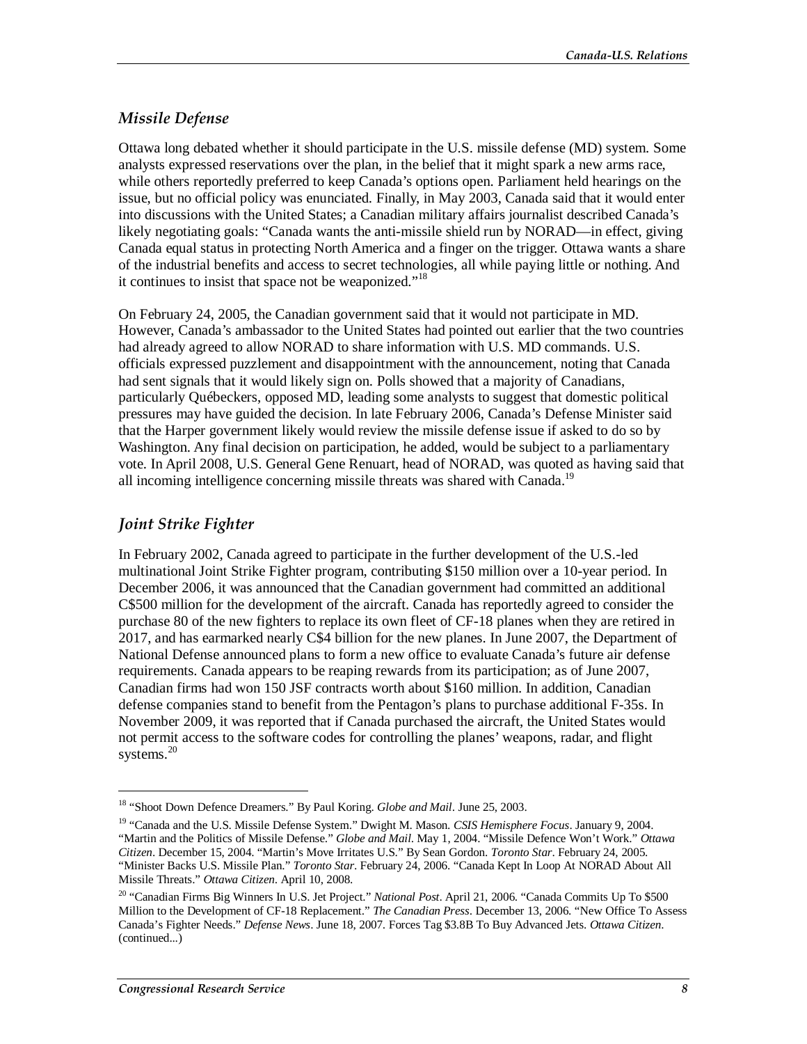## *Missile Defense*

Ottawa long debated whether it should participate in the U.S. missile defense (MD) system. Some analysts expressed reservations over the plan, in the belief that it might spark a new arms race, while others reportedly preferred to keep Canada's options open. Parliament held hearings on the issue, but no official policy was enunciated. Finally, in May 2003, Canada said that it would enter into discussions with the United States; a Canadian military affairs journalist described Canada's likely negotiating goals: "Canada wants the anti-missile shield run by NORAD—in effect, giving Canada equal status in protecting North America and a finger on the trigger. Ottawa wants a share of the industrial benefits and access to secret technologies, all while paying little or nothing. And it continues to insist that space not be weaponized."[18]

On February 24, 2005, the Canadian government said that it would not participate in MD. However, Canada's ambassador to the United States had pointed out earlier that the two countries had already agreed to allow NORAD to share information with U.S. MD commands. U.S. officials expressed puzzlement and disappointment with the announcement, noting that Canada had sent signals that it would likely sign on. Polls showed that a majority of Canadians, particularly Québeckers, opposed MD, leading some analysts to suggest that domestic political pressures may have guided the decision. In late February 2006, Canada's Defense Minister said that the Harper government likely would review the missile defense issue if asked to do so by Washington. Any final decision on participation, he added, would be subject to a parliamentary vote. In April 2008, U.S. General Gene Renuart, head of NORAD, was quoted as having said that all incoming intelligence concerning missile threats was shared with Canada.[19]

## *Joint Strike Fighter*

In February 2002, Canada agreed to participate in the further development of the U.S.-led multinational Joint Strike Fighter program, contributing $150 million over a 10-year period. In December 2006, it was announced that the Canadian government had committed an additional C$500 million for the development of the aircraft. Canada has reportedly agreed to consider the purchase 80 of the new fighters to replace its own fleet of CF-18 planes when they are retired in 2017, and has earmarked nearly C$4 billion for the new planes. In June 2007, the Department of National Defense announced plans to form a new office to evaluate Canada's future air defense requirements. Canada appears to be reaping rewards from its participation; as of June 2007, Canadian firms had won 150 JSF contracts worth about $160 million. In addition, Canadian defense companies stand to benefit from the Pentagon's plans to purchase additional F-35s. In November 2009, it was reported that if Canada purchased the aircraft, the United States would not permit access to the software codes for controlling the planes' weapons, radar, and flight systems.[20]

---

[18] "Shoot Down Defence Dreamers." By Paul Koring. *Globe and Mail*. June 25, 2003.

[19] "Canada and the U.S. Missile Defense System." Dwight M. Mason. *CSIS Hemisphere Focus*. January 9, 2004. "Martin and the Politics of Missile Defense." *Globe and Mail*. May 1, 2004. "Missile Defence Won't Work." *Ottawa Citizen*. December 15, 2004. "Martin's Move Irritates U.S." By Sean Gordon. *Toronto Star*. February 24, 2005. "Minister Backs U.S. Missile Plan." *Toronto Star*. February 24, 2006. "Canada Kept In Loop At NORAD About All Missile Threats." *Ottawa Citizen*. April 10, 2008.

[20] "Canadian Firms Big Winners In U.S. Jet Project." *National Post*. April 21, 2006. "Canada Commits Up To $500 Million to the Development of CF-18 Replacement." *The Canadian Press*. December 13, 2006. "New Office To Assess Canada's Fighter Needs." *Defense News*. June 18, 2007. Forces Tag $3.8B To Buy Advanced Jets. *Ottawa Citizen*. (continued...)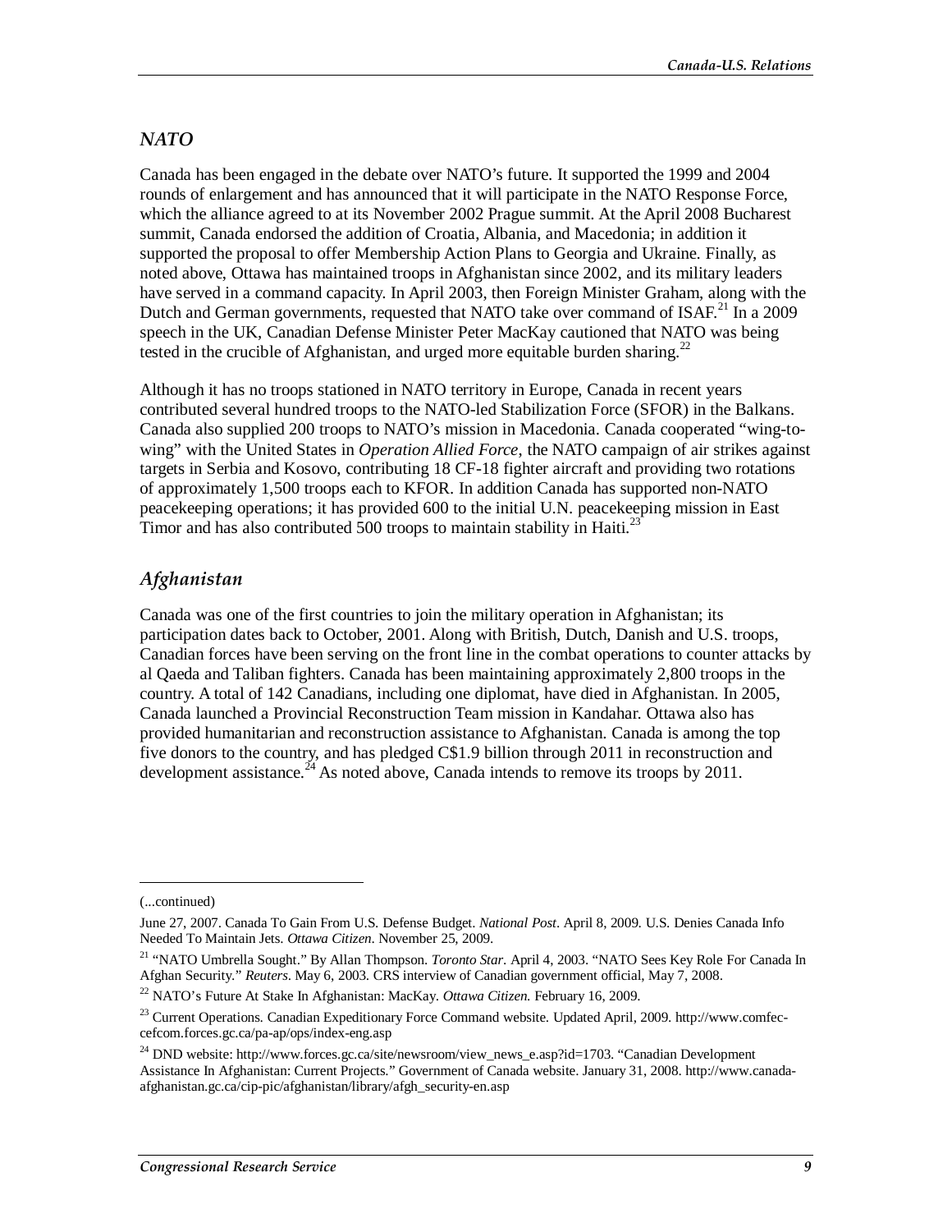## NATO

Canada has been engaged in the debate over NATO's future. It supported the 1999 and 2004 rounds of enlargement and has announced that it will participate in the NATO Response Force, which the alliance agreed to at its November 2002 Prague summit. At the April 2008 Bucharest summit, Canada endorsed the addition of Croatia, Albania, and Macedonia; in addition it supported the proposal to offer Membership Action Plans to Georgia and Ukraine. Finally, as noted above, Ottawa has maintained troops in Afghanistan since 2002, and its military leaders have served in a command capacity. In April 2003, then Foreign Minister Graham, along with the Dutch and German governments, requested that NATO take over command of ISAF.[21] In a 2009 speech in the UK, Canadian Defense Minister Peter MacKay cautioned that NATO was being tested in the crucible of Afghanistan, and urged more equitable burden sharing.[22]

Although it has no troops stationed in NATO territory in Europe, Canada in recent years contributed several hundred troops to the NATO-led Stabilization Force (SFOR) in the Balkans. Canada also supplied 200 troops to NATO's mission in Macedonia. Canada cooperated "wing-to-wing" with the United States in *Operation Allied Force*, the NATO campaign of air strikes against targets in Serbia and Kosovo, contributing 18 CF-18 fighter aircraft and providing two rotations of approximately 1,500 troops each to KFOR. In addition Canada has supported non-NATO peacekeeping operations; it has provided 600 to the initial U.N. peacekeeping mission in East Timor and has also contributed 500 troops to maintain stability in Haiti.[23]

## Afghanistan

Canada was one of the first countries to join the military operation in Afghanistan; its participation dates back to October, 2001. Along with British, Dutch, Danish and U.S. troops, Canadian forces have been serving on the front line in the combat operations to counter attacks by al Qaeda and Taliban fighters. Canada has been maintaining approximately 2,800 troops in the country. A total of 142 Canadians, including one diplomat, have died in Afghanistan. In 2005, Canada launched a Provincial Reconstruction Team mission in Kandahar. Ottawa also has provided humanitarian and reconstruction assistance to Afghanistan. Canada is among the top five donors to the country, and has pledged C$1.9 billion through 2011 in reconstruction and development assistance.[24] As noted above, Canada intends to remove its troops by 2011.

---

(...continued)

June 27, 2007. Canada To Gain From U.S. Defense Budget. *National Post*. April 8, 2009. U.S. Denies Canada Info Needed To Maintain Jets. *Ottawa Citizen*. November 25, 2009.

[21] "NATO Umbrella Sought." By Allan Thompson. *Toronto Star*. April 4, 2003. "NATO Sees Key Role For Canada In Afghan Security." *Reuters*. May 6, 2003. CRS interview of Canadian government official, May 7, 2008.

[22] NATO's Future At Stake In Afghanistan: MacKay. *Ottawa Citizen.* February 16, 2009.

[23] Current Operations. Canadian Expeditionary Force Command website. Updated April, 2009. http://www.comfec-cefcom.forces.gc.ca/pa-ap/ops/index-eng.asp

[24] DND website: http://www.forces.gc.ca/site/newsroom/view_news_e.asp?id=1703. "Canadian Development Assistance In Afghanistan: Current Projects." Government of Canada website. January 31, 2008. http://www.canada-afghanistan.gc.ca/cip-pic/afghanistan/library/afgh_security-en.asp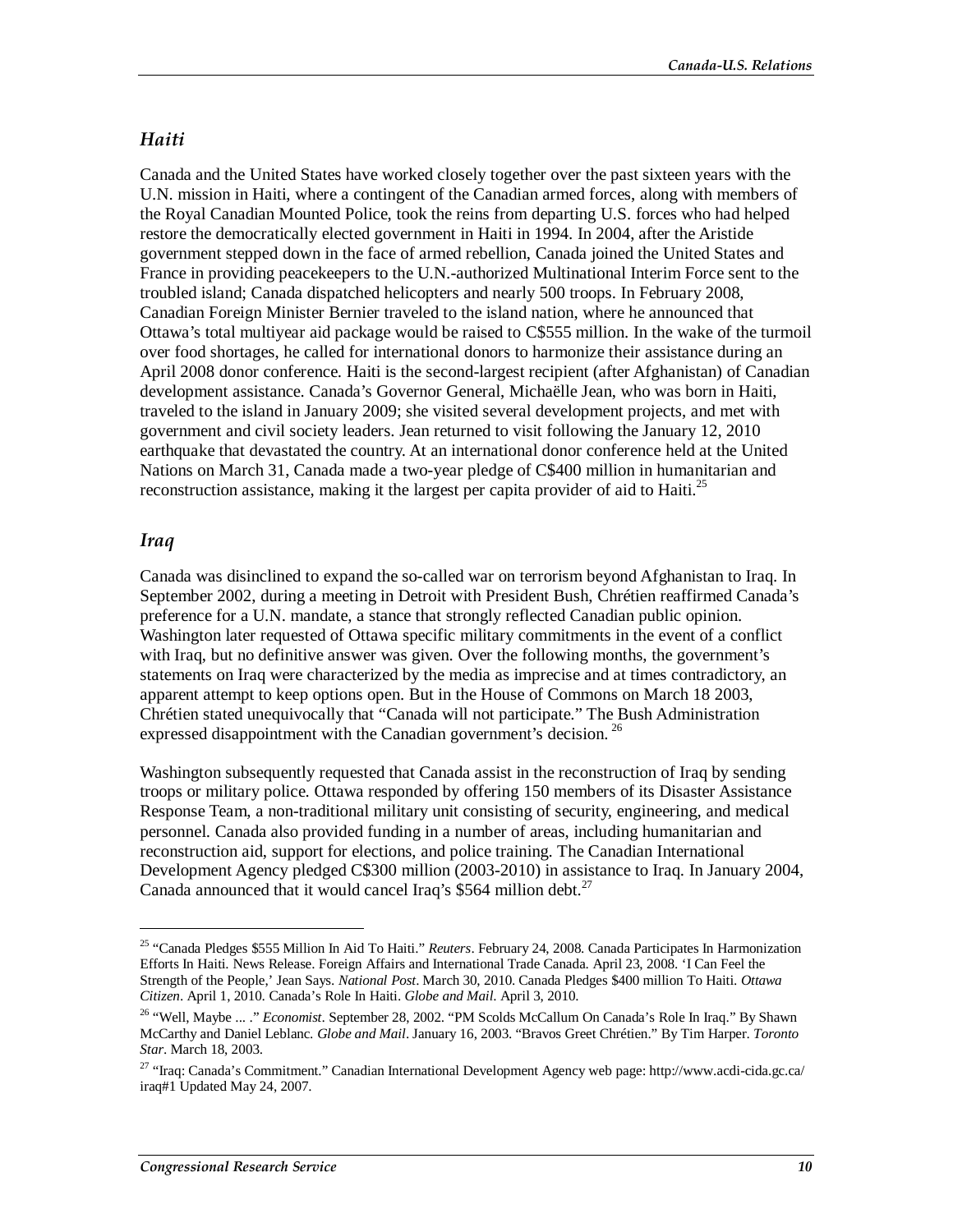## *Haiti*

Canada and the United States have worked closely together over the past sixteen years with the U.N. mission in Haiti, where a contingent of the Canadian armed forces, along with members of the Royal Canadian Mounted Police, took the reins from departing U.S. forces who had helped restore the democratically elected government in Haiti in 1994. In 2004, after the Aristide government stepped down in the face of armed rebellion, Canada joined the United States and France in providing peacekeepers to the U.N.-authorized Multinational Interim Force sent to the troubled island; Canada dispatched helicopters and nearly 500 troops. In February 2008, Canadian Foreign Minister Bernier traveled to the island nation, where he announced that Ottawa's total multiyear aid package would be raised to C$555 million. In the wake of the turmoil over food shortages, he called for international donors to harmonize their assistance during an April 2008 donor conference. Haiti is the second-largest recipient (after Afghanistan) of Canadian development assistance. Canada's Governor General, Michaëlle Jean, who was born in Haiti, traveled to the island in January 2009; she visited several development projects, and met with government and civil society leaders. Jean returned to visit following the January 12, 2010 earthquake that devastated the country. At an international donor conference held at the United Nations on March 31, Canada made a two-year pledge of C$400 million in humanitarian and reconstruction assistance, making it the largest per capita provider of aid to Haiti.[25]

## *Iraq*

Canada was disinclined to expand the so-called war on terrorism beyond Afghanistan to Iraq. In September 2002, during a meeting in Detroit with President Bush, Chrétien reaffirmed Canada's preference for a U.N. mandate, a stance that strongly reflected Canadian public opinion. Washington later requested of Ottawa specific military commitments in the event of a conflict with Iraq, but no definitive answer was given. Over the following months, the government's statements on Iraq were characterized by the media as imprecise and at times contradictory, an apparent attempt to keep options open. But in the House of Commons on March 18 2003, Chrétien stated unequivocally that "Canada will not participate." The Bush Administration expressed disappointment with the Canadian government's decision.[26]

Washington subsequently requested that Canada assist in the reconstruction of Iraq by sending troops or military police. Ottawa responded by offering 150 members of its Disaster Assistance Response Team, a non-traditional military unit consisting of security, engineering, and medical personnel. Canada also provided funding in a number of areas, including humanitarian and reconstruction aid, support for elections, and police training. The Canadian International Development Agency pledged C$300 million (2003-2010) in assistance to Iraq. In January 2004, Canada announced that it would cancel Iraq's $564 million debt.[27]

---

[25] "Canada Pledges $555 Million In Aid To Haiti." *Reuters*. February 24, 2008. Canada Participates In Harmonization Efforts In Haiti. News Release. Foreign Affairs and International Trade Canada. April 23, 2008. 'I Can Feel the Strength of the People,' Jean Says. *National Post*. March 30, 2010. Canada Pledges $400 million To Haiti. *Ottawa Citizen*. April 1, 2010. Canada's Role In Haiti. *Globe and Mail*. April 3, 2010.

[26] "Well, Maybe ... ." *Economist*. September 28, 2002. "PM Scolds McCallum On Canada's Role In Iraq." By Shawn McCarthy and Daniel Leblanc. *Globe and Mail*. January 16, 2003. "Bravos Greet Chrétien." By Tim Harper. *Toronto Star*. March 18, 2003.

[27] "Iraq: Canada's Commitment." Canadian International Development Agency web page: http://www.acdi-cida.gc.ca/iraq#1 Updated May 24, 2007.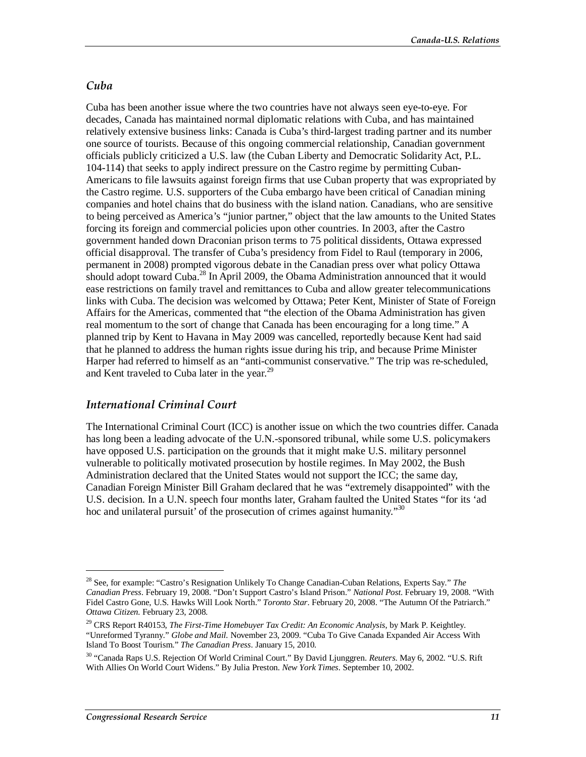## *Cuba*

Cuba has been another issue where the two countries have not always seen eye-to-eye. For decades, Canada has maintained normal diplomatic relations with Cuba, and has maintained relatively extensive business links: Canada is Cuba's third-largest trading partner and its number one source of tourists. Because of this ongoing commercial relationship, Canadian government officials publicly criticized a U.S. law (the Cuban Liberty and Democratic Solidarity Act, P.L. 104-114) that seeks to apply indirect pressure on the Castro regime by permitting Cuban-Americans to file lawsuits against foreign firms that use Cuban property that was expropriated by the Castro regime. U.S. supporters of the Cuba embargo have been critical of Canadian mining companies and hotel chains that do business with the island nation. Canadians, who are sensitive to being perceived as America's "junior partner," object that the law amounts to the United States forcing its foreign and commercial policies upon other countries. In 2003, after the Castro government handed down Draconian prison terms to 75 political dissidents, Ottawa expressed official disapproval. The transfer of Cuba's presidency from Fidel to Raul (temporary in 2006, permanent in 2008) prompted vigorous debate in the Canadian press over what policy Ottawa should adopt toward Cuba.[28] In April 2009, the Obama Administration announced that it would ease restrictions on family travel and remittances to Cuba and allow greater telecommunications links with Cuba. The decision was welcomed by Ottawa; Peter Kent, Minister of State of Foreign Affairs for the Americas, commented that "the election of the Obama Administration has given real momentum to the sort of change that Canada has been encouraging for a long time." A planned trip by Kent to Havana in May 2009 was cancelled, reportedly because Kent had said that he planned to address the human rights issue during his trip, and because Prime Minister Harper had referred to himself as an "anti-communist conservative." The trip was re-scheduled, and Kent traveled to Cuba later in the year.[29]

## *International Criminal Court*

The International Criminal Court (ICC) is another issue on which the two countries differ. Canada has long been a leading advocate of the U.N.-sponsored tribunal, while some U.S. policymakers have opposed U.S. participation on the grounds that it might make U.S. military personnel vulnerable to politically motivated prosecution by hostile regimes. In May 2002, the Bush Administration declared that the United States would not support the ICC; the same day, Canadian Foreign Minister Bill Graham declared that he was "extremely disappointed" with the U.S. decision. In a U.N. speech four months later, Graham faulted the United States "for its 'ad hoc and unilateral pursuit' of the prosecution of crimes against humanity."[30]

---

[28] See, for example: "Castro's Resignation Unlikely To Change Canadian-Cuban Relations, Experts Say." *The Canadian Press*. February 19, 2008. "Don't Support Castro's Island Prison." *National Post*. February 19, 2008. "With Fidel Castro Gone, U.S. Hawks Will Look North." *Toronto Star*. February 20, 2008. "The Autumn Of the Patriarch." *Ottawa Citizen*. February 23, 2008.

[29] CRS Report R40153, *The First-Time Homebuyer Tax Credit: An Economic Analysis*, by Mark P. Keightley. "Unreformed Tyranny." *Globe and Mail*. November 23, 2009. "Cuba To Give Canada Expanded Air Access With Island To Boost Tourism." *The Canadian Press*. January 15, 2010.

[30] "Canada Raps U.S. Rejection Of World Criminal Court." By David Ljunggren. *Reuters*. May 6, 2002. "U.S. Rift With Allies On World Court Widens." By Julia Preston. *New York Times*. September 10, 2002.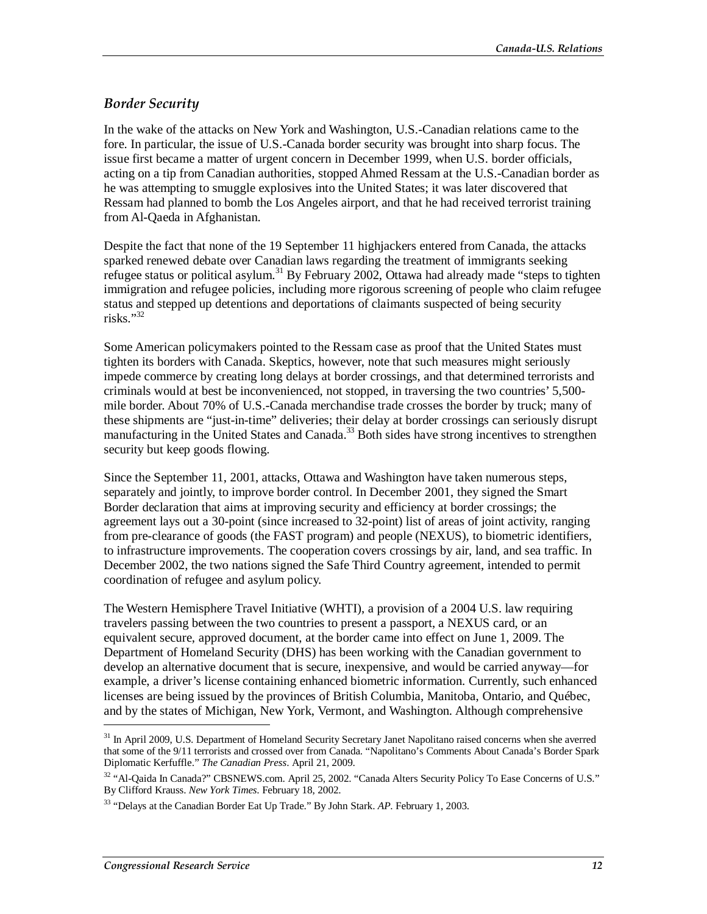### *Border Security*

In the wake of the attacks on New York and Washington, U.S.-Canadian relations came to the fore. In particular, the issue of U.S.-Canada border security was brought into sharp focus. The issue first became a matter of urgent concern in December 1999, when U.S. border officials, acting on a tip from Canadian authorities, stopped Ahmed Ressam at the U.S.-Canadian border as he was attempting to smuggle explosives into the United States; it was later discovered that Ressam had planned to bomb the Los Angeles airport, and that he had received terrorist training from Al-Qaeda in Afghanistan.

Despite the fact that none of the 19 September 11 highjackers entered from Canada, the attacks sparked renewed debate over Canadian laws regarding the treatment of immigrants seeking refugee status or political asylum.[31] By February 2002, Ottawa had already made "steps to tighten immigration and refugee policies, including more rigorous screening of people who claim refugee status and stepped up detentions and deportations of claimants suspected of being security risks."[32]

Some American policymakers pointed to the Ressam case as proof that the United States must tighten its borders with Canada. Skeptics, however, note that such measures might seriously impede commerce by creating long delays at border crossings, and that determined terrorists and criminals would at best be inconvenienced, not stopped, in traversing the two countries' 5,500-mile border. About 70% of U.S.-Canada merchandise trade crosses the border by truck; many of these shipments are "just-in-time" deliveries; their delay at border crossings can seriously disrupt manufacturing in the United States and Canada.[33] Both sides have strong incentives to strengthen security but keep goods flowing.

Since the September 11, 2001, attacks, Ottawa and Washington have taken numerous steps, separately and jointly, to improve border control. In December 2001, they signed the Smart Border declaration that aims at improving security and efficiency at border crossings; the agreement lays out a 30-point (since increased to 32-point) list of areas of joint activity, ranging from pre-clearance of goods (the FAST program) and people (NEXUS), to biometric identifiers, to infrastructure improvements. The cooperation covers crossings by air, land, and sea traffic. In December 2002, the two nations signed the Safe Third Country agreement, intended to permit coordination of refugee and asylum policy.

The Western Hemisphere Travel Initiative (WHTI), a provision of a 2004 U.S. law requiring travelers passing between the two countries to present a passport, a NEXUS card, or an equivalent secure, approved document, at the border came into effect on June 1, 2009. The Department of Homeland Security (DHS) has been working with the Canadian government to develop an alternative document that is secure, inexpensive, and would be carried anyway—for example, a driver's license containing enhanced biometric information. Currently, such enhanced licenses are being issued by the provinces of British Columbia, Manitoba, Ontario, and Québec, and by the states of Michigan, New York, Vermont, and Washington. Although comprehensive

---

[31] In April 2009, U.S. Department of Homeland Security Secretary Janet Napolitano raised concerns when she averred that some of the 9/11 terrorists and crossed over from Canada. "Napolitano's Comments About Canada's Border Spark Diplomatic Kerfuffle." *The Canadian Press*. April 21, 2009.

[32] "Al-Qaida In Canada?" CBSNEWS.com. April 25, 2002. "Canada Alters Security Policy To Ease Concerns of U.S." By Clifford Krauss. *New York Times.* February 18, 2002.

[33] "Delays at the Canadian Border Eat Up Trade." By John Stark. *AP.* February 1, 2003.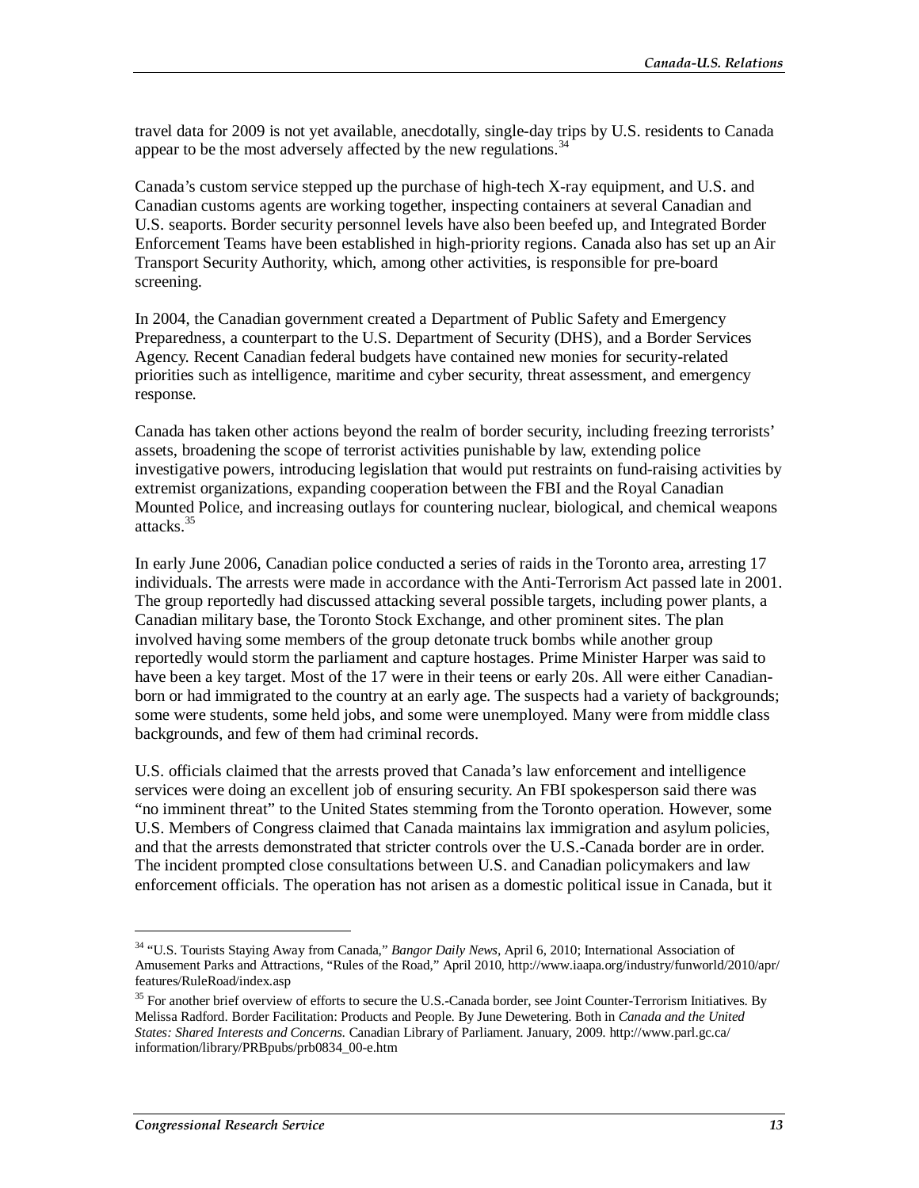travel data for 2009 is not yet available, anecdotally, single-day trips by U.S. residents to Canada appear to be the most adversely affected by the new regulations.[34]

Canada's custom service stepped up the purchase of high-tech X-ray equipment, and U.S. and Canadian customs agents are working together, inspecting containers at several Canadian and U.S. seaports. Border security personnel levels have also been beefed up, and Integrated Border Enforcement Teams have been established in high-priority regions. Canada also has set up an Air Transport Security Authority, which, among other activities, is responsible for pre-board screening.

In 2004, the Canadian government created a Department of Public Safety and Emergency Preparedness, a counterpart to the U.S. Department of Security (DHS), and a Border Services Agency. Recent Canadian federal budgets have contained new monies for security-related priorities such as intelligence, maritime and cyber security, threat assessment, and emergency response.

Canada has taken other actions beyond the realm of border security, including freezing terrorists' assets, broadening the scope of terrorist activities punishable by law, extending police investigative powers, introducing legislation that would put restraints on fund-raising activities by extremist organizations, expanding cooperation between the FBI and the Royal Canadian Mounted Police, and increasing outlays for countering nuclear, biological, and chemical weapons attacks.[35]

In early June 2006, Canadian police conducted a series of raids in the Toronto area, arresting 17 individuals. The arrests were made in accordance with the Anti-Terrorism Act passed late in 2001. The group reportedly had discussed attacking several possible targets, including power plants, a Canadian military base, the Toronto Stock Exchange, and other prominent sites. The plan involved having some members of the group detonate truck bombs while another group reportedly would storm the parliament and capture hostages. Prime Minister Harper was said to have been a key target. Most of the 17 were in their teens or early 20s. All were either Canadian-born or had immigrated to the country at an early age. The suspects had a variety of backgrounds; some were students, some held jobs, and some were unemployed. Many were from middle class backgrounds, and few of them had criminal records.

U.S. officials claimed that the arrests proved that Canada's law enforcement and intelligence services were doing an excellent job of ensuring security. An FBI spokesperson said there was "no imminent threat" to the United States stemming from the Toronto operation. However, some U.S. Members of Congress claimed that Canada maintains lax immigration and asylum policies, and that the arrests demonstrated that stricter controls over the U.S.-Canada border are in order. The incident prompted close consultations between U.S. and Canadian policymakers and law enforcement officials. The operation has not arisen as a domestic political issue in Canada, but it

---

[34] "U.S. Tourists Staying Away from Canada," *Bangor Daily News*, April 6, 2010; International Association of Amusement Parks and Attractions, "Rules of the Road," April 2010, http://www.iaapa.org/industry/funworld/2010/apr/features/RuleRoad/index.asp

[35] For another brief overview of efforts to secure the U.S.-Canada border, see Joint Counter-Terrorism Initiatives. By Melissa Radford. Border Facilitation: Products and People. By June Dewetering. Both in *Canada and the United States: Shared Interests and Concerns.* Canadian Library of Parliament. January, 2009. http://www.parl.gc.ca/information/library/PRBpubs/prb0834_00-e.htm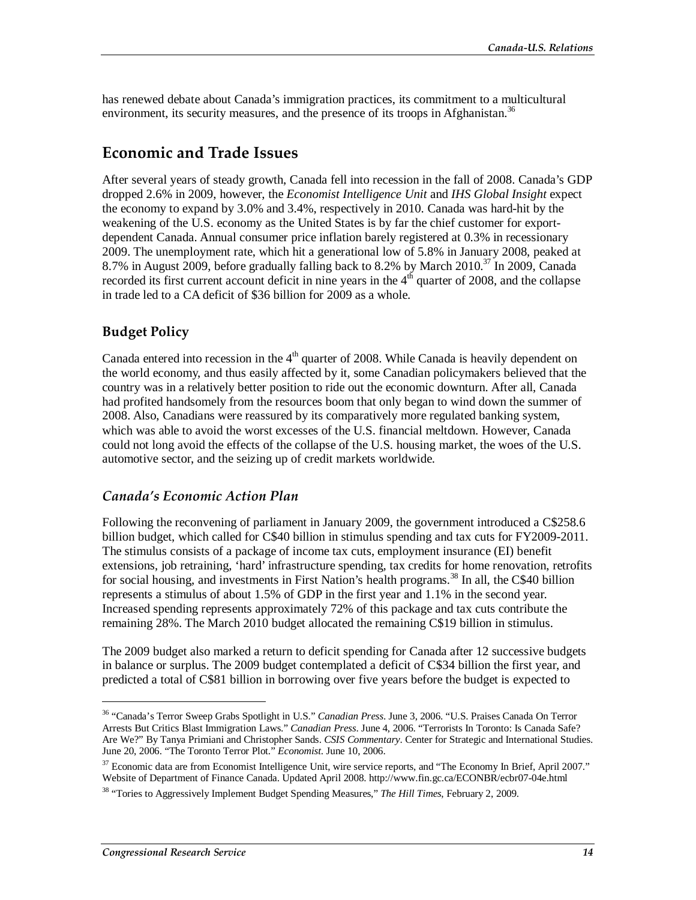has renewed debate about Canada's immigration practices, its commitment to a multicultural environment, its security measures, and the presence of its troops in Afghanistan.[36]

## Economic and Trade Issues

After several years of steady growth, Canada fell into recession in the fall of 2008. Canada's GDP dropped 2.6% in 2009, however, the *Economist Intelligence Unit* and *IHS Global Insight* expect the economy to expand by 3.0% and 3.4%, respectively in 2010. Canada was hard-hit by the weakening of the U.S. economy as the United States is by far the chief customer for export-dependent Canada. Annual consumer price inflation barely registered at 0.3% in recessionary 2009. The unemployment rate, which hit a generational low of 5.8% in January 2008, peaked at 8.7% in August 2009, before gradually falling back to 8.2% by March 2010.[37] In 2009, Canada recorded its first current account deficit in nine years in the 4th quarter of 2008, and the collapse in trade led to a CA deficit of $36 billion for 2009 as a whole.

### Budget Policy

Canada entered into recession in the 4th quarter of 2008. While Canada is heavily dependent on the world economy, and thus easily affected by it, some Canadian policymakers believed that the country was in a relatively better position to ride out the economic downturn. After all, Canada had profited handsomely from the resources boom that only began to wind down the summer of 2008. Also, Canadians were reassured by its comparatively more regulated banking system, which was able to avoid the worst excesses of the U.S. financial meltdown. However, Canada could not long avoid the effects of the collapse of the U.S. housing market, the woes of the U.S. automotive sector, and the seizing up of credit markets worldwide.

#### *Canada's Economic Action Plan*

Following the reconvening of parliament in January 2009, the government introduced a C$258.6 billion budget, which called for C$40 billion in stimulus spending and tax cuts for FY2009-2011. The stimulus consists of a package of income tax cuts, employment insurance (EI) benefit extensions, job retraining, 'hard' infrastructure spending, tax credits for home renovation, retrofits for social housing, and investments in First Nation's health programs.[38] In all, the C$40 billion represents a stimulus of about 1.5% of GDP in the first year and 1.1% in the second year. Increased spending represents approximately 72% of this package and tax cuts contribute the remaining 28%. The March 2010 budget allocated the remaining C$19 billion in stimulus.

The 2009 budget also marked a return to deficit spending for Canada after 12 successive budgets in balance or surplus. The 2009 budget contemplated a deficit of C$34 billion the first year, and predicted a total of C$81 billion in borrowing over five years before the budget is expected to

---

[36] "Canada's Terror Sweep Grabs Spotlight in U.S." *Canadian Press*. June 3, 2006. "U.S. Praises Canada On Terror Arrests But Critics Blast Immigration Laws." *Canadian Press*. June 4, 2006. "Terrorists In Toronto: Is Canada Safe? Are We?" By Tanya Primiani and Christopher Sands. *CSIS Commentary*. Center for Strategic and International Studies. June 20, 2006. "The Toronto Terror Plot." *Economist*. June 10, 2006.

[37] Economic data are from Economist Intelligence Unit, wire service reports, and "The Economy In Brief, April 2007." Website of Department of Finance Canada. Updated April 2008. http://www.fin.gc.ca/ECONBR/ecbr07-04e.html

[38] "Tories to Aggressively Implement Budget Spending Measures," *The Hill Times*, February 2, 2009.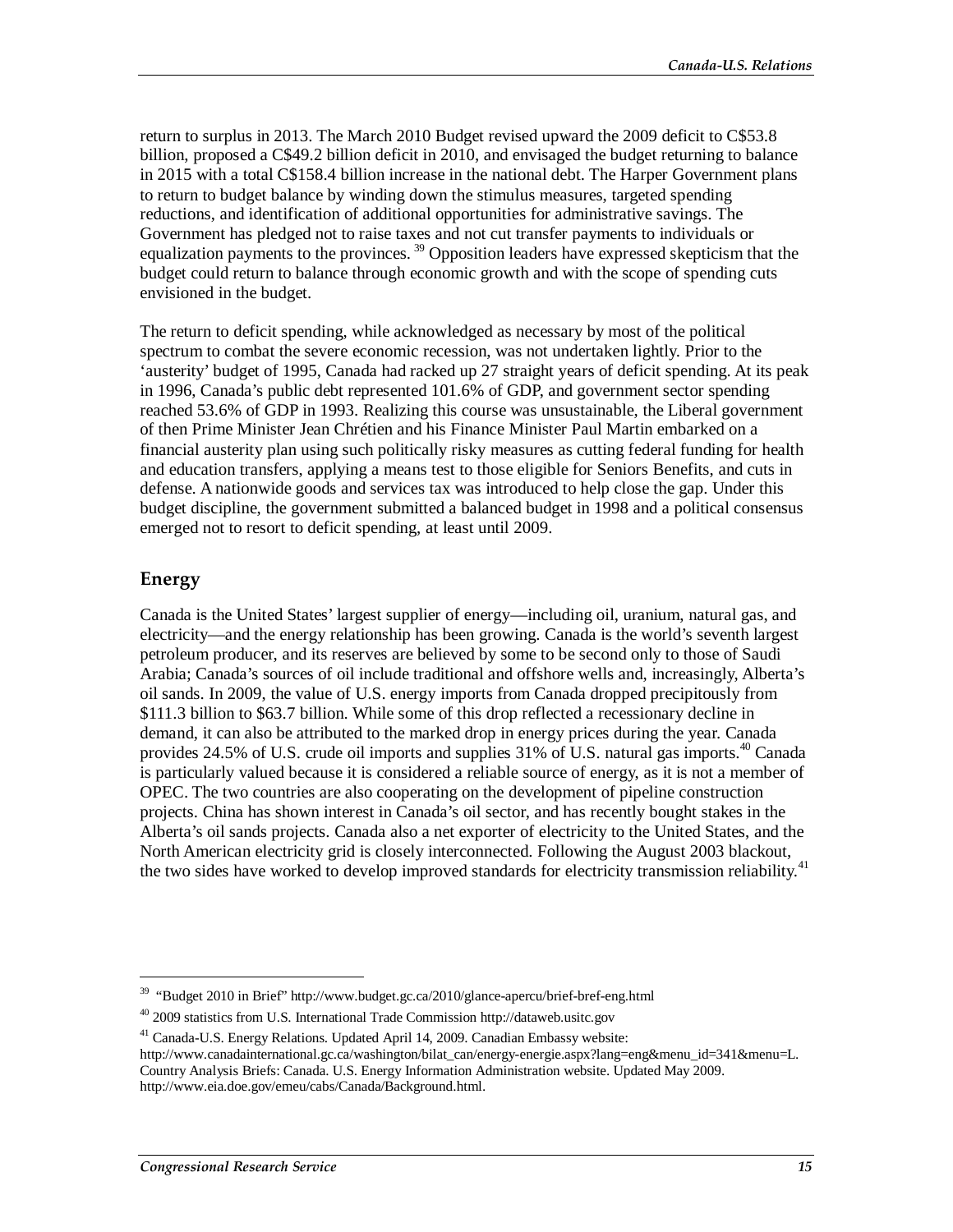return to surplus in 2013. The March 2010 Budget revised upward the 2009 deficit to C$53.8 billion, proposed a C$49.2 billion deficit in 2010, and envisaged the budget returning to balance in 2015 with a total C$158.4 billion increase in the national debt. The Harper Government plans to return to budget balance by winding down the stimulus measures, targeted spending reductions, and identification of additional opportunities for administrative savings. The Government has pledged not to raise taxes and not cut transfer payments to individuals or equalization payments to the provinces.[39] Opposition leaders have expressed skepticism that the budget could return to balance through economic growth and with the scope of spending cuts envisioned in the budget.

The return to deficit spending, while acknowledged as necessary by most of the political spectrum to combat the severe economic recession, was not undertaken lightly. Prior to the 'austerity' budget of 1995, Canada had racked up 27 straight years of deficit spending. At its peak in 1996, Canada's public debt represented 101.6% of GDP, and government sector spending reached 53.6% of GDP in 1993. Realizing this course was unsustainable, the Liberal government of then Prime Minister Jean Chrétien and his Finance Minister Paul Martin embarked on a financial austerity plan using such politically risky measures as cutting federal funding for health and education transfers, applying a means test to those eligible for Seniors Benefits, and cuts in defense. A nationwide goods and services tax was introduced to help close the gap. Under this budget discipline, the government submitted a balanced budget in 1998 and a political consensus emerged not to resort to deficit spending, at least until 2009.

## Energy

Canada is the United States' largest supplier of energy—including oil, uranium, natural gas, and electricity—and the energy relationship has been growing. Canada is the world's seventh largest petroleum producer, and its reserves are believed by some to be second only to those of Saudi Arabia; Canada's sources of oil include traditional and offshore wells and, increasingly, Alberta's oil sands. In 2009, the value of U.S. energy imports from Canada dropped precipitously from $111.3 billion to $63.7 billion. While some of this drop reflected a recessionary decline in demand, it can also be attributed to the marked drop in energy prices during the year. Canada provides 24.5% of U.S. crude oil imports and supplies 31% of U.S. natural gas imports.[40] Canada is particularly valued because it is considered a reliable source of energy, as it is not a member of OPEC. The two countries are also cooperating on the development of pipeline construction projects. China has shown interest in Canada's oil sector, and has recently bought stakes in the Alberta's oil sands projects. Canada also a net exporter of electricity to the United States, and the North American electricity grid is closely interconnected. Following the August 2003 blackout, the two sides have worked to develop improved standards for electricity transmission reliability.[41]

---

[39] "Budget 2010 in Brief" http://www.budget.gc.ca/2010/glance-apercu/brief-bref-eng.html

[40] 2009 statistics from U.S. International Trade Commission http://dataweb.usitc.gov

[41] Canada-U.S. Energy Relations. Updated April 14, 2009. Canadian Embassy website: http://www.canadainternational.gc.ca/washington/bilat_can/energy-energie.aspx?lang=eng&menu_id=341&menu=L. Country Analysis Briefs: Canada. U.S. Energy Information Administration website. Updated May 2009. http://www.eia.doe.gov/emeu/cabs/Canada/Background.html.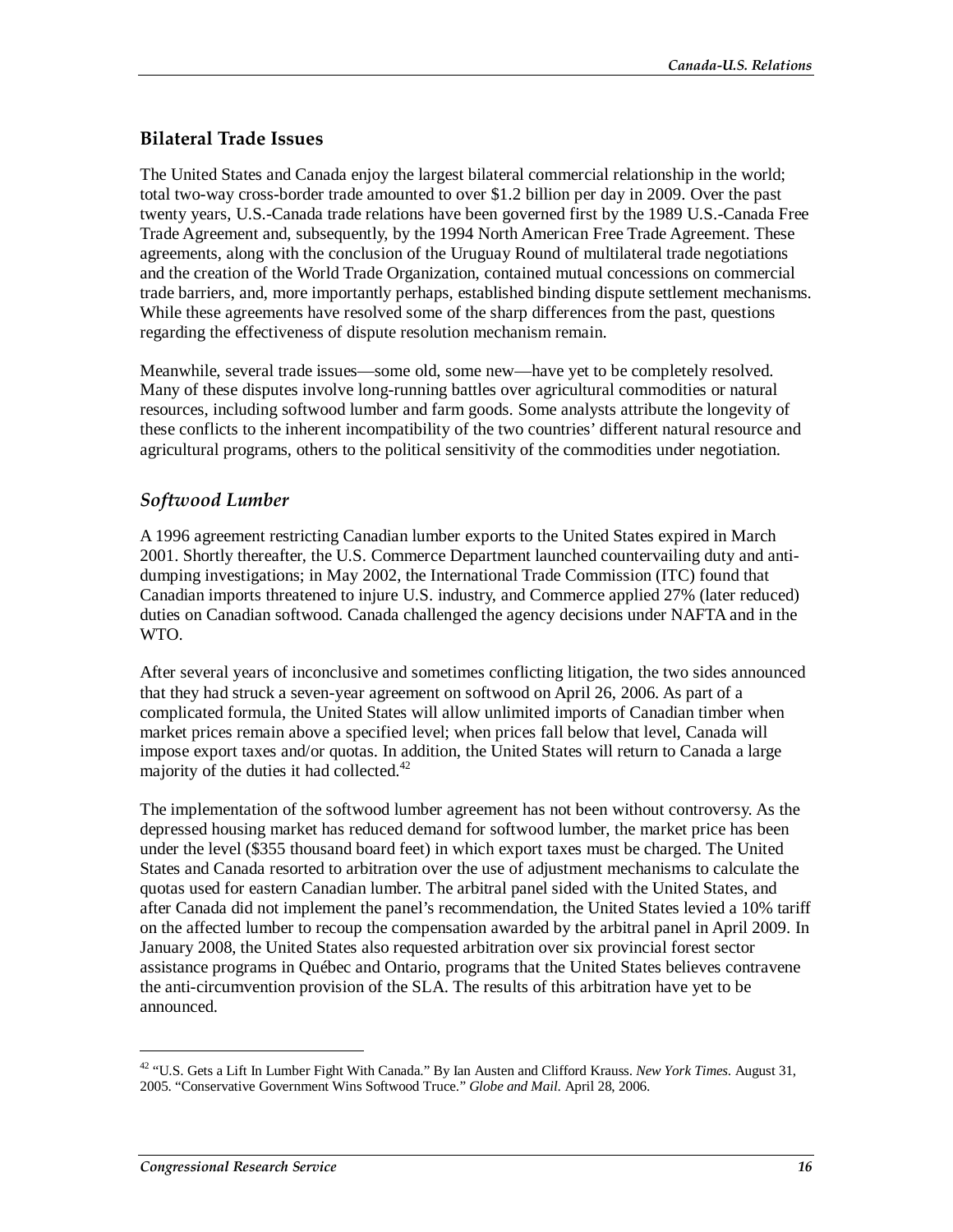## Bilateral Trade Issues

The United States and Canada enjoy the largest bilateral commercial relationship in the world; total two-way cross-border trade amounted to over $1.2 billion per day in 2009. Over the past twenty years, U.S.-Canada trade relations have been governed first by the 1989 U.S.-Canada Free Trade Agreement and, subsequently, by the 1994 North American Free Trade Agreement. These agreements, along with the conclusion of the Uruguay Round of multilateral trade negotiations and the creation of the World Trade Organization, contained mutual concessions on commercial trade barriers, and, more importantly perhaps, established binding dispute settlement mechanisms. While these agreements have resolved some of the sharp differences from the past, questions regarding the effectiveness of dispute resolution mechanism remain.

Meanwhile, several trade issues—some old, some new—have yet to be completely resolved. Many of these disputes involve long-running battles over agricultural commodities or natural resources, including softwood lumber and farm goods. Some analysts attribute the longevity of these conflicts to the inherent incompatibility of the two countries' different natural resource and agricultural programs, others to the political sensitivity of the commodities under negotiation.

### *Softwood Lumber*

A 1996 agreement restricting Canadian lumber exports to the United States expired in March 2001. Shortly thereafter, the U.S. Commerce Department launched countervailing duty and anti-dumping investigations; in May 2002, the International Trade Commission (ITC) found that Canadian imports threatened to injure U.S. industry, and Commerce applied 27% (later reduced) duties on Canadian softwood. Canada challenged the agency decisions under NAFTA and in the WTO.

After several years of inconclusive and sometimes conflicting litigation, the two sides announced that they had struck a seven-year agreement on softwood on April 26, 2006. As part of a complicated formula, the United States will allow unlimited imports of Canadian timber when market prices remain above a specified level; when prices fall below that level, Canada will impose export taxes and/or quotas. In addition, the United States will return to Canada a large majority of the duties it had collected.[42]

The implementation of the softwood lumber agreement has not been without controversy. As the depressed housing market has reduced demand for softwood lumber, the market price has been under the level ($355 thousand board feet) in which export taxes must be charged. The United States and Canada resorted to arbitration over the use of adjustment mechanisms to calculate the quotas used for eastern Canadian lumber. The arbitral panel sided with the United States, and after Canada did not implement the panel's recommendation, the United States levied a 10% tariff on the affected lumber to recoup the compensation awarded by the arbitral panel in April 2009. In January 2008, the United States also requested arbitration over six provincial forest sector assistance programs in Québec and Ontario, programs that the United States believes contravene the anti-circumvention provision of the SLA. The results of this arbitration have yet to be announced.

---

[42] "U.S. Gets a Lift In Lumber Fight With Canada." By Ian Austen and Clifford Krauss. *New York Times.* August 31, 2005. "Conservative Government Wins Softwood Truce." *Globe and Mail.* April 28, 2006.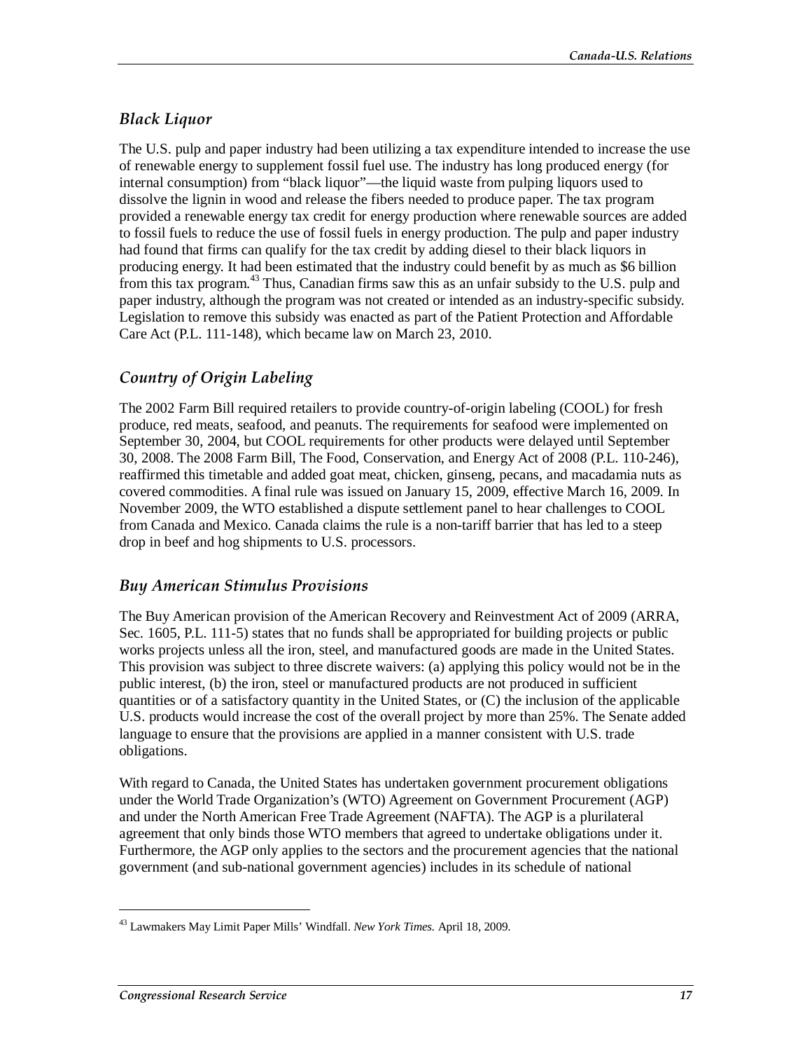### *Black Liquor*

The U.S. pulp and paper industry had been utilizing a tax expenditure intended to increase the use of renewable energy to supplement fossil fuel use. The industry has long produced energy (for internal consumption) from "black liquor"—the liquid waste from pulping liquors used to dissolve the lignin in wood and release the fibers needed to produce paper. The tax program provided a renewable energy tax credit for energy production where renewable sources are added to fossil fuels to reduce the use of fossil fuels in energy production. The pulp and paper industry had found that firms can qualify for the tax credit by adding diesel to their black liquors in producing energy. It had been estimated that the industry could benefit by as much as $6 billion from this tax program.[43] Thus, Canadian firms saw this as an unfair subsidy to the U.S. pulp and paper industry, although the program was not created or intended as an industry-specific subsidy. Legislation to remove this subsidy was enacted as part of the Patient Protection and Affordable Care Act (P.L. 111-148), which became law on March 23, 2010.

### *Country of Origin Labeling*

The 2002 Farm Bill required retailers to provide country-of-origin labeling (COOL) for fresh produce, red meats, seafood, and peanuts. The requirements for seafood were implemented on September 30, 2004, but COOL requirements for other products were delayed until September 30, 2008. The 2008 Farm Bill, The Food, Conservation, and Energy Act of 2008 (P.L. 110-246), reaffirmed this timetable and added goat meat, chicken, ginseng, pecans, and macadamia nuts as covered commodities. A final rule was issued on January 15, 2009, effective March 16, 2009. In November 2009, the WTO established a dispute settlement panel to hear challenges to COOL from Canada and Mexico. Canada claims the rule is a non-tariff barrier that has led to a steep drop in beef and hog shipments to U.S. processors.

### *Buy American Stimulus Provisions*

The Buy American provision of the American Recovery and Reinvestment Act of 2009 (ARRA, Sec. 1605, P.L. 111-5) states that no funds shall be appropriated for building projects or public works projects unless all the iron, steel, and manufactured goods are made in the United States. This provision was subject to three discrete waivers: (a) applying this policy would not be in the public interest, (b) the iron, steel or manufactured products are not produced in sufficient quantities or of a satisfactory quantity in the United States, or (C) the inclusion of the applicable U.S. products would increase the cost of the overall project by more than 25%. The Senate added language to ensure that the provisions are applied in a manner consistent with U.S. trade obligations.

With regard to Canada, the United States has undertaken government procurement obligations under the World Trade Organization's (WTO) Agreement on Government Procurement (AGP) and under the North American Free Trade Agreement (NAFTA). The AGP is a plurilateral agreement that only binds those WTO members that agreed to undertake obligations under it. Furthermore, the AGP only applies to the sectors and the procurement agencies that the national government (and sub-national government agencies) includes in its schedule of national

---

[43] Lawmakers May Limit Paper Mills' Windfall. *New York Times.* April 18, 2009.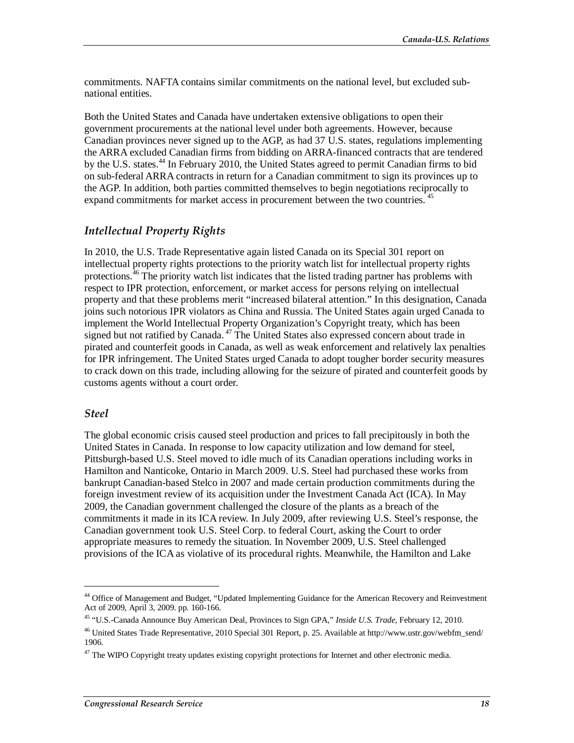commitments. NAFTA contains similar commitments on the national level, but excluded sub-national entities.

Both the United States and Canada have undertaken extensive obligations to open their government procurements at the national level under both agreements. However, because Canadian provinces never signed up to the AGP, as had 37 U.S. states, regulations implementing the ARRA excluded Canadian firms from bidding on ARRA-financed contracts that are tendered by the U.S. states.[44] In February 2010, the United States agreed to permit Canadian firms to bid on sub-federal ARRA contracts in return for a Canadian commitment to sign its provinces up to the AGP. In addition, both parties committed themselves to begin negotiations reciprocally to expand commitments for market access in procurement between the two countries.[45]

### *Intellectual Property Rights*

In 2010, the U.S. Trade Representative again listed Canada on its Special 301 report on intellectual property rights protections to the priority watch list for intellectual property rights protections.[46] The priority watch list indicates that the listed trading partner has problems with respect to IPR protection, enforcement, or market access for persons relying on intellectual property and that these problems merit "increased bilateral attention." In this designation, Canada joins such notorious IPR violators as China and Russia. The United States again urged Canada to implement the World Intellectual Property Organization's Copyright treaty, which has been signed but not ratified by Canada.[47] The United States also expressed concern about trade in pirated and counterfeit goods in Canada, as well as weak enforcement and relatively lax penalties for IPR infringement. The United States urged Canada to adopt tougher border security measures to crack down on this trade, including allowing for the seizure of pirated and counterfeit goods by customs agents without a court order.

### *Steel*

The global economic crisis caused steel production and prices to fall precipitously in both the United States in Canada. In response to low capacity utilization and low demand for steel, Pittsburgh-based U.S. Steel moved to idle much of its Canadian operations including works in Hamilton and Nanticoke, Ontario in March 2009. U.S. Steel had purchased these works from bankrupt Canadian-based Stelco in 2007 and made certain production commitments during the foreign investment review of its acquisition under the Investment Canada Act (ICA). In May 2009, the Canadian government challenged the closure of the plants as a breach of the commitments it made in its ICA review. In July 2009, after reviewing U.S. Steel's response, the Canadian government took U.S. Steel Corp. to federal Court, asking the Court to order appropriate measures to remedy the situation. In November 2009, U.S. Steel challenged provisions of the ICA as violative of its procedural rights. Meanwhile, the Hamilton and Lake

---

[44] Office of Management and Budget, "Updated Implementing Guidance for the American Recovery and Reinvestment Act of 2009, April 3, 2009. pp. 160-166.

[45] "U.S.-Canada Announce Buy American Deal, Provinces to Sign GPA," *Inside U.S. Trade*, February 12, 2010.

[46] United States Trade Representative, 2010 Special 301 Report, p. 25. Available at http://www.ustr.gov/webfm_send/1906.

[47] The WIPO Copyright treaty updates existing copyright protections for Internet and other electronic media.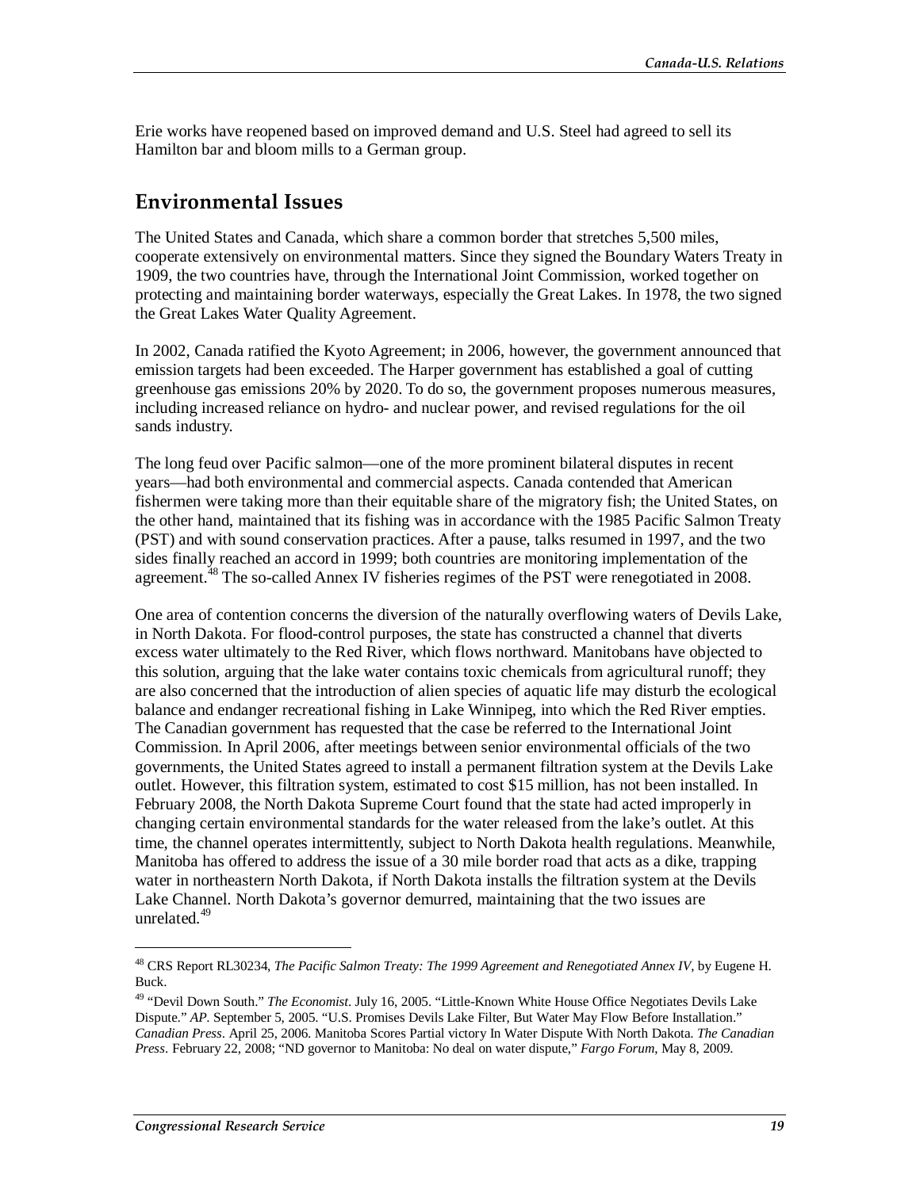Erie works have reopened based on improved demand and U.S. Steel had agreed to sell its Hamilton bar and bloom mills to a German group.

## Environmental Issues

The United States and Canada, which share a common border that stretches 5,500 miles, cooperate extensively on environmental matters. Since they signed the Boundary Waters Treaty in 1909, the two countries have, through the International Joint Commission, worked together on protecting and maintaining border waterways, especially the Great Lakes. In 1978, the two signed the Great Lakes Water Quality Agreement.

In 2002, Canada ratified the Kyoto Agreement; in 2006, however, the government announced that emission targets had been exceeded. The Harper government has established a goal of cutting greenhouse gas emissions 20% by 2020. To do so, the government proposes numerous measures, including increased reliance on hydro- and nuclear power, and revised regulations for the oil sands industry.

The long feud over Pacific salmon—one of the more prominent bilateral disputes in recent years—had both environmental and commercial aspects. Canada contended that American fishermen were taking more than their equitable share of the migratory fish; the United States, on the other hand, maintained that its fishing was in accordance with the 1985 Pacific Salmon Treaty (PST) and with sound conservation practices. After a pause, talks resumed in 1997, and the two sides finally reached an accord in 1999; both countries are monitoring implementation of the agreement.[48] The so-called Annex IV fisheries regimes of the PST were renegotiated in 2008.

One area of contention concerns the diversion of the naturally overflowing waters of Devils Lake, in North Dakota. For flood-control purposes, the state has constructed a channel that diverts excess water ultimately to the Red River, which flows northward. Manitobans have objected to this solution, arguing that the lake water contains toxic chemicals from agricultural runoff; they are also concerned that the introduction of alien species of aquatic life may disturb the ecological balance and endanger recreational fishing in Lake Winnipeg, into which the Red River empties. The Canadian government has requested that the case be referred to the International Joint Commission. In April 2006, after meetings between senior environmental officials of the two governments, the United States agreed to install a permanent filtration system at the Devils Lake outlet. However, this filtration system, estimated to cost $15 million, has not been installed. In February 2008, the North Dakota Supreme Court found that the state had acted improperly in changing certain environmental standards for the water released from the lake's outlet. At this time, the channel operates intermittently, subject to North Dakota health regulations. Meanwhile, Manitoba has offered to address the issue of a 30 mile border road that acts as a dike, trapping water in northeastern North Dakota, if North Dakota installs the filtration system at the Devils Lake Channel. North Dakota's governor demurred, maintaining that the two issues are unrelated.[49]

---

[48] CRS Report RL30234, *The Pacific Salmon Treaty: The 1999 Agreement and Renegotiated Annex IV*, by Eugene H. Buck.

[49] "Devil Down South." *The Economist*. July 16, 2005. "Little-Known White House Office Negotiates Devils Lake Dispute." *AP*. September 5, 2005. "U.S. Promises Devils Lake Filter, But Water May Flow Before Installation." *Canadian Press*. April 25, 2006. Manitoba Scores Partial victory In Water Dispute With North Dakota. *The Canadian Press*. February 22, 2008; "ND governor to Manitoba: No deal on water dispute," *Fargo Forum*, May 8, 2009.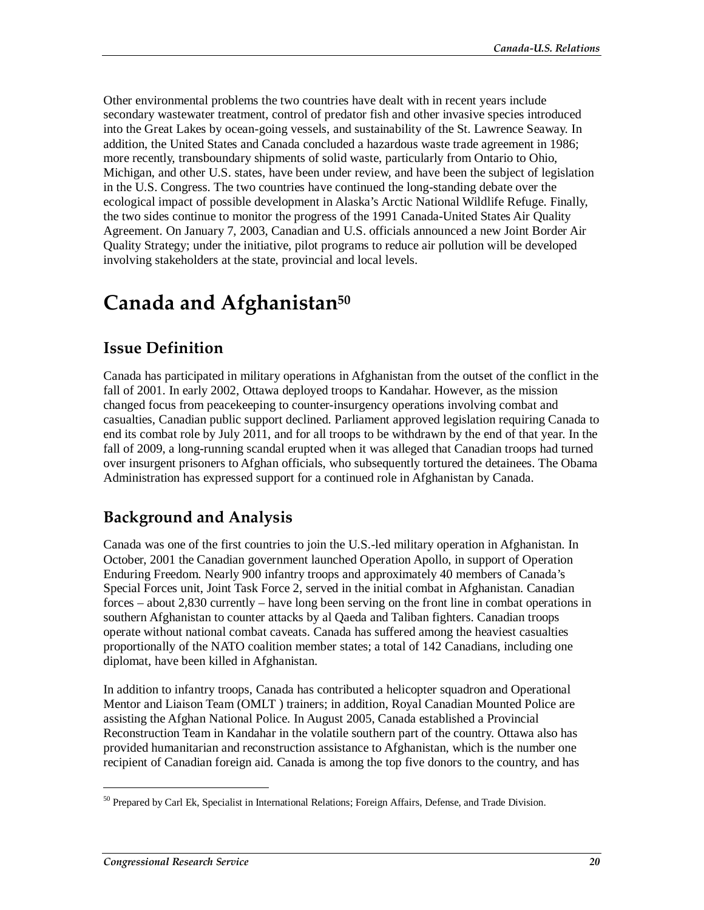Other environmental problems the two countries have dealt with in recent years include secondary wastewater treatment, control of predator fish and other invasive species introduced into the Great Lakes by ocean-going vessels, and sustainability of the St. Lawrence Seaway. In addition, the United States and Canada concluded a hazardous waste trade agreement in 1986; more recently, transboundary shipments of solid waste, particularly from Ontario to Ohio, Michigan, and other U.S. states, have been under review, and have been the subject of legislation in the U.S. Congress. The two countries have continued the long-standing debate over the ecological impact of possible development in Alaska's Arctic National Wildlife Refuge. Finally, the two sides continue to monitor the progress of the 1991 Canada-United States Air Quality Agreement. On January 7, 2003, Canadian and U.S. officials announced a new Joint Border Air Quality Strategy; under the initiative, pilot programs to reduce air pollution will be developed involving stakeholders at the state, provincial and local levels.

# Canada and Afghanistan[50]

## Issue Definition

Canada has participated in military operations in Afghanistan from the outset of the conflict in the fall of 2001. In early 2002, Ottawa deployed troops to Kandahar. However, as the mission changed focus from peacekeeping to counter-insurgency operations involving combat and casualties, Canadian public support declined. Parliament approved legislation requiring Canada to end its combat role by July 2011, and for all troops to be withdrawn by the end of that year. In the fall of 2009, a long-running scandal erupted when it was alleged that Canadian troops had turned over insurgent prisoners to Afghan officials, who subsequently tortured the detainees. The Obama Administration has expressed support for a continued role in Afghanistan by Canada.

## Background and Analysis

Canada was one of the first countries to join the U.S.-led military operation in Afghanistan. In October, 2001 the Canadian government launched Operation Apollo, in support of Operation Enduring Freedom. Nearly 900 infantry troops and approximately 40 members of Canada's Special Forces unit, Joint Task Force 2, served in the initial combat in Afghanistan. Canadian forces – about 2,830 currently – have long been serving on the front line in combat operations in southern Afghanistan to counter attacks by al Qaeda and Taliban fighters. Canadian troops operate without national combat caveats. Canada has suffered among the heaviest casualties proportionally of the NATO coalition member states; a total of 142 Canadians, including one diplomat, have been killed in Afghanistan.

In addition to infantry troops, Canada has contributed a helicopter squadron and Operational Mentor and Liaison Team (OMLT ) trainers; in addition, Royal Canadian Mounted Police are assisting the Afghan National Police. In August 2005, Canada established a Provincial Reconstruction Team in Kandahar in the volatile southern part of the country. Ottawa also has provided humanitarian and reconstruction assistance to Afghanistan, which is the number one recipient of Canadian foreign aid. Canada is among the top five donors to the country, and has

[50] Prepared by Carl Ek, Specialist in International Relations; Foreign Affairs, Defense, and Trade Division.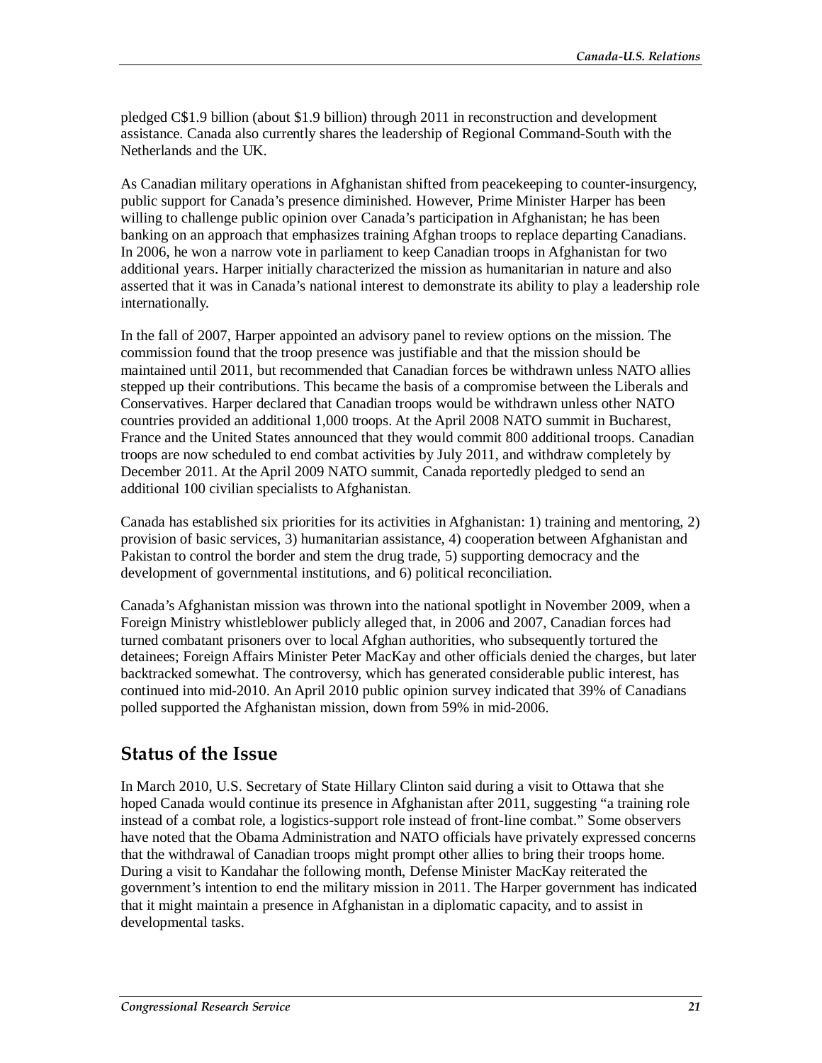pledged C$1.9 billion (about $1.9 billion) through 2011 in reconstruction and development assistance. Canada also currently shares the leadership of Regional Command-South with the Netherlands and the UK.

As Canadian military operations in Afghanistan shifted from peacekeeping to counter-insurgency, public support for Canada's presence diminished. However, Prime Minister Harper has been willing to challenge public opinion over Canada's participation in Afghanistan; he has been banking on an approach that emphasizes training Afghan troops to replace departing Canadians. In 2006, he won a narrow vote in parliament to keep Canadian troops in Afghanistan for two additional years. Harper initially characterized the mission as humanitarian in nature and also asserted that it was in Canada's national interest to demonstrate its ability to play a leadership role internationally.

In the fall of 2007, Harper appointed an advisory panel to review options on the mission. The commission found that the troop presence was justifiable and that the mission should be maintained until 2011, but recommended that Canadian forces be withdrawn unless NATO allies stepped up their contributions. This became the basis of a compromise between the Liberals and Conservatives. Harper declared that Canadian troops would be withdrawn unless other NATO countries provided an additional 1,000 troops. At the April 2008 NATO summit in Bucharest, France and the United States announced that they would commit 800 additional troops. Canadian troops are now scheduled to end combat activities by July 2011, and withdraw completely by December 2011. At the April 2009 NATO summit, Canada reportedly pledged to send an additional 100 civilian specialists to Afghanistan.

Canada has established six priorities for its activities in Afghanistan: 1) training and mentoring, 2) provision of basic services, 3) humanitarian assistance, 4) cooperation between Afghanistan and Pakistan to control the border and stem the drug trade, 5) supporting democracy and the development of governmental institutions, and 6) political reconciliation.

Canada's Afghanistan mission was thrown into the national spotlight in November 2009, when a Foreign Ministry whistleblower publicly alleged that, in 2006 and 2007, Canadian forces had turned combatant prisoners over to local Afghan authorities, who subsequently tortured the detainees; Foreign Affairs Minister Peter MacKay and other officials denied the charges, but later backtracked somewhat. The controversy, which has generated considerable public interest, has continued into mid-2010. An April 2010 public opinion survey indicated that 39% of Canadians polled supported the Afghanistan mission, down from 59% in mid-2006.

## Status of the Issue

In March 2010, U.S. Secretary of State Hillary Clinton said during a visit to Ottawa that she hoped Canada would continue its presence in Afghanistan after 2011, suggesting "a training role instead of a combat role, a logistics-support role instead of front-line combat." Some observers have noted that the Obama Administration and NATO officials have privately expressed concerns that the withdrawal of Canadian troops might prompt other allies to bring their troops home. During a visit to Kandahar the following month, Defense Minister MacKay reiterated the government's intention to end the military mission in 2011. The Harper government has indicated that it might maintain a presence in Afghanistan in a diplomatic capacity, and to assist in developmental tasks.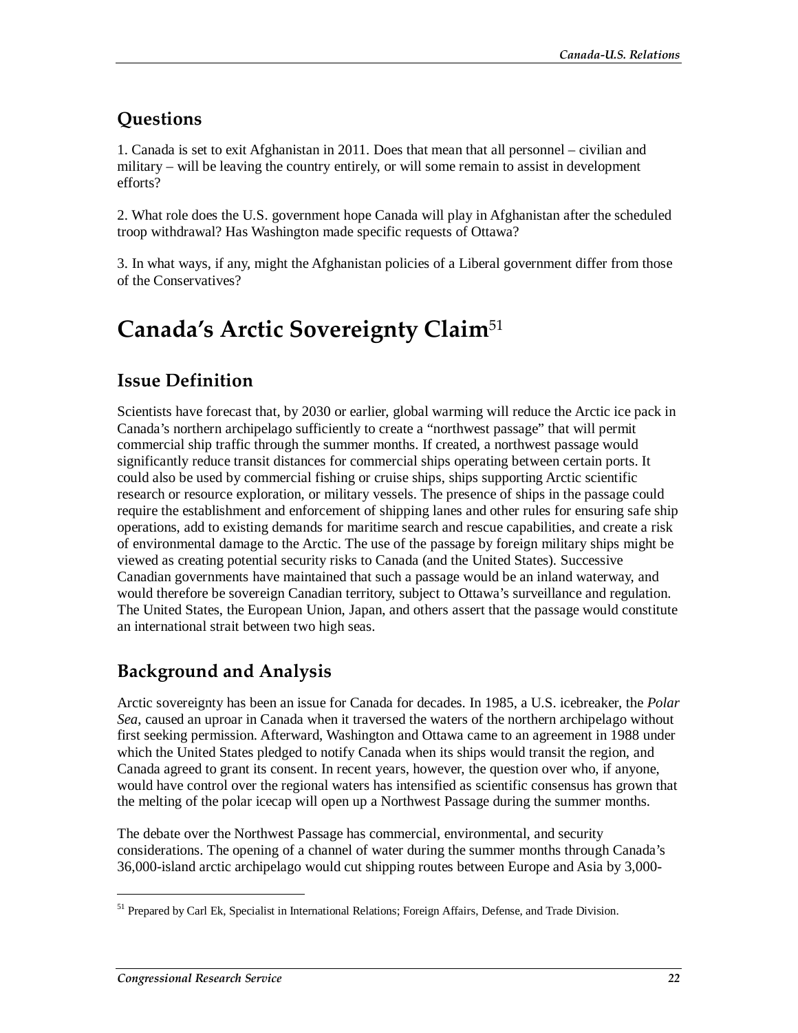## Questions

1. Canada is set to exit Afghanistan in 2011. Does that mean that all personnel – civilian and military – will be leaving the country entirely, or will some remain to assist in development efforts?

2. What role does the U.S. government hope Canada will play in Afghanistan after the scheduled troop withdrawal? Has Washington made specific requests of Ottawa?

3. In what ways, if any, might the Afghanistan policies of a Liberal government differ from those of the Conservatives?

# Canada's Arctic Sovereignty Claim[51]

## Issue Definition

Scientists have forecast that, by 2030 or earlier, global warming will reduce the Arctic ice pack in Canada's northern archipelago sufficiently to create a "northwest passage" that will permit commercial ship traffic through the summer months. If created, a northwest passage would significantly reduce transit distances for commercial ships operating between certain ports. It could also be used by commercial fishing or cruise ships, ships supporting Arctic scientific research or resource exploration, or military vessels. The presence of ships in the passage could require the establishment and enforcement of shipping lanes and other rules for ensuring safe ship operations, add to existing demands for maritime search and rescue capabilities, and create a risk of environmental damage to the Arctic. The use of the passage by foreign military ships might be viewed as creating potential security risks to Canada (and the United States). Successive Canadian governments have maintained that such a passage would be an inland waterway, and would therefore be sovereign Canadian territory, subject to Ottawa's surveillance and regulation. The United States, the European Union, Japan, and others assert that the passage would constitute an international strait between two high seas.

## Background and Analysis

Arctic sovereignty has been an issue for Canada for decades. In 1985, a U.S. icebreaker, the *Polar Sea*, caused an uproar in Canada when it traversed the waters of the northern archipelago without first seeking permission. Afterward, Washington and Ottawa came to an agreement in 1988 under which the United States pledged to notify Canada when its ships would transit the region, and Canada agreed to grant its consent. In recent years, however, the question over who, if anyone, would have control over the regional waters has intensified as scientific consensus has grown that the melting of the polar icecap will open up a Northwest Passage during the summer months.

The debate over the Northwest Passage has commercial, environmental, and security considerations. The opening of a channel of water during the summer months through Canada's 36,000-island arctic archipelago would cut shipping routes between Europe and Asia by 3,000-

[51] Prepared by Carl Ek, Specialist in International Relations; Foreign Affairs, Defense, and Trade Division.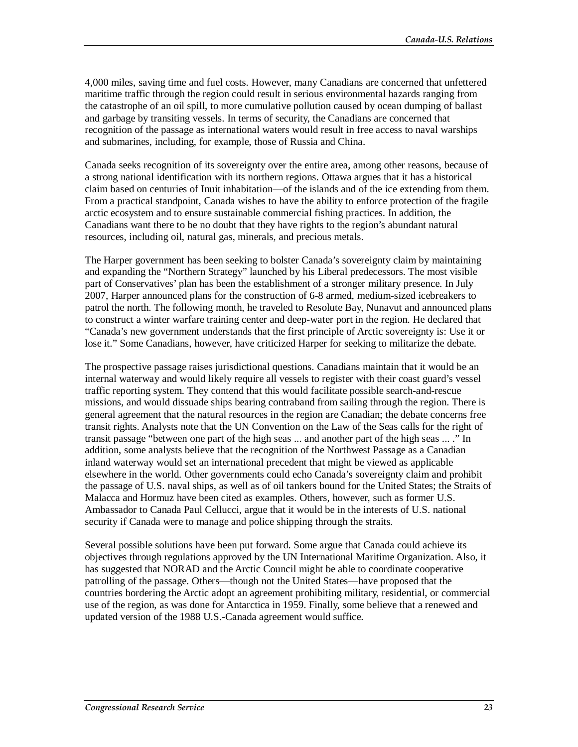4,000 miles, saving time and fuel costs. However, many Canadians are concerned that unfettered maritime traffic through the region could result in serious environmental hazards ranging from the catastrophe of an oil spill, to more cumulative pollution caused by ocean dumping of ballast and garbage by transiting vessels. In terms of security, the Canadians are concerned that recognition of the passage as international waters would result in free access to naval warships and submarines, including, for example, those of Russia and China.

Canada seeks recognition of its sovereignty over the entire area, among other reasons, because of a strong national identification with its northern regions. Ottawa argues that it has a historical claim based on centuries of Inuit inhabitation—of the islands and of the ice extending from them. From a practical standpoint, Canada wishes to have the ability to enforce protection of the fragile arctic ecosystem and to ensure sustainable commercial fishing practices. In addition, the Canadians want there to be no doubt that they have rights to the region's abundant natural resources, including oil, natural gas, minerals, and precious metals.

The Harper government has been seeking to bolster Canada's sovereignty claim by maintaining and expanding the "Northern Strategy" launched by his Liberal predecessors. The most visible part of Conservatives' plan has been the establishment of a stronger military presence. In July 2007, Harper announced plans for the construction of 6-8 armed, medium-sized icebreakers to patrol the north. The following month, he traveled to Resolute Bay, Nunavut and announced plans to construct a winter warfare training center and deep-water port in the region. He declared that "Canada's new government understands that the first principle of Arctic sovereignty is: Use it or lose it." Some Canadians, however, have criticized Harper for seeking to militarize the debate.

The prospective passage raises jurisdictional questions. Canadians maintain that it would be an internal waterway and would likely require all vessels to register with their coast guard's vessel traffic reporting system. They contend that this would facilitate possible search-and-rescue missions, and would dissuade ships bearing contraband from sailing through the region. There is general agreement that the natural resources in the region are Canadian; the debate concerns free transit rights. Analysts note that the UN Convention on the Law of the Seas calls for the right of transit passage "between one part of the high seas ... and another part of the high seas ... ." In addition, some analysts believe that the recognition of the Northwest Passage as a Canadian inland waterway would set an international precedent that might be viewed as applicable elsewhere in the world. Other governments could echo Canada's sovereignty claim and prohibit the passage of U.S. naval ships, as well as of oil tankers bound for the United States; the Straits of Malacca and Hormuz have been cited as examples. Others, however, such as former U.S. Ambassador to Canada Paul Cellucci, argue that it would be in the interests of U.S. national security if Canada were to manage and police shipping through the straits.

Several possible solutions have been put forward. Some argue that Canada could achieve its objectives through regulations approved by the UN International Maritime Organization. Also, it has suggested that NORAD and the Arctic Council might be able to coordinate cooperative patrolling of the passage. Others—though not the United States—have proposed that the countries bordering the Arctic adopt an agreement prohibiting military, residential, or commercial use of the region, as was done for Antarctica in 1959. Finally, some believe that a renewed and updated version of the 1988 U.S.-Canada agreement would suffice.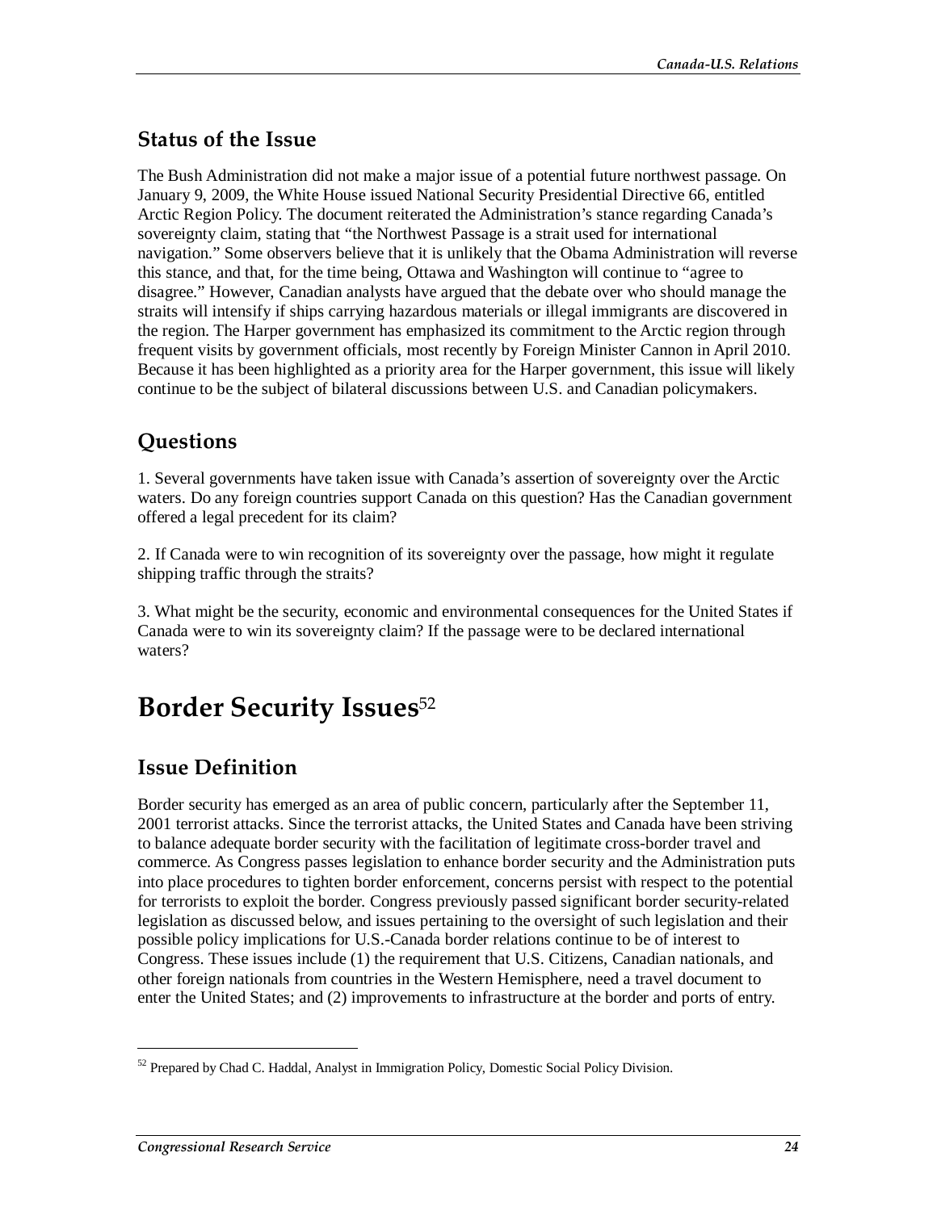## Status of the Issue

The Bush Administration did not make a major issue of a potential future northwest passage. On January 9, 2009, the White House issued National Security Presidential Directive 66, entitled Arctic Region Policy. The document reiterated the Administration's stance regarding Canada's sovereignty claim, stating that "the Northwest Passage is a strait used for international navigation." Some observers believe that it is unlikely that the Obama Administration will reverse this stance, and that, for the time being, Ottawa and Washington will continue to "agree to disagree." However, Canadian analysts have argued that the debate over who should manage the straits will intensify if ships carrying hazardous materials or illegal immigrants are discovered in the region. The Harper government has emphasized its commitment to the Arctic region through frequent visits by government officials, most recently by Foreign Minister Cannon in April 2010. Because it has been highlighted as a priority area for the Harper government, this issue will likely continue to be the subject of bilateral discussions between U.S. and Canadian policymakers.

## Questions

1. Several governments have taken issue with Canada's assertion of sovereignty over the Arctic waters. Do any foreign countries support Canada on this question? Has the Canadian government offered a legal precedent for its claim?

2. If Canada were to win recognition of its sovereignty over the passage, how might it regulate shipping traffic through the straits?

3. What might be the security, economic and environmental consequences for the United States if Canada were to win its sovereignty claim? If the passage were to be declared international waters?

# Border Security Issues[52]

## Issue Definition

Border security has emerged as an area of public concern, particularly after the September 11, 2001 terrorist attacks. Since the terrorist attacks, the United States and Canada have been striving to balance adequate border security with the facilitation of legitimate cross-border travel and commerce. As Congress passes legislation to enhance border security and the Administration puts into place procedures to tighten border enforcement, concerns persist with respect to the potential for terrorists to exploit the border. Congress previously passed significant border security-related legislation as discussed below, and issues pertaining to the oversight of such legislation and their possible policy implications for U.S.-Canada border relations continue to be of interest to Congress. These issues include (1) the requirement that U.S. Citizens, Canadian nationals, and other foreign nationals from countries in the Western Hemisphere, need a travel document to enter the United States; and (2) improvements to infrastructure at the border and ports of entry.

[52] Prepared by Chad C. Haddal, Analyst in Immigration Policy, Domestic Social Policy Division.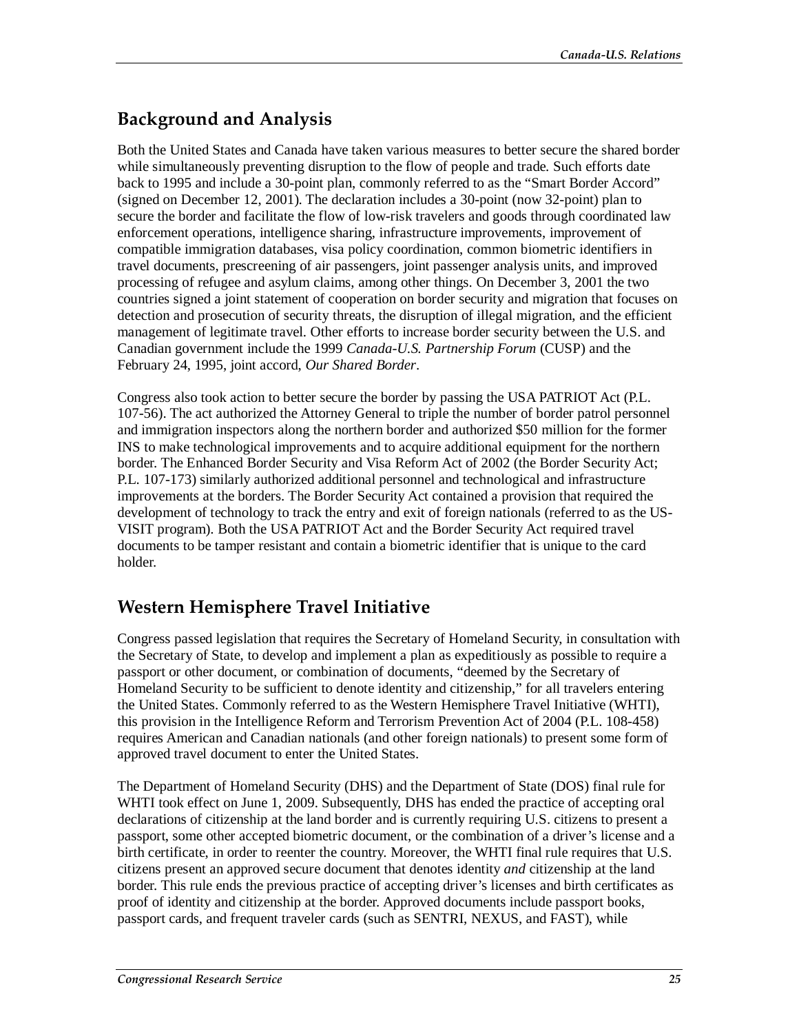## Background and Analysis

Both the United States and Canada have taken various measures to better secure the shared border while simultaneously preventing disruption to the flow of people and trade. Such efforts date back to 1995 and include a 30-point plan, commonly referred to as the "Smart Border Accord" (signed on December 12, 2001). The declaration includes a 30-point (now 32-point) plan to secure the border and facilitate the flow of low-risk travelers and goods through coordinated law enforcement operations, intelligence sharing, infrastructure improvements, improvement of compatible immigration databases, visa policy coordination, common biometric identifiers in travel documents, prescreening of air passengers, joint passenger analysis units, and improved processing of refugee and asylum claims, among other things. On December 3, 2001 the two countries signed a joint statement of cooperation on border security and migration that focuses on detection and prosecution of security threats, the disruption of illegal migration, and the efficient management of legitimate travel. Other efforts to increase border security between the U.S. and Canadian government include the 1999 *Canada-U.S. Partnership Forum* (CUSP) and the February 24, 1995, joint accord, *Our Shared Border*.

Congress also took action to better secure the border by passing the USA PATRIOT Act (P.L. 107-56). The act authorized the Attorney General to triple the number of border patrol personnel and immigration inspectors along the northern border and authorized $50 million for the former INS to make technological improvements and to acquire additional equipment for the northern border. The Enhanced Border Security and Visa Reform Act of 2002 (the Border Security Act; P.L. 107-173) similarly authorized additional personnel and technological and infrastructure improvements at the borders. The Border Security Act contained a provision that required the development of technology to track the entry and exit of foreign nationals (referred to as the US-VISIT program). Both the USA PATRIOT Act and the Border Security Act required travel documents to be tamper resistant and contain a biometric identifier that is unique to the card holder.

## Western Hemisphere Travel Initiative

Congress passed legislation that requires the Secretary of Homeland Security, in consultation with the Secretary of State, to develop and implement a plan as expeditiously as possible to require a passport or other document, or combination of documents, "deemed by the Secretary of Homeland Security to be sufficient to denote identity and citizenship," for all travelers entering the United States. Commonly referred to as the Western Hemisphere Travel Initiative (WHTI), this provision in the Intelligence Reform and Terrorism Prevention Act of 2004 (P.L. 108-458) requires American and Canadian nationals (and other foreign nationals) to present some form of approved travel document to enter the United States.

The Department of Homeland Security (DHS) and the Department of State (DOS) final rule for WHTI took effect on June 1, 2009. Subsequently, DHS has ended the practice of accepting oral declarations of citizenship at the land border and is currently requiring U.S. citizens to present a passport, some other accepted biometric document, or the combination of a driver's license and a birth certificate, in order to reenter the country. Moreover, the WHTI final rule requires that U.S. citizens present an approved secure document that denotes identity *and* citizenship at the land border. This rule ends the previous practice of accepting driver's licenses and birth certificates as proof of identity and citizenship at the border. Approved documents include passport books, passport cards, and frequent traveler cards (such as SENTRI, NEXUS, and FAST), while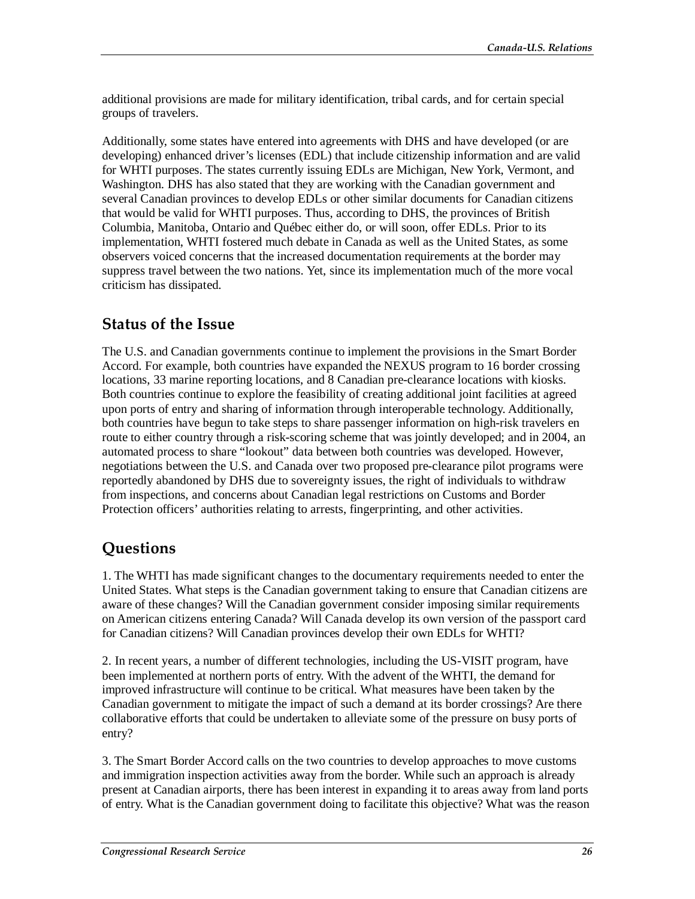additional provisions are made for military identification, tribal cards, and for certain special groups of travelers.

Additionally, some states have entered into agreements with DHS and have developed (or are developing) enhanced driver's licenses (EDL) that include citizenship information and are valid for WHTI purposes. The states currently issuing EDLs are Michigan, New York, Vermont, and Washington. DHS has also stated that they are working with the Canadian government and several Canadian provinces to develop EDLs or other similar documents for Canadian citizens that would be valid for WHTI purposes. Thus, according to DHS, the provinces of British Columbia, Manitoba, Ontario and Québec either do, or will soon, offer EDLs. Prior to its implementation, WHTI fostered much debate in Canada as well as the United States, as some observers voiced concerns that the increased documentation requirements at the border may suppress travel between the two nations. Yet, since its implementation much of the more vocal criticism has dissipated.

## Status of the Issue

The U.S. and Canadian governments continue to implement the provisions in the Smart Border Accord. For example, both countries have expanded the NEXUS program to 16 border crossing locations, 33 marine reporting locations, and 8 Canadian pre-clearance locations with kiosks. Both countries continue to explore the feasibility of creating additional joint facilities at agreed upon ports of entry and sharing of information through interoperable technology. Additionally, both countries have begun to take steps to share passenger information on high-risk travelers en route to either country through a risk-scoring scheme that was jointly developed; and in 2004, an automated process to share "lookout" data between both countries was developed. However, negotiations between the U.S. and Canada over two proposed pre-clearance pilot programs were reportedly abandoned by DHS due to sovereignty issues, the right of individuals to withdraw from inspections, and concerns about Canadian legal restrictions on Customs and Border Protection officers' authorities relating to arrests, fingerprinting, and other activities.

## Questions

1. The WHTI has made significant changes to the documentary requirements needed to enter the United States. What steps is the Canadian government taking to ensure that Canadian citizens are aware of these changes? Will the Canadian government consider imposing similar requirements on American citizens entering Canada? Will Canada develop its own version of the passport card for Canadian citizens? Will Canadian provinces develop their own EDLs for WHTI?

2. In recent years, a number of different technologies, including the US-VISIT program, have been implemented at northern ports of entry. With the advent of the WHTI, the demand for improved infrastructure will continue to be critical. What measures have been taken by the Canadian government to mitigate the impact of such a demand at its border crossings? Are there collaborative efforts that could be undertaken to alleviate some of the pressure on busy ports of entry?

3. The Smart Border Accord calls on the two countries to develop approaches to move customs and immigration inspection activities away from the border. While such an approach is already present at Canadian airports, there has been interest in expanding it to areas away from land ports of entry. What is the Canadian government doing to facilitate this objective? What was the reason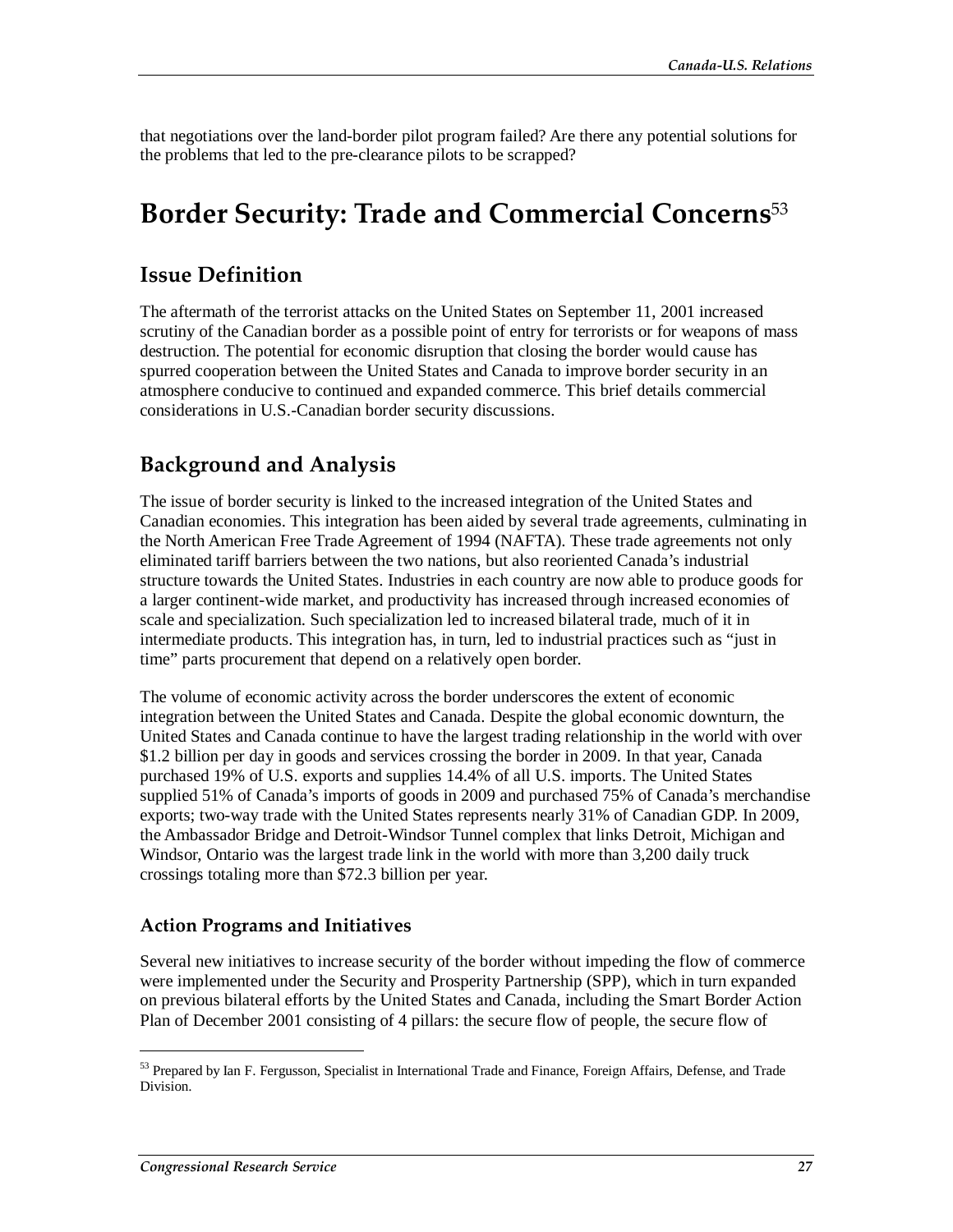that negotiations over the land-border pilot program failed? Are there any potential solutions for the problems that led to the pre-clearance pilots to be scrapped?

# Border Security: Trade and Commercial Concerns[53]

## Issue Definition

The aftermath of the terrorist attacks on the United States on September 11, 2001 increased scrutiny of the Canadian border as a possible point of entry for terrorists or for weapons of mass destruction. The potential for economic disruption that closing the border would cause has spurred cooperation between the United States and Canada to improve border security in an atmosphere conducive to continued and expanded commerce. This brief details commercial considerations in U.S.-Canadian border security discussions.

## Background and Analysis

The issue of border security is linked to the increased integration of the United States and Canadian economies. This integration has been aided by several trade agreements, culminating in the North American Free Trade Agreement of 1994 (NAFTA). These trade agreements not only eliminated tariff barriers between the two nations, but also reoriented Canada's industrial structure towards the United States. Industries in each country are now able to produce goods for a larger continent-wide market, and productivity has increased through increased economies of scale and specialization. Such specialization led to increased bilateral trade, much of it in intermediate products. This integration has, in turn, led to industrial practices such as "just in time" parts procurement that depend on a relatively open border.

The volume of economic activity across the border underscores the extent of economic integration between the United States and Canada. Despite the global economic downturn, the United States and Canada continue to have the largest trading relationship in the world with over $1.2 billion per day in goods and services crossing the border in 2009. In that year, Canada purchased 19% of U.S. exports and supplies 14.4% of all U.S. imports. The United States supplied 51% of Canada's imports of goods in 2009 and purchased 75% of Canada's merchandise exports; two-way trade with the United States represents nearly 31% of Canadian GDP. In 2009, the Ambassador Bridge and Detroit-Windsor Tunnel complex that links Detroit, Michigan and Windsor, Ontario was the largest trade link in the world with more than 3,200 daily truck crossings totaling more than $72.3 billion per year.

### Action Programs and Initiatives

Several new initiatives to increase security of the border without impeding the flow of commerce were implemented under the Security and Prosperity Partnership (SPP), which in turn expanded on previous bilateral efforts by the United States and Canada, including the Smart Border Action Plan of December 2001 consisting of 4 pillars: the secure flow of people, the secure flow of

---

[53] Prepared by Ian F. Fergusson, Specialist in International Trade and Finance, Foreign Affairs, Defense, and Trade Division.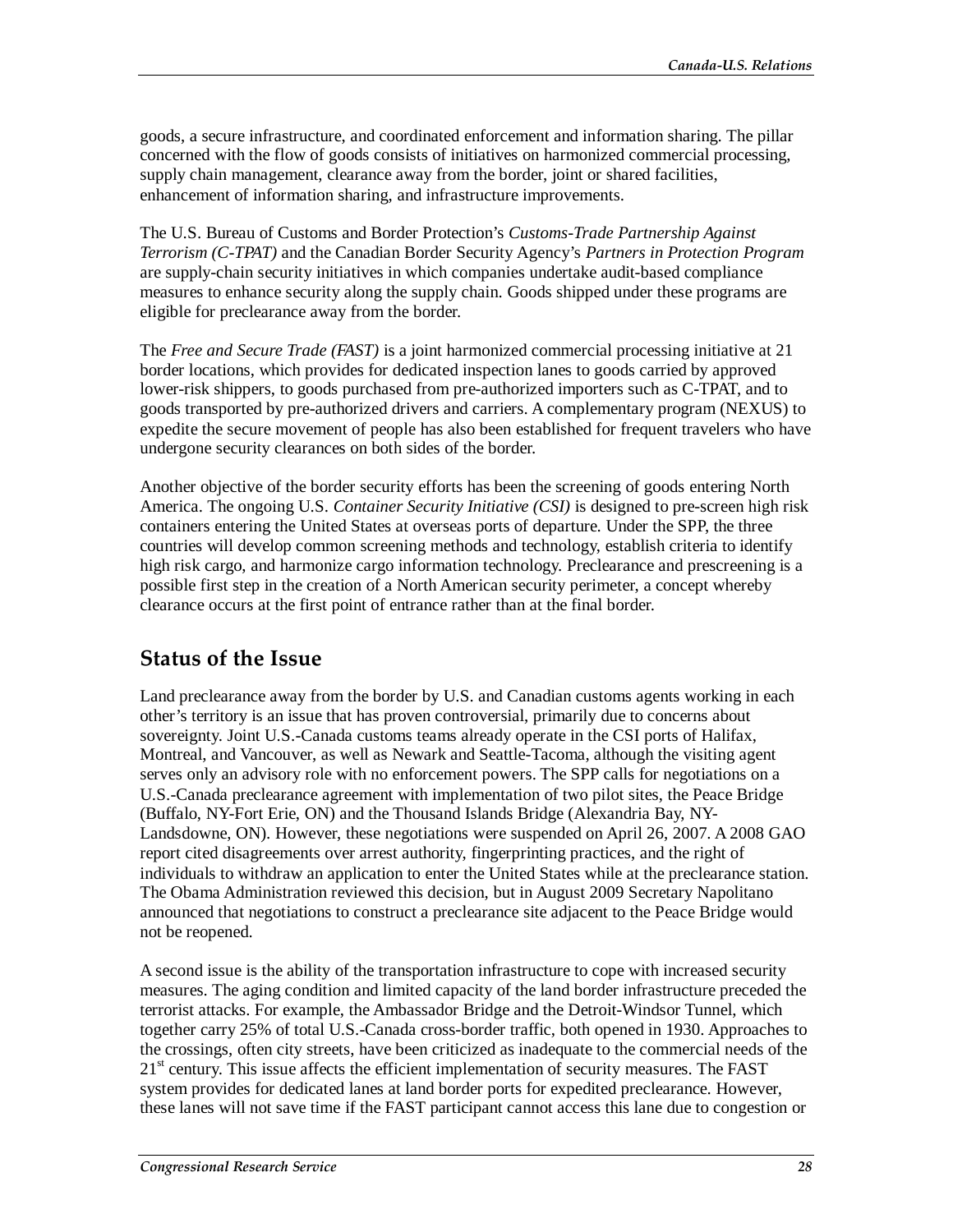goods, a secure infrastructure, and coordinated enforcement and information sharing. The pillar concerned with the flow of goods consists of initiatives on harmonized commercial processing, supply chain management, clearance away from the border, joint or shared facilities, enhancement of information sharing, and infrastructure improvements.

The U.S. Bureau of Customs and Border Protection's *Customs-Trade Partnership Against Terrorism (C-TPAT)* and the Canadian Border Security Agency's *Partners in Protection Program* are supply-chain security initiatives in which companies undertake audit-based compliance measures to enhance security along the supply chain. Goods shipped under these programs are eligible for preclearance away from the border.

The *Free and Secure Trade (FAST)* is a joint harmonized commercial processing initiative at 21 border locations, which provides for dedicated inspection lanes to goods carried by approved lower-risk shippers, to goods purchased from pre-authorized importers such as C-TPAT, and to goods transported by pre-authorized drivers and carriers. A complementary program (NEXUS) to expedite the secure movement of people has also been established for frequent travelers who have undergone security clearances on both sides of the border.

Another objective of the border security efforts has been the screening of goods entering North America. The ongoing U.S. *Container Security Initiative (CSI)* is designed to pre-screen high risk containers entering the United States at overseas ports of departure. Under the SPP, the three countries will develop common screening methods and technology, establish criteria to identify high risk cargo, and harmonize cargo information technology. Preclearance and prescreening is a possible first step in the creation of a North American security perimeter, a concept whereby clearance occurs at the first point of entrance rather than at the final border.

## Status of the Issue

Land preclearance away from the border by U.S. and Canadian customs agents working in each other's territory is an issue that has proven controversial, primarily due to concerns about sovereignty. Joint U.S.-Canada customs teams already operate in the CSI ports of Halifax, Montreal, and Vancouver, as well as Newark and Seattle-Tacoma, although the visiting agent serves only an advisory role with no enforcement powers. The SPP calls for negotiations on a U.S.-Canada preclearance agreement with implementation of two pilot sites, the Peace Bridge (Buffalo, NY-Fort Erie, ON) and the Thousand Islands Bridge (Alexandria Bay, NY-Landsdowne, ON). However, these negotiations were suspended on April 26, 2007. A 2008 GAO report cited disagreements over arrest authority, fingerprinting practices, and the right of individuals to withdraw an application to enter the United States while at the preclearance station. The Obama Administration reviewed this decision, but in August 2009 Secretary Napolitano announced that negotiations to construct a preclearance site adjacent to the Peace Bridge would not be reopened.

A second issue is the ability of the transportation infrastructure to cope with increased security measures. The aging condition and limited capacity of the land border infrastructure preceded the terrorist attacks. For example, the Ambassador Bridge and the Detroit-Windsor Tunnel, which together carry 25% of total U.S.-Canada cross-border traffic, both opened in 1930. Approaches to the crossings, often city streets, have been criticized as inadequate to the commercial needs of the 21st century. This issue affects the efficient implementation of security measures. The FAST system provides for dedicated lanes at land border ports for expedited preclearance. However, these lanes will not save time if the FAST participant cannot access this lane due to congestion or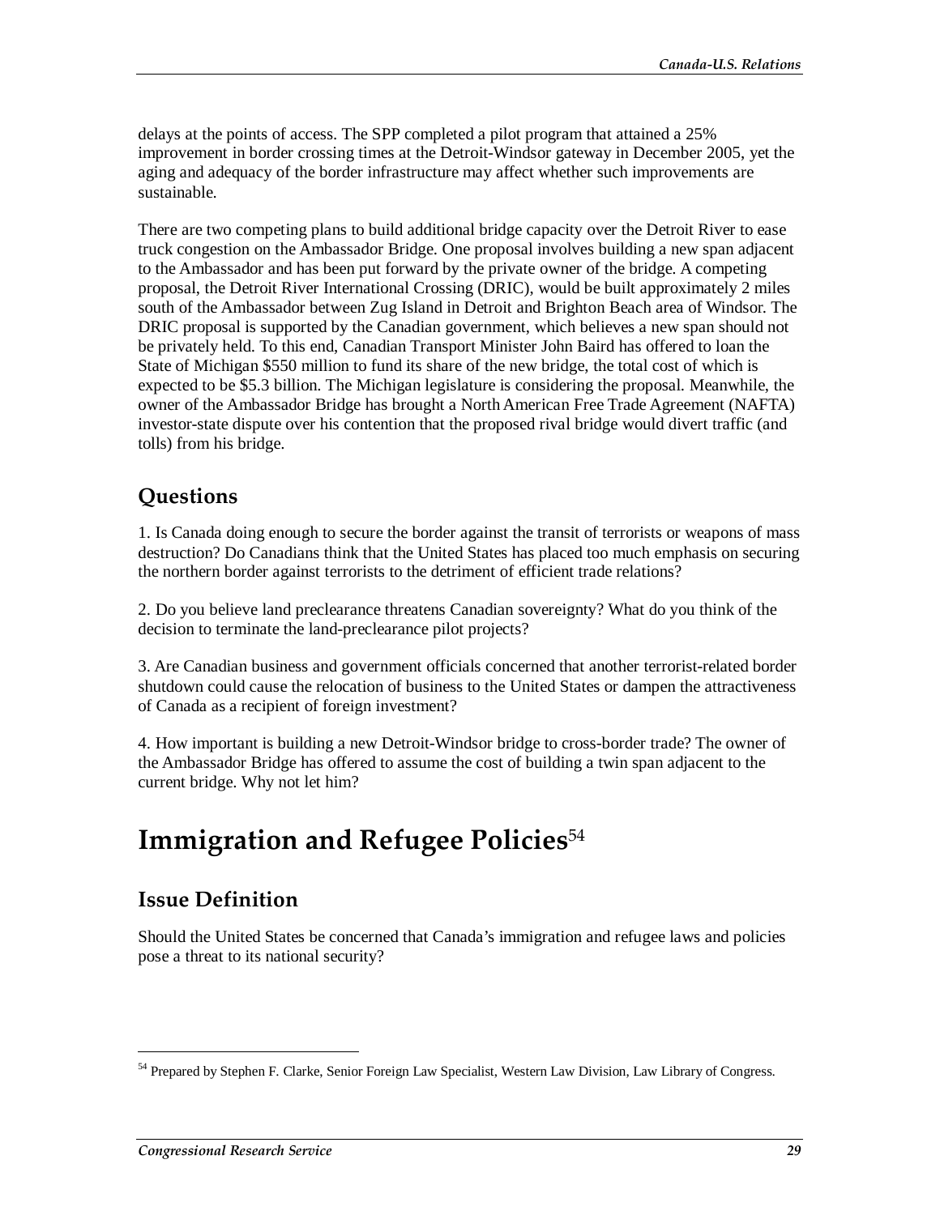delays at the points of access. The SPP completed a pilot program that attained a 25% improvement in border crossing times at the Detroit-Windsor gateway in December 2005, yet the aging and adequacy of the border infrastructure may affect whether such improvements are sustainable.

There are two competing plans to build additional bridge capacity over the Detroit River to ease truck congestion on the Ambassador Bridge. One proposal involves building a new span adjacent to the Ambassador and has been put forward by the private owner of the bridge. A competing proposal, the Detroit River International Crossing (DRIC), would be built approximately 2 miles south of the Ambassador between Zug Island in Detroit and Brighton Beach area of Windsor. The DRIC proposal is supported by the Canadian government, which believes a new span should not be privately held. To this end, Canadian Transport Minister John Baird has offered to loan the State of Michigan $550 million to fund its share of the new bridge, the total cost of which is expected to be $5.3 billion. The Michigan legislature is considering the proposal. Meanwhile, the owner of the Ambassador Bridge has brought a North American Free Trade Agreement (NAFTA) investor-state dispute over his contention that the proposed rival bridge would divert traffic (and tolls) from his bridge.

## Questions

1. Is Canada doing enough to secure the border against the transit of terrorists or weapons of mass destruction? Do Canadians think that the United States has placed too much emphasis on securing the northern border against terrorists to the detriment of efficient trade relations?

2. Do you believe land preclearance threatens Canadian sovereignty? What do you think of the decision to terminate the land-preclearance pilot projects?

3. Are Canadian business and government officials concerned that another terrorist-related border shutdown could cause the relocation of business to the United States or dampen the attractiveness of Canada as a recipient of foreign investment?

4. How important is building a new Detroit-Windsor bridge to cross-border trade? The owner of the Ambassador Bridge has offered to assume the cost of building a twin span adjacent to the current bridge. Why not let him?

# Immigration and Refugee Policies[54]

## Issue Definition

Should the United States be concerned that Canada's immigration and refugee laws and policies pose a threat to its national security?

[54] Prepared by Stephen F. Clarke, Senior Foreign Law Specialist, Western Law Division, Law Library of Congress.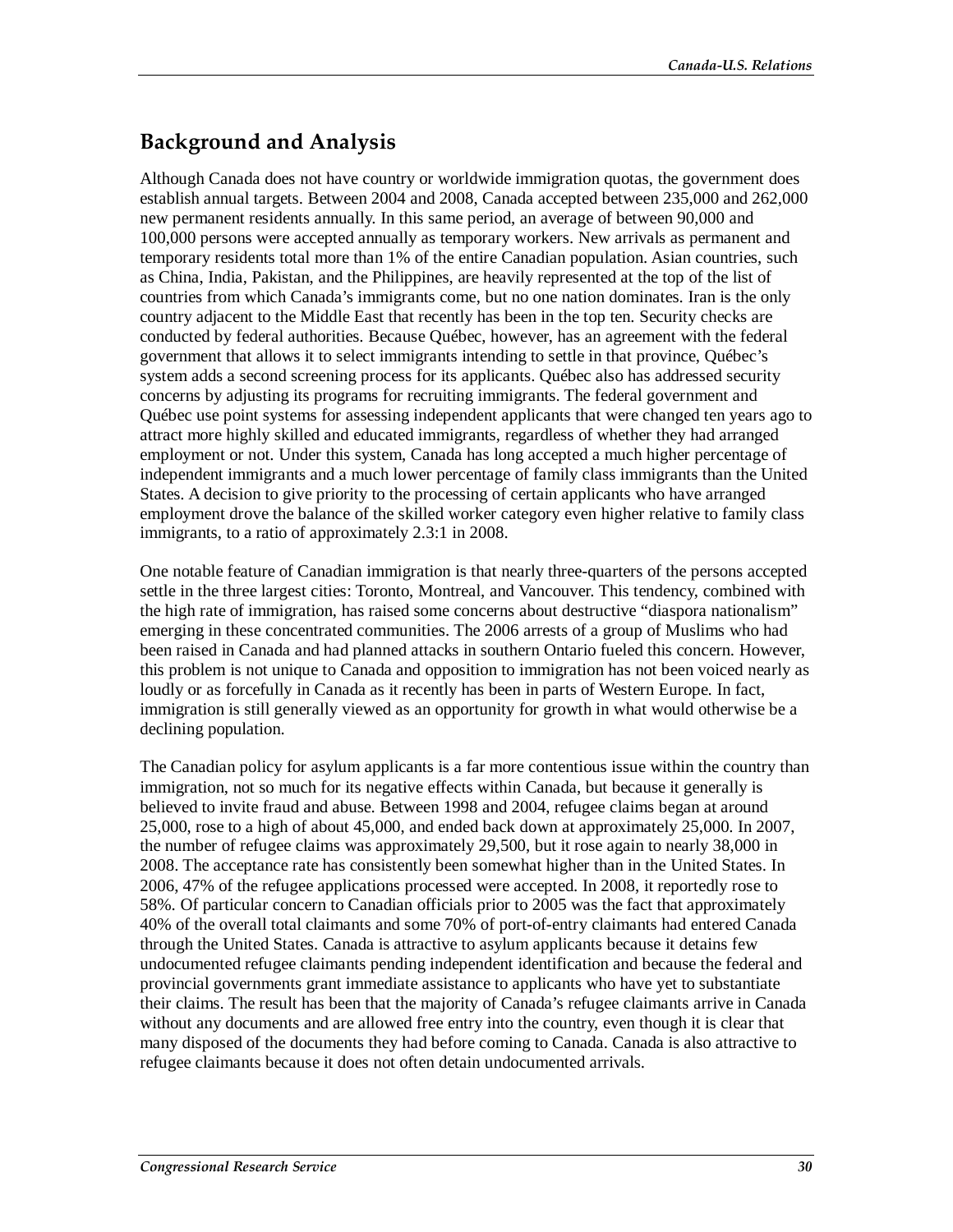## Background and Analysis

Although Canada does not have country or worldwide immigration quotas, the government does establish annual targets. Between 2004 and 2008, Canada accepted between 235,000 and 262,000 new permanent residents annually. In this same period, an average of between 90,000 and 100,000 persons were accepted annually as temporary workers. New arrivals as permanent and temporary residents total more than 1% of the entire Canadian population. Asian countries, such as China, India, Pakistan, and the Philippines, are heavily represented at the top of the list of countries from which Canada's immigrants come, but no one nation dominates. Iran is the only country adjacent to the Middle East that recently has been in the top ten. Security checks are conducted by federal authorities. Because Québec, however, has an agreement with the federal government that allows it to select immigrants intending to settle in that province, Québec's system adds a second screening process for its applicants. Québec also has addressed security concerns by adjusting its programs for recruiting immigrants. The federal government and Québec use point systems for assessing independent applicants that were changed ten years ago to attract more highly skilled and educated immigrants, regardless of whether they had arranged employment or not. Under this system, Canada has long accepted a much higher percentage of independent immigrants and a much lower percentage of family class immigrants than the United States. A decision to give priority to the processing of certain applicants who have arranged employment drove the balance of the skilled worker category even higher relative to family class immigrants, to a ratio of approximately 2.3:1 in 2008.

One notable feature of Canadian immigration is that nearly three-quarters of the persons accepted settle in the three largest cities: Toronto, Montreal, and Vancouver. This tendency, combined with the high rate of immigration, has raised some concerns about destructive "diaspora nationalism" emerging in these concentrated communities. The 2006 arrests of a group of Muslims who had been raised in Canada and had planned attacks in southern Ontario fueled this concern. However, this problem is not unique to Canada and opposition to immigration has not been voiced nearly as loudly or as forcefully in Canada as it recently has been in parts of Western Europe. In fact, immigration is still generally viewed as an opportunity for growth in what would otherwise be a declining population.

The Canadian policy for asylum applicants is a far more contentious issue within the country than immigration, not so much for its negative effects within Canada, but because it generally is believed to invite fraud and abuse. Between 1998 and 2004, refugee claims began at around 25,000, rose to a high of about 45,000, and ended back down at approximately 25,000. In 2007, the number of refugee claims was approximately 29,500, but it rose again to nearly 38,000 in 2008. The acceptance rate has consistently been somewhat higher than in the United States. In 2006, 47% of the refugee applications processed were accepted. In 2008, it reportedly rose to 58%. Of particular concern to Canadian officials prior to 2005 was the fact that approximately 40% of the overall total claimants and some 70% of port-of-entry claimants had entered Canada through the United States. Canada is attractive to asylum applicants because it detains few undocumented refugee claimants pending independent identification and because the federal and provincial governments grant immediate assistance to applicants who have yet to substantiate their claims. The result has been that the majority of Canada's refugee claimants arrive in Canada without any documents and are allowed free entry into the country, even though it is clear that many disposed of the documents they had before coming to Canada. Canada is also attractive to refugee claimants because it does not often detain undocumented arrivals.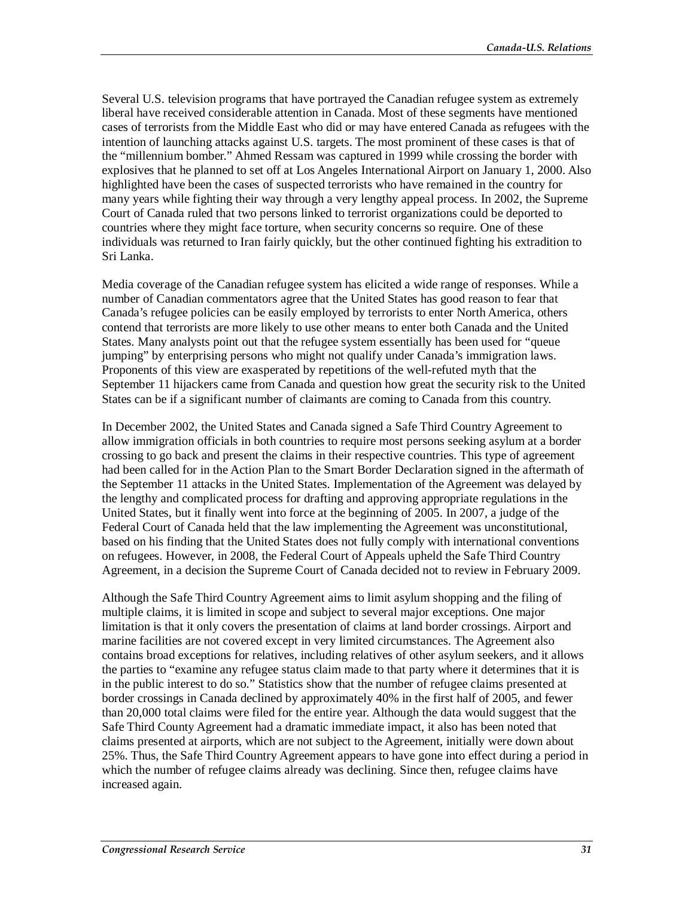Several U.S. television programs that have portrayed the Canadian refugee system as extremely liberal have received considerable attention in Canada. Most of these segments have mentioned cases of terrorists from the Middle East who did or may have entered Canada as refugees with the intention of launching attacks against U.S. targets. The most prominent of these cases is that of the "millennium bomber." Ahmed Ressam was captured in 1999 while crossing the border with explosives that he planned to set off at Los Angeles International Airport on January 1, 2000. Also highlighted have been the cases of suspected terrorists who have remained in the country for many years while fighting their way through a very lengthy appeal process. In 2002, the Supreme Court of Canada ruled that two persons linked to terrorist organizations could be deported to countries where they might face torture, when security concerns so require. One of these individuals was returned to Iran fairly quickly, but the other continued fighting his extradition to Sri Lanka.

Media coverage of the Canadian refugee system has elicited a wide range of responses. While a number of Canadian commentators agree that the United States has good reason to fear that Canada's refugee policies can be easily employed by terrorists to enter North America, others contend that terrorists are more likely to use other means to enter both Canada and the United States. Many analysts point out that the refugee system essentially has been used for "queue jumping" by enterprising persons who might not qualify under Canada's immigration laws. Proponents of this view are exasperated by repetitions of the well-refuted myth that the September 11 hijackers came from Canada and question how great the security risk to the United States can be if a significant number of claimants are coming to Canada from this country.

In December 2002, the United States and Canada signed a Safe Third Country Agreement to allow immigration officials in both countries to require most persons seeking asylum at a border crossing to go back and present the claims in their respective countries. This type of agreement had been called for in the Action Plan to the Smart Border Declaration signed in the aftermath of the September 11 attacks in the United States. Implementation of the Agreement was delayed by the lengthy and complicated process for drafting and approving appropriate regulations in the United States, but it finally went into force at the beginning of 2005. In 2007, a judge of the Federal Court of Canada held that the law implementing the Agreement was unconstitutional, based on his finding that the United States does not fully comply with international conventions on refugees. However, in 2008, the Federal Court of Appeals upheld the Safe Third Country Agreement, in a decision the Supreme Court of Canada decided not to review in February 2009.

Although the Safe Third Country Agreement aims to limit asylum shopping and the filing of multiple claims, it is limited in scope and subject to several major exceptions. One major limitation is that it only covers the presentation of claims at land border crossings. Airport and marine facilities are not covered except in very limited circumstances. The Agreement also contains broad exceptions for relatives, including relatives of other asylum seekers, and it allows the parties to "examine any refugee status claim made to that party where it determines that it is in the public interest to do so." Statistics show that the number of refugee claims presented at border crossings in Canada declined by approximately 40% in the first half of 2005, and fewer than 20,000 total claims were filed for the entire year. Although the data would suggest that the Safe Third County Agreement had a dramatic immediate impact, it also has been noted that claims presented at airports, which are not subject to the Agreement, initially were down about 25%. Thus, the Safe Third Country Agreement appears to have gone into effect during a period in which the number of refugee claims already was declining. Since then, refugee claims have increased again.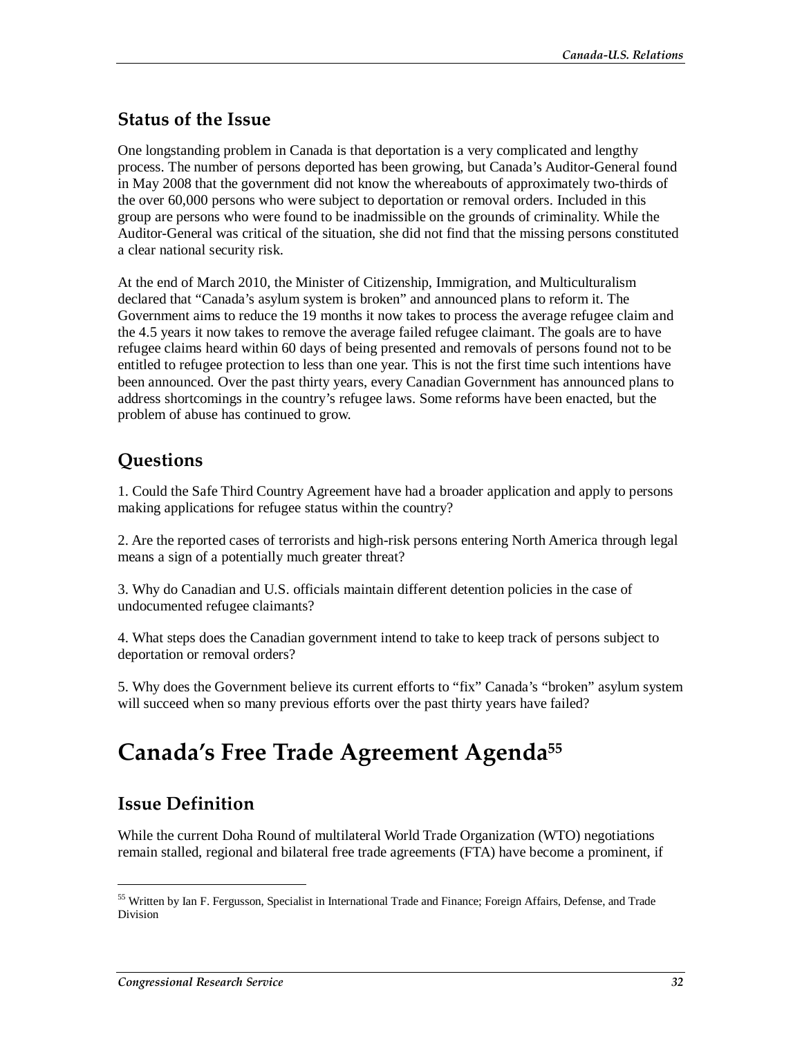## Status of the Issue

One longstanding problem in Canada is that deportation is a very complicated and lengthy process. The number of persons deported has been growing, but Canada's Auditor-General found in May 2008 that the government did not know the whereabouts of approximately two-thirds of the over 60,000 persons who were subject to deportation or removal orders. Included in this group are persons who were found to be inadmissible on the grounds of criminality. While the Auditor-General was critical of the situation, she did not find that the missing persons constituted a clear national security risk.

At the end of March 2010, the Minister of Citizenship, Immigration, and Multiculturalism declared that "Canada's asylum system is broken" and announced plans to reform it. The Government aims to reduce the 19 months it now takes to process the average refugee claim and the 4.5 years it now takes to remove the average failed refugee claimant. The goals are to have refugee claims heard within 60 days of being presented and removals of persons found not to be entitled to refugee protection to less than one year. This is not the first time such intentions have been announced. Over the past thirty years, every Canadian Government has announced plans to address shortcomings in the country's refugee laws. Some reforms have been enacted, but the problem of abuse has continued to grow.

## Questions

1. Could the Safe Third Country Agreement have had a broader application and apply to persons making applications for refugee status within the country?

2. Are the reported cases of terrorists and high-risk persons entering North America through legal means a sign of a potentially much greater threat?

3. Why do Canadian and U.S. officials maintain different detention policies in the case of undocumented refugee claimants?

4. What steps does the Canadian government intend to take to keep track of persons subject to deportation or removal orders?

5. Why does the Government believe its current efforts to "fix" Canada's "broken" asylum system will succeed when so many previous efforts over the past thirty years have failed?

# Canada's Free Trade Agreement Agenda[55]

## Issue Definition

While the current Doha Round of multilateral World Trade Organization (WTO) negotiations remain stalled, regional and bilateral free trade agreements (FTA) have become a prominent, if

[55] Written by Ian F. Fergusson, Specialist in International Trade and Finance; Foreign Affairs, Defense, and Trade Division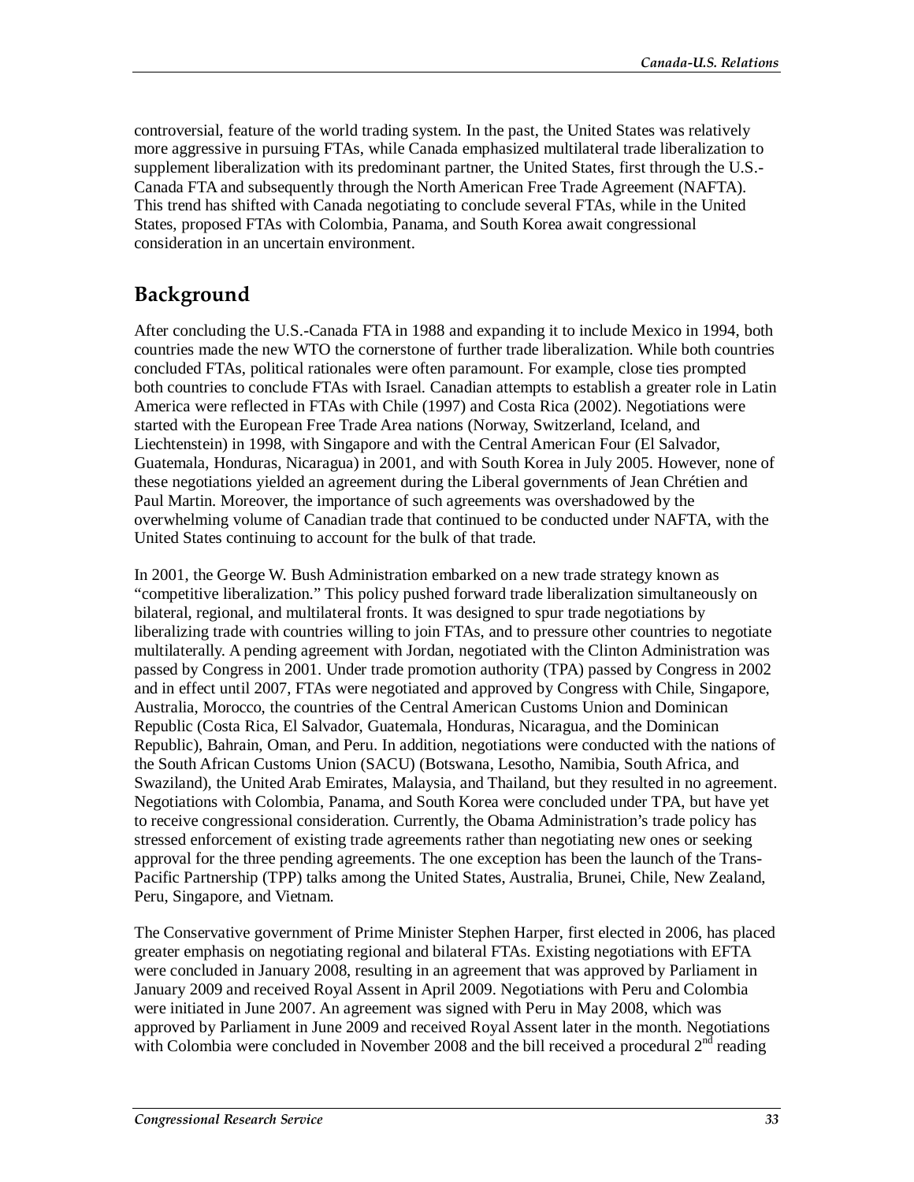controversial, feature of the world trading system. In the past, the United States was relatively more aggressive in pursuing FTAs, while Canada emphasized multilateral trade liberalization to supplement liberalization with its predominant partner, the United States, first through the U.S.-Canada FTA and subsequently through the North American Free Trade Agreement (NAFTA). This trend has shifted with Canada negotiating to conclude several FTAs, while in the United States, proposed FTAs with Colombia, Panama, and South Korea await congressional consideration in an uncertain environment.

## Background

After concluding the U.S.-Canada FTA in 1988 and expanding it to include Mexico in 1994, both countries made the new WTO the cornerstone of further trade liberalization. While both countries concluded FTAs, political rationales were often paramount. For example, close ties prompted both countries to conclude FTAs with Israel. Canadian attempts to establish a greater role in Latin America were reflected in FTAs with Chile (1997) and Costa Rica (2002). Negotiations were started with the European Free Trade Area nations (Norway, Switzerland, Iceland, and Liechtenstein) in 1998, with Singapore and with the Central American Four (El Salvador, Guatemala, Honduras, Nicaragua) in 2001, and with South Korea in July 2005. However, none of these negotiations yielded an agreement during the Liberal governments of Jean Chrétien and Paul Martin. Moreover, the importance of such agreements was overshadowed by the overwhelming volume of Canadian trade that continued to be conducted under NAFTA, with the United States continuing to account for the bulk of that trade.

In 2001, the George W. Bush Administration embarked on a new trade strategy known as "competitive liberalization." This policy pushed forward trade liberalization simultaneously on bilateral, regional, and multilateral fronts. It was designed to spur trade negotiations by liberalizing trade with countries willing to join FTAs, and to pressure other countries to negotiate multilaterally. A pending agreement with Jordan, negotiated with the Clinton Administration was passed by Congress in 2001. Under trade promotion authority (TPA) passed by Congress in 2002 and in effect until 2007, FTAs were negotiated and approved by Congress with Chile, Singapore, Australia, Morocco, the countries of the Central American Customs Union and Dominican Republic (Costa Rica, El Salvador, Guatemala, Honduras, Nicaragua, and the Dominican Republic), Bahrain, Oman, and Peru. In addition, negotiations were conducted with the nations of the South African Customs Union (SACU) (Botswana, Lesotho, Namibia, South Africa, and Swaziland), the United Arab Emirates, Malaysia, and Thailand, but they resulted in no agreement. Negotiations with Colombia, Panama, and South Korea were concluded under TPA, but have yet to receive congressional consideration. Currently, the Obama Administration's trade policy has stressed enforcement of existing trade agreements rather than negotiating new ones or seeking approval for the three pending agreements. The one exception has been the launch of the Trans-Pacific Partnership (TPP) talks among the United States, Australia, Brunei, Chile, New Zealand, Peru, Singapore, and Vietnam.

The Conservative government of Prime Minister Stephen Harper, first elected in 2006, has placed greater emphasis on negotiating regional and bilateral FTAs. Existing negotiations with EFTA were concluded in January 2008, resulting in an agreement that was approved by Parliament in January 2009 and received Royal Assent in April 2009. Negotiations with Peru and Colombia were initiated in June 2007. An agreement was signed with Peru in May 2008, which was approved by Parliament in June 2009 and received Royal Assent later in the month. Negotiations with Colombia were concluded in November 2008 and the bill received a procedural 2nd reading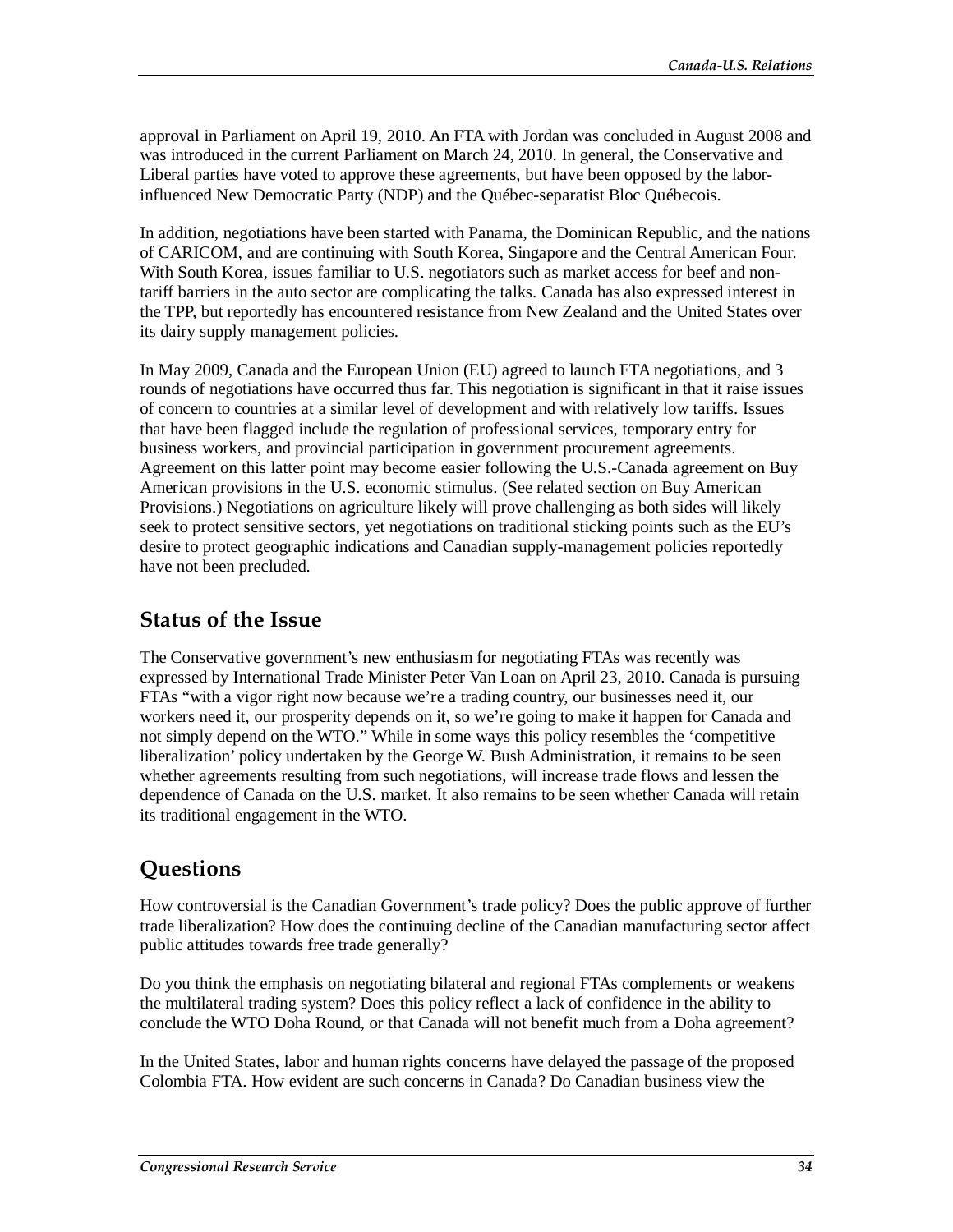approval in Parliament on April 19, 2010. An FTA with Jordan was concluded in August 2008 and was introduced in the current Parliament on March 24, 2010. In general, the Conservative and Liberal parties have voted to approve these agreements, but have been opposed by the labor-influenced New Democratic Party (NDP) and the Québec-separatist Bloc Québecois.

In addition, negotiations have been started with Panama, the Dominican Republic, and the nations of CARICOM, and are continuing with South Korea, Singapore and the Central American Four. With South Korea, issues familiar to U.S. negotiators such as market access for beef and non-tariff barriers in the auto sector are complicating the talks. Canada has also expressed interest in the TPP, but reportedly has encountered resistance from New Zealand and the United States over its dairy supply management policies.

In May 2009, Canada and the European Union (EU) agreed to launch FTA negotiations, and 3 rounds of negotiations have occurred thus far. This negotiation is significant in that it raise issues of concern to countries at a similar level of development and with relatively low tariffs. Issues that have been flagged include the regulation of professional services, temporary entry for business workers, and provincial participation in government procurement agreements. Agreement on this latter point may become easier following the U.S.-Canada agreement on Buy American provisions in the U.S. economic stimulus. (See related section on Buy American Provisions.) Negotiations on agriculture likely will prove challenging as both sides will likely seek to protect sensitive sectors, yet negotiations on traditional sticking points such as the EU's desire to protect geographic indications and Canadian supply-management policies reportedly have not been precluded.

## Status of the Issue

The Conservative government's new enthusiasm for negotiating FTAs was recently was expressed by International Trade Minister Peter Van Loan on April 23, 2010. Canada is pursuing FTAs "with a vigor right now because we're a trading country, our businesses need it, our workers need it, our prosperity depends on it, so we're going to make it happen for Canada and not simply depend on the WTO." While in some ways this policy resembles the 'competitive liberalization' policy undertaken by the George W. Bush Administration, it remains to be seen whether agreements resulting from such negotiations, will increase trade flows and lessen the dependence of Canada on the U.S. market. It also remains to be seen whether Canada will retain its traditional engagement in the WTO.

## Questions

How controversial is the Canadian Government's trade policy? Does the public approve of further trade liberalization? How does the continuing decline of the Canadian manufacturing sector affect public attitudes towards free trade generally?

Do you think the emphasis on negotiating bilateral and regional FTAs complements or weakens the multilateral trading system? Does this policy reflect a lack of confidence in the ability to conclude the WTO Doha Round, or that Canada will not benefit much from a Doha agreement?

In the United States, labor and human rights concerns have delayed the passage of the proposed Colombia FTA. How evident are such concerns in Canada? Do Canadian business view the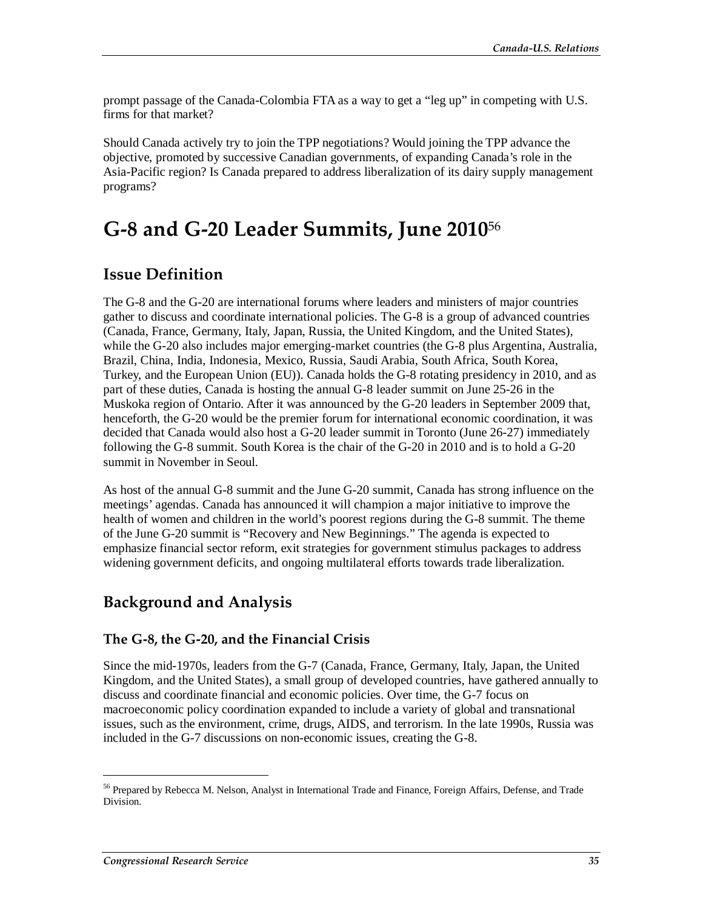prompt passage of the Canada-Colombia FTA as a way to get a "leg up" in competing with U.S. firms for that market?

Should Canada actively try to join the TPP negotiations? Would joining the TPP advance the objective, promoted by successive Canadian governments, of expanding Canada's role in the Asia-Pacific region? Is Canada prepared to address liberalization of its dairy supply management programs?

# G-8 and G-20 Leader Summits, June 2010[56]

## Issue Definition

The G-8 and the G-20 are international forums where leaders and ministers of major countries gather to discuss and coordinate international policies. The G-8 is a group of advanced countries (Canada, France, Germany, Italy, Japan, Russia, the United Kingdom, and the United States), while the G-20 also includes major emerging-market countries (the G-8 plus Argentina, Australia, Brazil, China, India, Indonesia, Mexico, Russia, Saudi Arabia, South Africa, South Korea, Turkey, and the European Union (EU)). Canada holds the G-8 rotating presidency in 2010, and as part of these duties, Canada is hosting the annual G-8 leader summit on June 25-26 in the Muskoka region of Ontario. After it was announced by the G-20 leaders in September 2009 that, henceforth, the G-20 would be the premier forum for international economic coordination, it was decided that Canada would also host a G-20 leader summit in Toronto (June 26-27) immediately following the G-8 summit. South Korea is the chair of the G-20 in 2010 and is to hold a G-20 summit in November in Seoul.

As host of the annual G-8 summit and the June G-20 summit, Canada has strong influence on the meetings' agendas. Canada has announced it will champion a major initiative to improve the health of women and children in the world's poorest regions during the G-8 summit. The theme of the June G-20 summit is "Recovery and New Beginnings." The agenda is expected to emphasize financial sector reform, exit strategies for government stimulus packages to address widening government deficits, and ongoing multilateral efforts towards trade liberalization.

## Background and Analysis

### The G-8, the G-20, and the Financial Crisis

Since the mid-1970s, leaders from the G-7 (Canada, France, Germany, Italy, Japan, the United Kingdom, and the United States), a small group of developed countries, have gathered annually to discuss and coordinate financial and economic policies. Over time, the G-7 focus on macroeconomic policy coordination expanded to include a variety of global and transnational issues, such as the environment, crime, drugs, AIDS, and terrorism. In the late 1990s, Russia was included in the G-7 discussions on non-economic issues, creating the G-8.

---

[56] Prepared by Rebecca M. Nelson, Analyst in International Trade and Finance, Foreign Affairs, Defense, and Trade Division.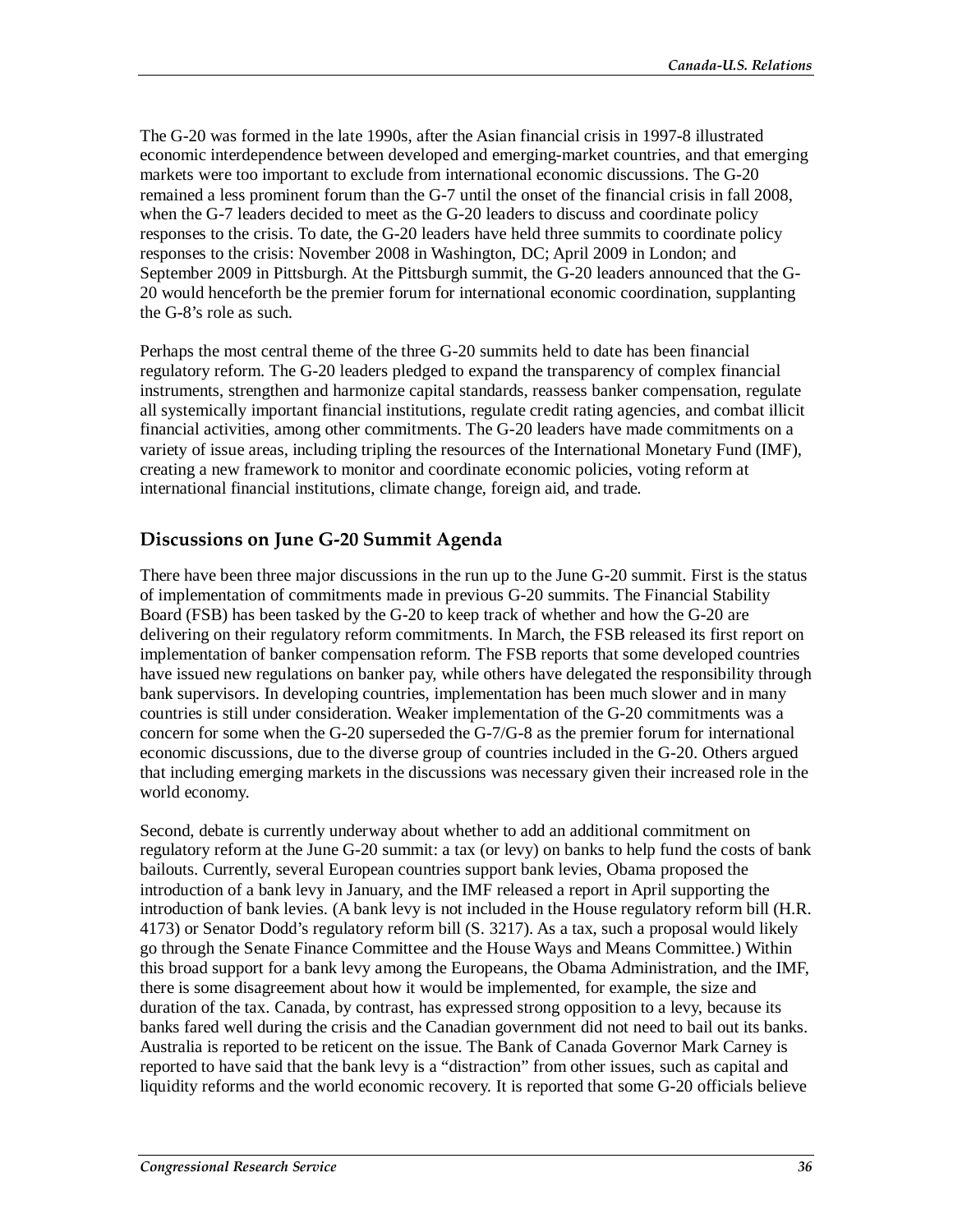The G-20 was formed in the late 1990s, after the Asian financial crisis in 1997-8 illustrated economic interdependence between developed and emerging-market countries, and that emerging markets were too important to exclude from international economic discussions. The G-20 remained a less prominent forum than the G-7 until the onset of the financial crisis in fall 2008, when the G-7 leaders decided to meet as the G-20 leaders to discuss and coordinate policy responses to the crisis. To date, the G-20 leaders have held three summits to coordinate policy responses to the crisis: November 2008 in Washington, DC; April 2009 in London; and September 2009 in Pittsburgh. At the Pittsburgh summit, the G-20 leaders announced that the G-20 would henceforth be the premier forum for international economic coordination, supplanting the G-8's role as such.

Perhaps the most central theme of the three G-20 summits held to date has been financial regulatory reform. The G-20 leaders pledged to expand the transparency of complex financial instruments, strengthen and harmonize capital standards, reassess banker compensation, regulate all systemically important financial institutions, regulate credit rating agencies, and combat illicit financial activities, among other commitments. The G-20 leaders have made commitments on a variety of issue areas, including tripling the resources of the International Monetary Fund (IMF), creating a new framework to monitor and coordinate economic policies, voting reform at international financial institutions, climate change, foreign aid, and trade.

## Discussions on June G-20 Summit Agenda

There have been three major discussions in the run up to the June G-20 summit. First is the status of implementation of commitments made in previous G-20 summits. The Financial Stability Board (FSB) has been tasked by the G-20 to keep track of whether and how the G-20 are delivering on their regulatory reform commitments. In March, the FSB released its first report on implementation of banker compensation reform. The FSB reports that some developed countries have issued new regulations on banker pay, while others have delegated the responsibility through bank supervisors. In developing countries, implementation has been much slower and in many countries is still under consideration. Weaker implementation of the G-20 commitments was a concern for some when the G-20 superseded the G-7/G-8 as the premier forum for international economic discussions, due to the diverse group of countries included in the G-20. Others argued that including emerging markets in the discussions was necessary given their increased role in the world economy.

Second, debate is currently underway about whether to add an additional commitment on regulatory reform at the June G-20 summit: a tax (or levy) on banks to help fund the costs of bank bailouts. Currently, several European countries support bank levies, Obama proposed the introduction of a bank levy in January, and the IMF released a report in April supporting the introduction of bank levies. (A bank levy is not included in the House regulatory reform bill (H.R. 4173) or Senator Dodd's regulatory reform bill (S. 3217). As a tax, such a proposal would likely go through the Senate Finance Committee and the House Ways and Means Committee.) Within this broad support for a bank levy among the Europeans, the Obama Administration, and the IMF, there is some disagreement about how it would be implemented, for example, the size and duration of the tax. Canada, by contrast, has expressed strong opposition to a levy, because its banks fared well during the crisis and the Canadian government did not need to bail out its banks. Australia is reported to be reticent on the issue. The Bank of Canada Governor Mark Carney is reported to have said that the bank levy is a "distraction" from other issues, such as capital and liquidity reforms and the world economic recovery. It is reported that some G-20 officials believe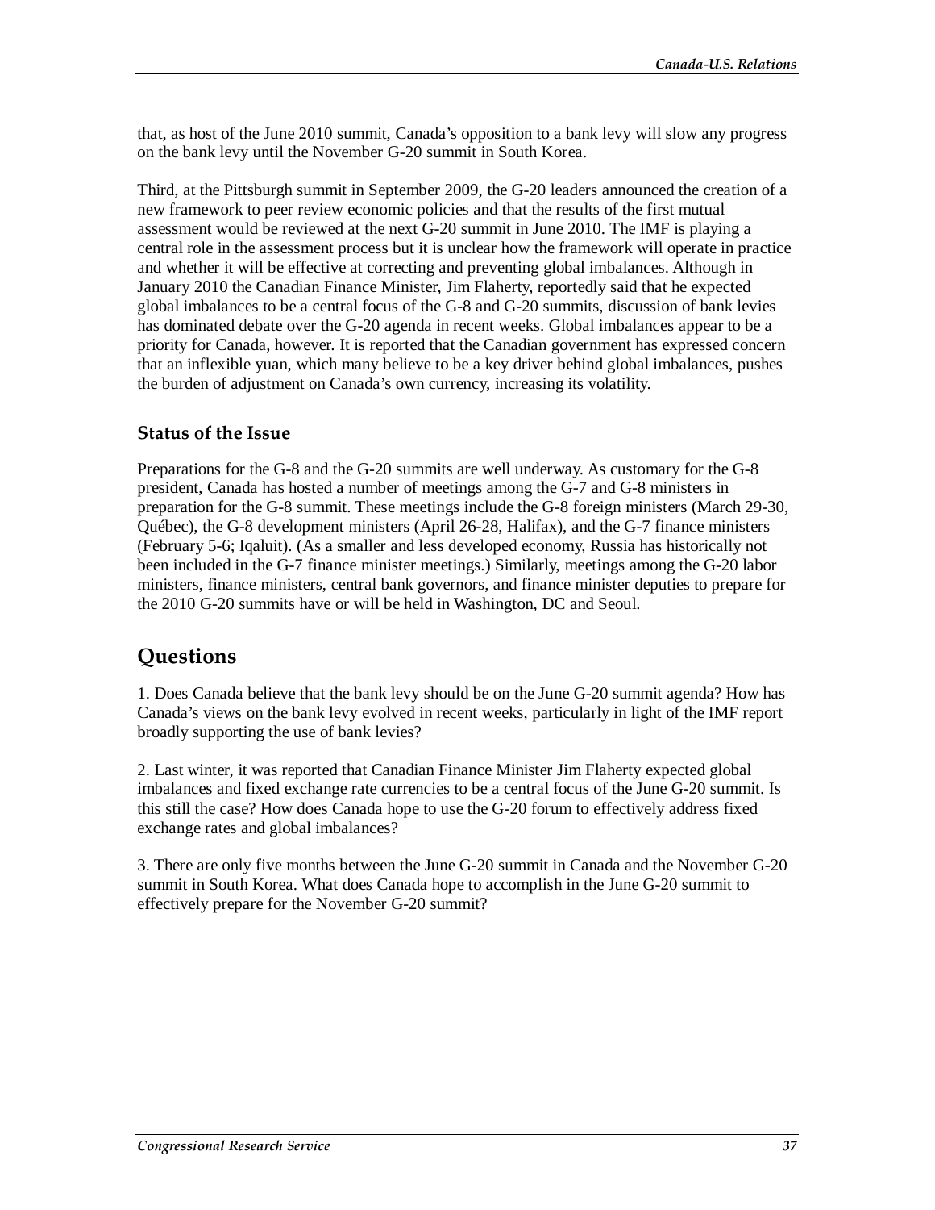that, as host of the June 2010 summit, Canada's opposition to a bank levy will slow any progress on the bank levy until the November G-20 summit in South Korea.

Third, at the Pittsburgh summit in September 2009, the G-20 leaders announced the creation of a new framework to peer review economic policies and that the results of the first mutual assessment would be reviewed at the next G-20 summit in June 2010. The IMF is playing a central role in the assessment process but it is unclear how the framework will operate in practice and whether it will be effective at correcting and preventing global imbalances. Although in January 2010 the Canadian Finance Minister, Jim Flaherty, reportedly said that he expected global imbalances to be a central focus of the G-8 and G-20 summits, discussion of bank levies has dominated debate over the G-20 agenda in recent weeks. Global imbalances appear to be a priority for Canada, however. It is reported that the Canadian government has expressed concern that an inflexible yuan, which many believe to be a key driver behind global imbalances, pushes the burden of adjustment on Canada's own currency, increasing its volatility.

### Status of the Issue

Preparations for the G-8 and the G-20 summits are well underway. As customary for the G-8 president, Canada has hosted a number of meetings among the G-7 and G-8 ministers in preparation for the G-8 summit. These meetings include the G-8 foreign ministers (March 29-30, Québec), the G-8 development ministers (April 26-28, Halifax), and the G-7 finance ministers (February 5-6; Iqaluit). (As a smaller and less developed economy, Russia has historically not been included in the G-7 finance minister meetings.) Similarly, meetings among the G-20 labor ministers, finance ministers, central bank governors, and finance minister deputies to prepare for the 2010 G-20 summits have or will be held in Washington, DC and Seoul.

## Questions

1. Does Canada believe that the bank levy should be on the June G-20 summit agenda? How has Canada's views on the bank levy evolved in recent weeks, particularly in light of the IMF report broadly supporting the use of bank levies?

2. Last winter, it was reported that Canadian Finance Minister Jim Flaherty expected global imbalances and fixed exchange rate currencies to be a central focus of the June G-20 summit. Is this still the case? How does Canada hope to use the G-20 forum to effectively address fixed exchange rates and global imbalances?

3. There are only five months between the June G-20 summit in Canada and the November G-20 summit in South Korea. What does Canada hope to accomplish in the June G-20 summit to effectively prepare for the November G-20 summit?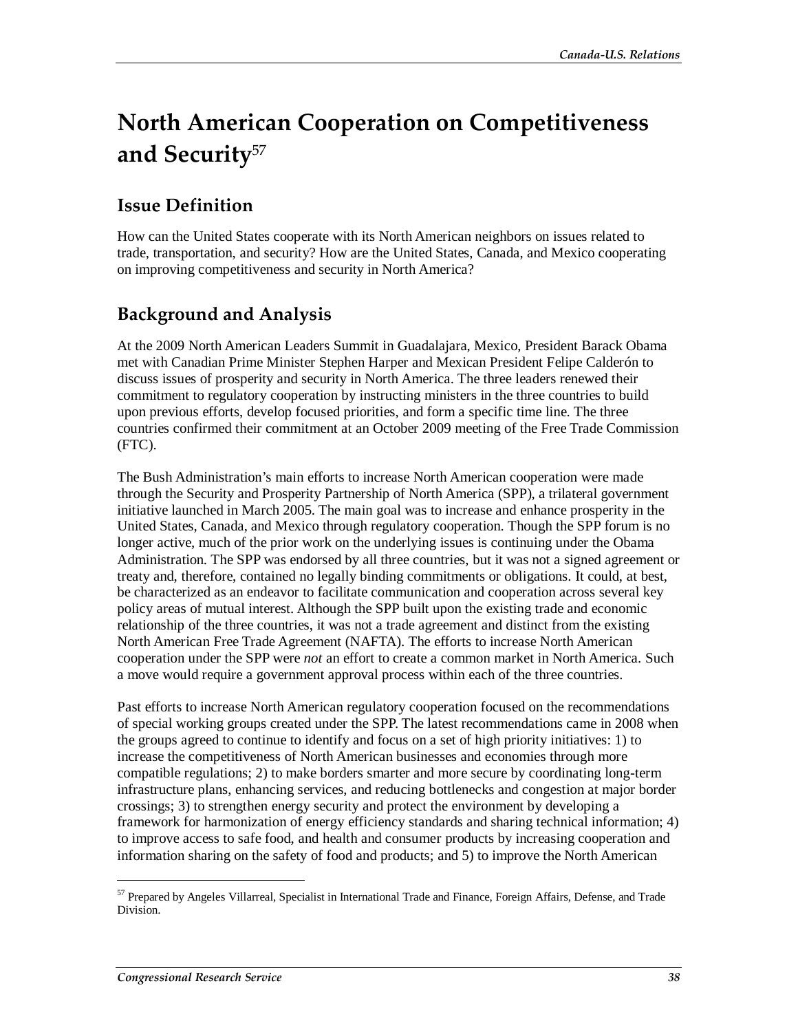# North American Cooperation on Competitiveness and Security[57]

## Issue Definition

How can the United States cooperate with its North American neighbors on issues related to trade, transportation, and security? How are the United States, Canada, and Mexico cooperating on improving competitiveness and security in North America?

## Background and Analysis

At the 2009 North American Leaders Summit in Guadalajara, Mexico, President Barack Obama met with Canadian Prime Minister Stephen Harper and Mexican President Felipe Calderón to discuss issues of prosperity and security in North America. The three leaders renewed their commitment to regulatory cooperation by instructing ministers in the three countries to build upon previous efforts, develop focused priorities, and form a specific time line. The three countries confirmed their commitment at an October 2009 meeting of the Free Trade Commission (FTC).

The Bush Administration's main efforts to increase North American cooperation were made through the Security and Prosperity Partnership of North America (SPP), a trilateral government initiative launched in March 2005. The main goal was to increase and enhance prosperity in the United States, Canada, and Mexico through regulatory cooperation. Though the SPP forum is no longer active, much of the prior work on the underlying issues is continuing under the Obama Administration. The SPP was endorsed by all three countries, but it was not a signed agreement or treaty and, therefore, contained no legally binding commitments or obligations. It could, at best, be characterized as an endeavor to facilitate communication and cooperation across several key policy areas of mutual interest. Although the SPP built upon the existing trade and economic relationship of the three countries, it was not a trade agreement and distinct from the existing North American Free Trade Agreement (NAFTA). The efforts to increase North American cooperation under the SPP were *not* an effort to create a common market in North America. Such a move would require a government approval process within each of the three countries.

Past efforts to increase North American regulatory cooperation focused on the recommendations of special working groups created under the SPP. The latest recommendations came in 2008 when the groups agreed to continue to identify and focus on a set of high priority initiatives: 1) to increase the competitiveness of North American businesses and economies through more compatible regulations; 2) to make borders smarter and more secure by coordinating long-term infrastructure plans, enhancing services, and reducing bottlenecks and congestion at major border crossings; 3) to strengthen energy security and protect the environment by developing a framework for harmonization of energy efficiency standards and sharing technical information; 4) to improve access to safe food, and health and consumer products by increasing cooperation and information sharing on the safety of food and products; and 5) to improve the North American

[57] Prepared by Angeles Villarreal, Specialist in International Trade and Finance, Foreign Affairs, Defense, and Trade Division.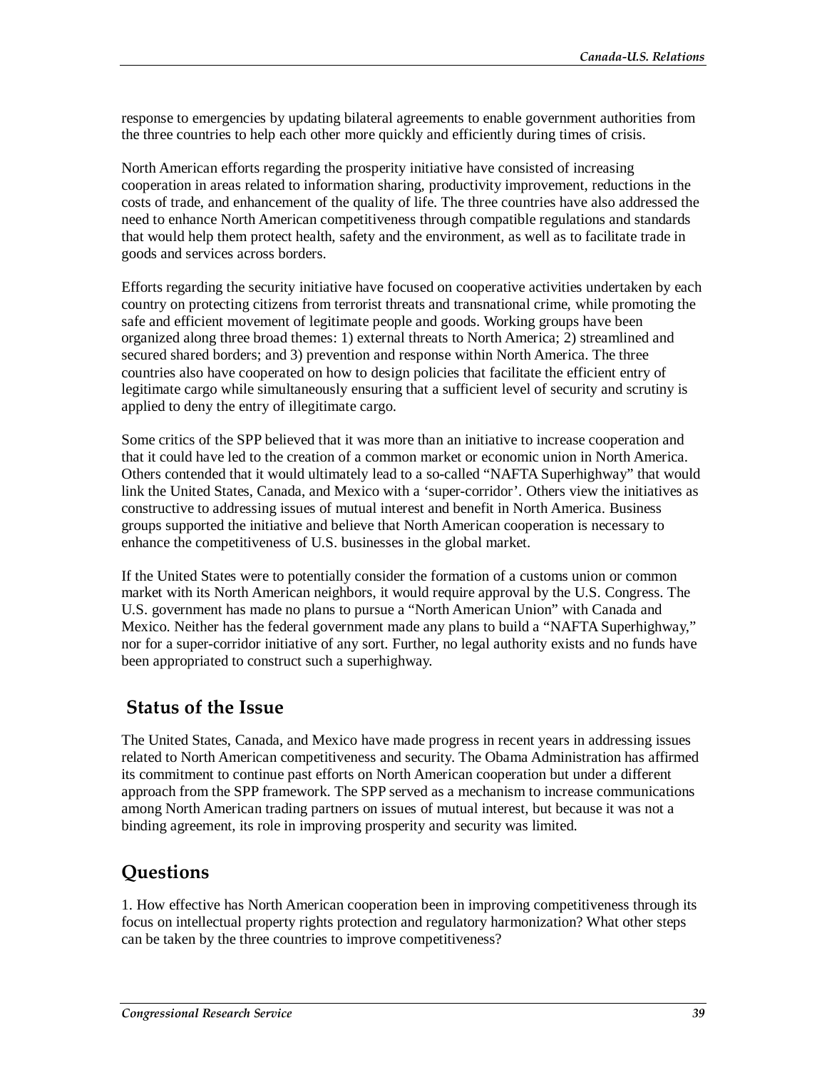response to emergencies by updating bilateral agreements to enable government authorities from the three countries to help each other more quickly and efficiently during times of crisis.

North American efforts regarding the prosperity initiative have consisted of increasing cooperation in areas related to information sharing, productivity improvement, reductions in the costs of trade, and enhancement of the quality of life. The three countries have also addressed the need to enhance North American competitiveness through compatible regulations and standards that would help them protect health, safety and the environment, as well as to facilitate trade in goods and services across borders.

Efforts regarding the security initiative have focused on cooperative activities undertaken by each country on protecting citizens from terrorist threats and transnational crime, while promoting the safe and efficient movement of legitimate people and goods. Working groups have been organized along three broad themes: 1) external threats to North America; 2) streamlined and secured shared borders; and 3) prevention and response within North America. The three countries also have cooperated on how to design policies that facilitate the efficient entry of legitimate cargo while simultaneously ensuring that a sufficient level of security and scrutiny is applied to deny the entry of illegitimate cargo.

Some critics of the SPP believed that it was more than an initiative to increase cooperation and that it could have led to the creation of a common market or economic union in North America. Others contended that it would ultimately lead to a so-called "NAFTA Superhighway" that would link the United States, Canada, and Mexico with a 'super-corridor'. Others view the initiatives as constructive to addressing issues of mutual interest and benefit in North America. Business groups supported the initiative and believe that North American cooperation is necessary to enhance the competitiveness of U.S. businesses in the global market.

If the United States were to potentially consider the formation of a customs union or common market with its North American neighbors, it would require approval by the U.S. Congress. The U.S. government has made no plans to pursue a "North American Union" with Canada and Mexico. Neither has the federal government made any plans to build a "NAFTA Superhighway," nor for a super-corridor initiative of any sort. Further, no legal authority exists and no funds have been appropriated to construct such a superhighway.

## Status of the Issue

The United States, Canada, and Mexico have made progress in recent years in addressing issues related to North American competitiveness and security. The Obama Administration has affirmed its commitment to continue past efforts on North American cooperation but under a different approach from the SPP framework. The SPP served as a mechanism to increase communications among North American trading partners on issues of mutual interest, but because it was not a binding agreement, its role in improving prosperity and security was limited.

## Questions

1. How effective has North American cooperation been in improving competitiveness through its focus on intellectual property rights protection and regulatory harmonization? What other steps can be taken by the three countries to improve competitiveness?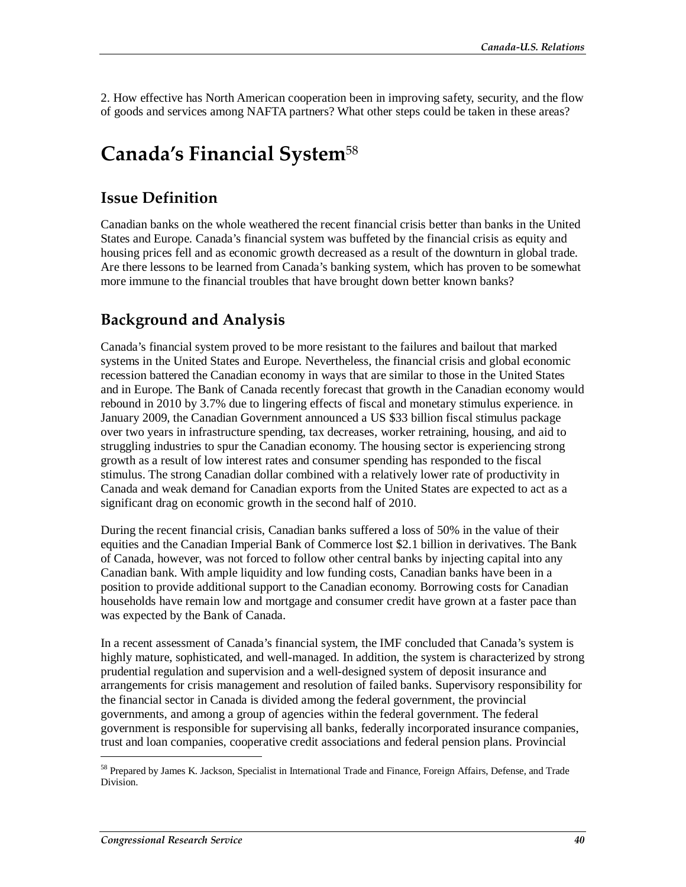2. How effective has North American cooperation been in improving safety, security, and the flow of goods and services among NAFTA partners? What other steps could be taken in these areas?

# Canada's Financial System[58]

## Issue Definition

Canadian banks on the whole weathered the recent financial crisis better than banks in the United States and Europe. Canada's financial system was buffeted by the financial crisis as equity and housing prices fell and as economic growth decreased as a result of the downturn in global trade. Are there lessons to be learned from Canada's banking system, which has proven to be somewhat more immune to the financial troubles that have brought down better known banks?

## Background and Analysis

Canada's financial system proved to be more resistant to the failures and bailout that marked systems in the United States and Europe. Nevertheless, the financial crisis and global economic recession battered the Canadian economy in ways that are similar to those in the United States and in Europe. The Bank of Canada recently forecast that growth in the Canadian economy would rebound in 2010 by 3.7% due to lingering effects of fiscal and monetary stimulus experience. in January 2009, the Canadian Government announced a US $33 billion fiscal stimulus package over two years in infrastructure spending, tax decreases, worker retraining, housing, and aid to struggling industries to spur the Canadian economy. The housing sector is experiencing strong growth as a result of low interest rates and consumer spending has responded to the fiscal stimulus. The strong Canadian dollar combined with a relatively lower rate of productivity in Canada and weak demand for Canadian exports from the United States are expected to act as a significant drag on economic growth in the second half of 2010.

During the recent financial crisis, Canadian banks suffered a loss of 50% in the value of their equities and the Canadian Imperial Bank of Commerce lost $2.1 billion in derivatives. The Bank of Canada, however, was not forced to follow other central banks by injecting capital into any Canadian bank. With ample liquidity and low funding costs, Canadian banks have been in a position to provide additional support to the Canadian economy. Borrowing costs for Canadian households have remain low and mortgage and consumer credit have grown at a faster pace than was expected by the Bank of Canada.

In a recent assessment of Canada's financial system, the IMF concluded that Canada's system is highly mature, sophisticated, and well-managed. In addition, the system is characterized by strong prudential regulation and supervision and a well-designed system of deposit insurance and arrangements for crisis management and resolution of failed banks. Supervisory responsibility for the financial sector in Canada is divided among the federal government, the provincial governments, and among a group of agencies within the federal government. The federal government is responsible for supervising all banks, federally incorporated insurance companies, trust and loan companies, cooperative credit associations and federal pension plans. Provincial

[58] Prepared by James K. Jackson, Specialist in International Trade and Finance, Foreign Affairs, Defense, and Trade Division.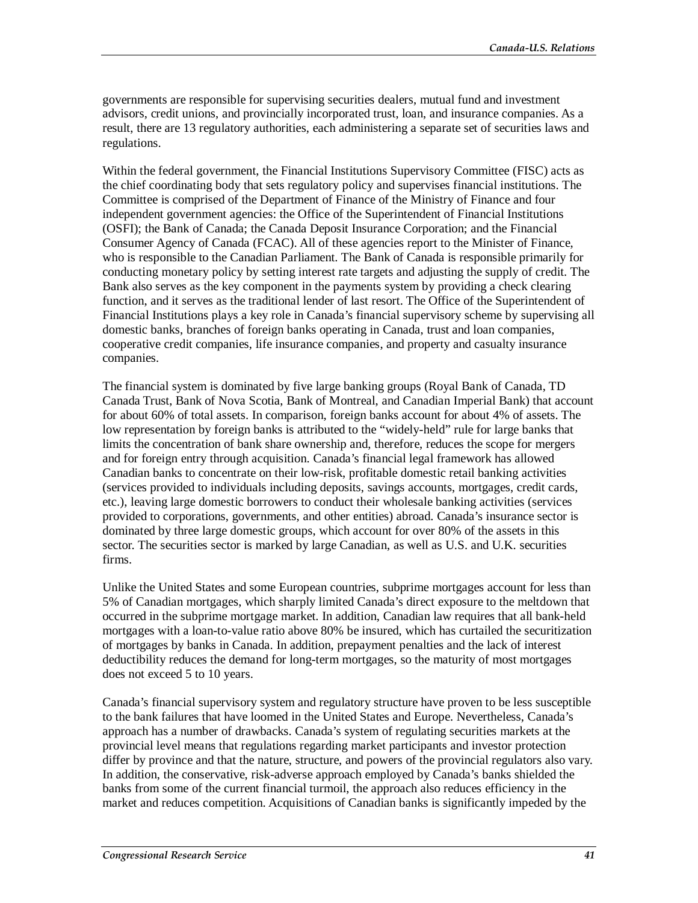governments are responsible for supervising securities dealers, mutual fund and investment advisors, credit unions, and provincially incorporated trust, loan, and insurance companies. As a result, there are 13 regulatory authorities, each administering a separate set of securities laws and regulations.

Within the federal government, the Financial Institutions Supervisory Committee (FISC) acts as the chief coordinating body that sets regulatory policy and supervises financial institutions. The Committee is comprised of the Department of Finance of the Ministry of Finance and four independent government agencies: the Office of the Superintendent of Financial Institutions (OSFI); the Bank of Canada; the Canada Deposit Insurance Corporation; and the Financial Consumer Agency of Canada (FCAC). All of these agencies report to the Minister of Finance, who is responsible to the Canadian Parliament. The Bank of Canada is responsible primarily for conducting monetary policy by setting interest rate targets and adjusting the supply of credit. The Bank also serves as the key component in the payments system by providing a check clearing function, and it serves as the traditional lender of last resort. The Office of the Superintendent of Financial Institutions plays a key role in Canada's financial supervisory scheme by supervising all domestic banks, branches of foreign banks operating in Canada, trust and loan companies, cooperative credit companies, life insurance companies, and property and casualty insurance companies.

The financial system is dominated by five large banking groups (Royal Bank of Canada, TD Canada Trust, Bank of Nova Scotia, Bank of Montreal, and Canadian Imperial Bank) that account for about 60% of total assets. In comparison, foreign banks account for about 4% of assets. The low representation by foreign banks is attributed to the "widely-held" rule for large banks that limits the concentration of bank share ownership and, therefore, reduces the scope for mergers and for foreign entry through acquisition. Canada's financial legal framework has allowed Canadian banks to concentrate on their low-risk, profitable domestic retail banking activities (services provided to individuals including deposits, savings accounts, mortgages, credit cards, etc.), leaving large domestic borrowers to conduct their wholesale banking activities (services provided to corporations, governments, and other entities) abroad. Canada's insurance sector is dominated by three large domestic groups, which account for over 80% of the assets in this sector. The securities sector is marked by large Canadian, as well as U.S. and U.K. securities firms.

Unlike the United States and some European countries, subprime mortgages account for less than 5% of Canadian mortgages, which sharply limited Canada's direct exposure to the meltdown that occurred in the subprime mortgage market. In addition, Canadian law requires that all bank-held mortgages with a loan-to-value ratio above 80% be insured, which has curtailed the securitization of mortgages by banks in Canada. In addition, prepayment penalties and the lack of interest deductibility reduces the demand for long-term mortgages, so the maturity of most mortgages does not exceed 5 to 10 years.

Canada's financial supervisory system and regulatory structure have proven to be less susceptible to the bank failures that have loomed in the United States and Europe. Nevertheless, Canada's approach has a number of drawbacks. Canada's system of regulating securities markets at the provincial level means that regulations regarding market participants and investor protection differ by province and that the nature, structure, and powers of the provincial regulators also vary. In addition, the conservative, risk-adverse approach employed by Canada's banks shielded the banks from some of the current financial turmoil, the approach also reduces efficiency in the market and reduces competition. Acquisitions of Canadian banks is significantly impeded by the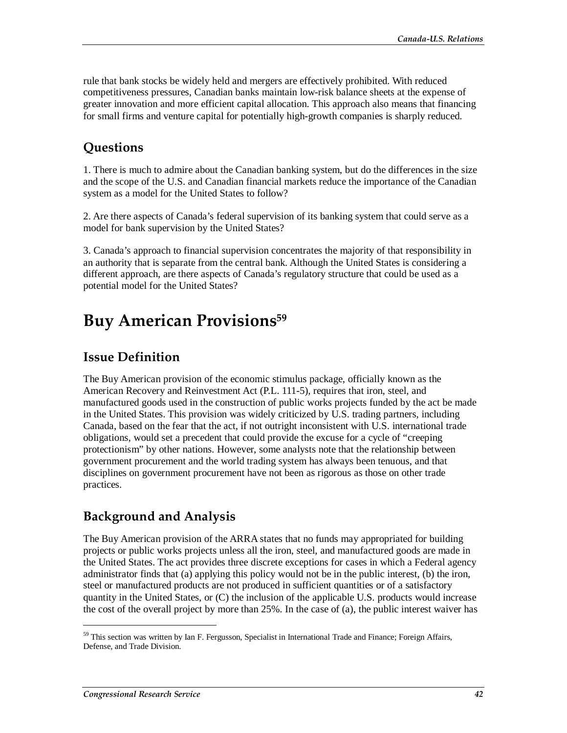rule that bank stocks be widely held and mergers are effectively prohibited. With reduced competitiveness pressures, Canadian banks maintain low-risk balance sheets at the expense of greater innovation and more efficient capital allocation. This approach also means that financing for small firms and venture capital for potentially high-growth companies is sharply reduced.

## Questions

1. There is much to admire about the Canadian banking system, but do the differences in the size and the scope of the U.S. and Canadian financial markets reduce the importance of the Canadian system as a model for the United States to follow?

2. Are there aspects of Canada's federal supervision of its banking system that could serve as a model for bank supervision by the United States?

3. Canada's approach to financial supervision concentrates the majority of that responsibility in an authority that is separate from the central bank. Although the United States is considering a different approach, are there aspects of Canada's regulatory structure that could be used as a potential model for the United States?

# Buy American Provisions[59]

## Issue Definition

The Buy American provision of the economic stimulus package, officially known as the American Recovery and Reinvestment Act (P.L. 111-5), requires that iron, steel, and manufactured goods used in the construction of public works projects funded by the act be made in the United States. This provision was widely criticized by U.S. trading partners, including Canada, based on the fear that the act, if not outright inconsistent with U.S. international trade obligations, would set a precedent that could provide the excuse for a cycle of "creeping protectionism" by other nations. However, some analysts note that the relationship between government procurement and the world trading system has always been tenuous, and that disciplines on government procurement have not been as rigorous as those on other trade practices.

## Background and Analysis

The Buy American provision of the ARRA states that no funds may appropriated for building projects or public works projects unless all the iron, steel, and manufactured goods are made in the United States. The act provides three discrete exceptions for cases in which a Federal agency administrator finds that (a) applying this policy would not be in the public interest, (b) the iron, steel or manufactured products are not produced in sufficient quantities or of a satisfactory quantity in the United States, or (C) the inclusion of the applicable U.S. products would increase the cost of the overall project by more than 25%. In the case of (a), the public interest waiver has

[59] This section was written by Ian F. Fergusson, Specialist in International Trade and Finance; Foreign Affairs, Defense, and Trade Division.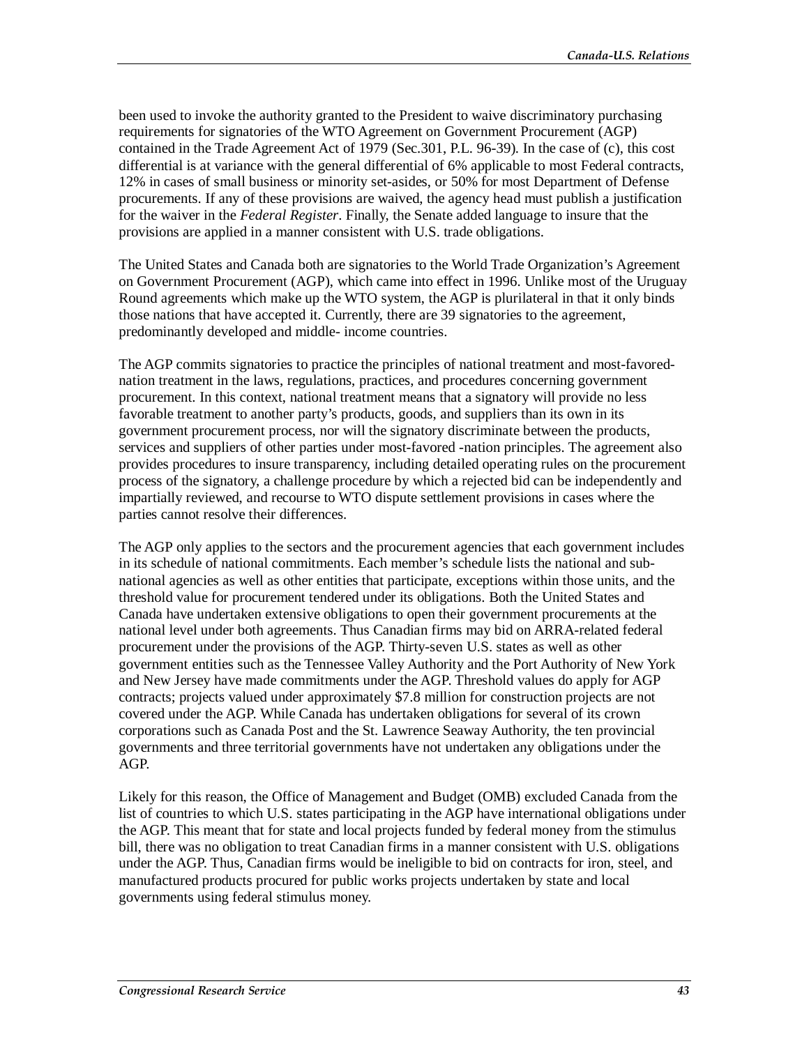been used to invoke the authority granted to the President to waive discriminatory purchasing requirements for signatories of the WTO Agreement on Government Procurement (AGP) contained in the Trade Agreement Act of 1979 (Sec.301, P.L. 96-39). In the case of (c), this cost differential is at variance with the general differential of 6% applicable to most Federal contracts, 12% in cases of small business or minority set-asides, or 50% for most Department of Defense procurements. If any of these provisions are waived, the agency head must publish a justification for the waiver in the *Federal Register*. Finally, the Senate added language to insure that the provisions are applied in a manner consistent with U.S. trade obligations.

The United States and Canada both are signatories to the World Trade Organization's Agreement on Government Procurement (AGP), which came into effect in 1996. Unlike most of the Uruguay Round agreements which make up the WTO system, the AGP is plurilateral in that it only binds those nations that have accepted it. Currently, there are 39 signatories to the agreement, predominantly developed and middle- income countries.

The AGP commits signatories to practice the principles of national treatment and most-favored-nation treatment in the laws, regulations, practices, and procedures concerning government procurement. In this context, national treatment means that a signatory will provide no less favorable treatment to another party's products, goods, and suppliers than its own in its government procurement process, nor will the signatory discriminate between the products, services and suppliers of other parties under most-favored -nation principles. The agreement also provides procedures to insure transparency, including detailed operating rules on the procurement process of the signatory, a challenge procedure by which a rejected bid can be independently and impartially reviewed, and recourse to WTO dispute settlement provisions in cases where the parties cannot resolve their differences.

The AGP only applies to the sectors and the procurement agencies that each government includes in its schedule of national commitments. Each member's schedule lists the national and sub-national agencies as well as other entities that participate, exceptions within those units, and the threshold value for procurement tendered under its obligations. Both the United States and Canada have undertaken extensive obligations to open their government procurements at the national level under both agreements. Thus Canadian firms may bid on ARRA-related federal procurement under the provisions of the AGP. Thirty-seven U.S. states as well as other government entities such as the Tennessee Valley Authority and the Port Authority of New York and New Jersey have made commitments under the AGP. Threshold values do apply for AGP contracts; projects valued under approximately $7.8 million for construction projects are not covered under the AGP. While Canada has undertaken obligations for several of its crown corporations such as Canada Post and the St. Lawrence Seaway Authority, the ten provincial governments and three territorial governments have not undertaken any obligations under the AGP.

Likely for this reason, the Office of Management and Budget (OMB) excluded Canada from the list of countries to which U.S. states participating in the AGP have international obligations under the AGP. This meant that for state and local projects funded by federal money from the stimulus bill, there was no obligation to treat Canadian firms in a manner consistent with U.S. obligations under the AGP. Thus, Canadian firms would be ineligible to bid on contracts for iron, steel, and manufactured products procured for public works projects undertaken by state and local governments using federal stimulus money.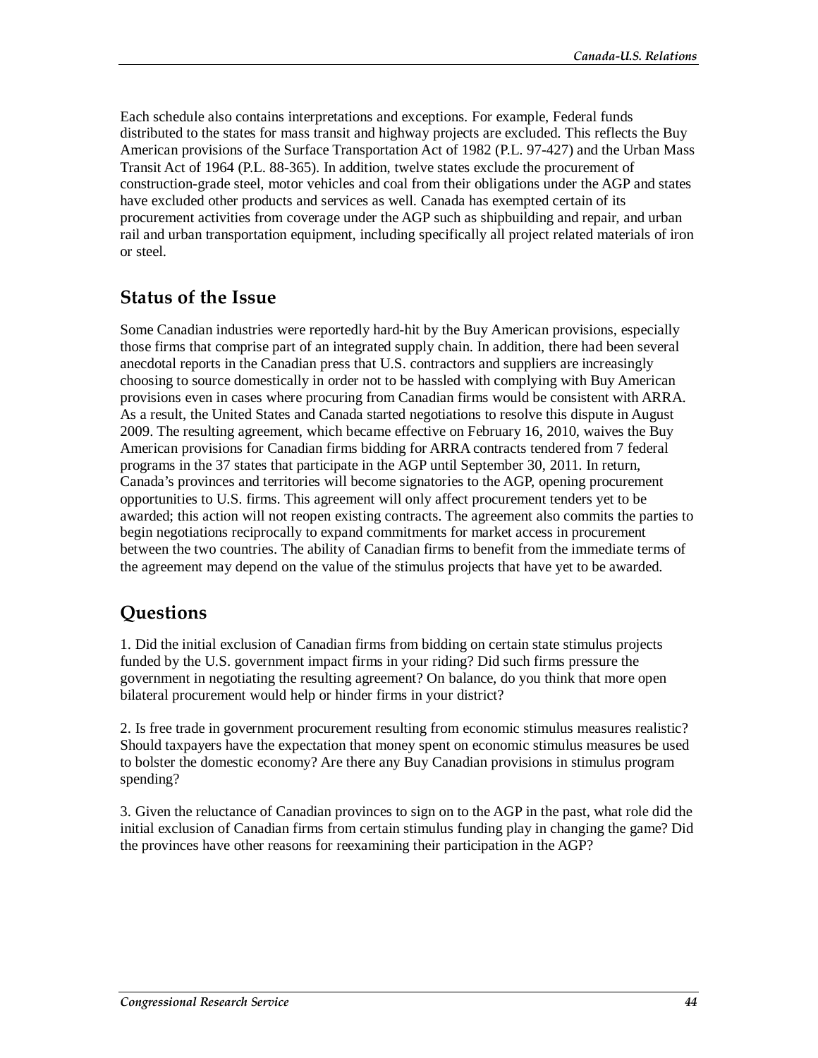Each schedule also contains interpretations and exceptions. For example, Federal funds distributed to the states for mass transit and highway projects are excluded. This reflects the Buy American provisions of the Surface Transportation Act of 1982 (P.L. 97-427) and the Urban Mass Transit Act of 1964 (P.L. 88-365). In addition, twelve states exclude the procurement of construction-grade steel, motor vehicles and coal from their obligations under the AGP and states have excluded other products and services as well. Canada has exempted certain of its procurement activities from coverage under the AGP such as shipbuilding and repair, and urban rail and urban transportation equipment, including specifically all project related materials of iron or steel.

## Status of the Issue

Some Canadian industries were reportedly hard-hit by the Buy American provisions, especially those firms that comprise part of an integrated supply chain. In addition, there had been several anecdotal reports in the Canadian press that U.S. contractors and suppliers are increasingly choosing to source domestically in order not to be hassled with complying with Buy American provisions even in cases where procuring from Canadian firms would be consistent with ARRA. As a result, the United States and Canada started negotiations to resolve this dispute in August 2009. The resulting agreement, which became effective on February 16, 2010, waives the Buy American provisions for Canadian firms bidding for ARRA contracts tendered from 7 federal programs in the 37 states that participate in the AGP until September 30, 2011. In return, Canada's provinces and territories will become signatories to the AGP, opening procurement opportunities to U.S. firms. This agreement will only affect procurement tenders yet to be awarded; this action will not reopen existing contracts. The agreement also commits the parties to begin negotiations reciprocally to expand commitments for market access in procurement between the two countries. The ability of Canadian firms to benefit from the immediate terms of the agreement may depend on the value of the stimulus projects that have yet to be awarded.

## Questions

1. Did the initial exclusion of Canadian firms from bidding on certain state stimulus projects funded by the U.S. government impact firms in your riding? Did such firms pressure the government in negotiating the resulting agreement? On balance, do you think that more open bilateral procurement would help or hinder firms in your district?

2. Is free trade in government procurement resulting from economic stimulus measures realistic? Should taxpayers have the expectation that money spent on economic stimulus measures be used to bolster the domestic economy? Are there any Buy Canadian provisions in stimulus program spending?

3. Given the reluctance of Canadian provinces to sign on to the AGP in the past, what role did the initial exclusion of Canadian firms from certain stimulus funding play in changing the game? Did the provinces have other reasons for reexamining their participation in the AGP?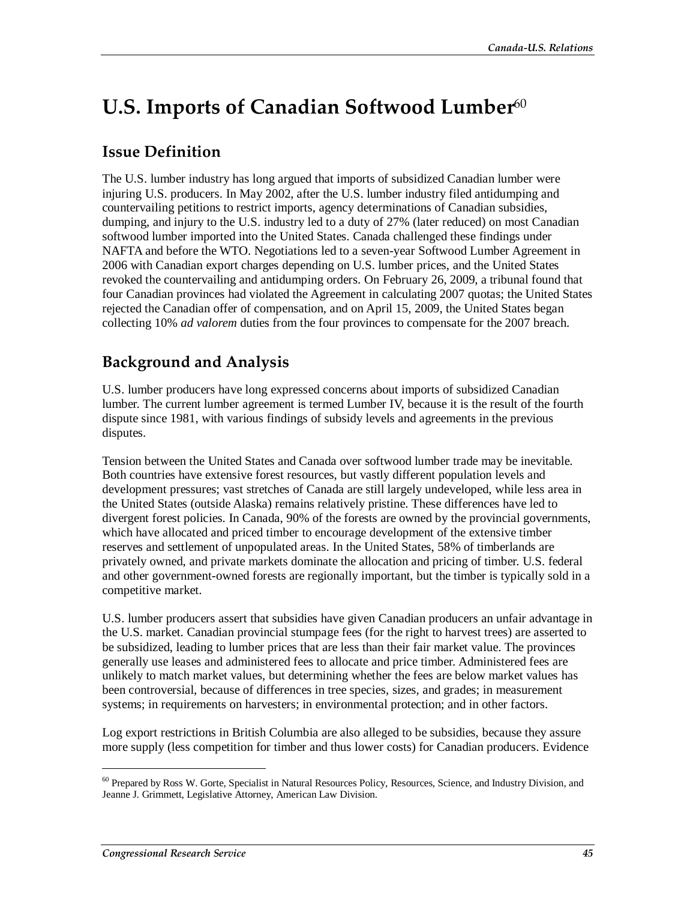# U.S. Imports of Canadian Softwood Lumber[60]

## Issue Definition

The U.S. lumber industry has long argued that imports of subsidized Canadian lumber were injuring U.S. producers. In May 2002, after the U.S. lumber industry filed antidumping and countervailing petitions to restrict imports, agency determinations of Canadian subsidies, dumping, and injury to the U.S. industry led to a duty of 27% (later reduced) on most Canadian softwood lumber imported into the United States. Canada challenged these findings under NAFTA and before the WTO. Negotiations led to a seven-year Softwood Lumber Agreement in 2006 with Canadian export charges depending on U.S. lumber prices, and the United States revoked the countervailing and antidumping orders. On February 26, 2009, a tribunal found that four Canadian provinces had violated the Agreement in calculating 2007 quotas; the United States rejected the Canadian offer of compensation, and on April 15, 2009, the United States began collecting 10% *ad valorem* duties from the four provinces to compensate for the 2007 breach.

## Background and Analysis

U.S. lumber producers have long expressed concerns about imports of subsidized Canadian lumber. The current lumber agreement is termed Lumber IV, because it is the result of the fourth dispute since 1981, with various findings of subsidy levels and agreements in the previous disputes.

Tension between the United States and Canada over softwood lumber trade may be inevitable. Both countries have extensive forest resources, but vastly different population levels and development pressures; vast stretches of Canada are still largely undeveloped, while less area in the United States (outside Alaska) remains relatively pristine. These differences have led to divergent forest policies. In Canada, 90% of the forests are owned by the provincial governments, which have allocated and priced timber to encourage development of the extensive timber reserves and settlement of unpopulated areas. In the United States, 58% of timberlands are privately owned, and private markets dominate the allocation and pricing of timber. U.S. federal and other government-owned forests are regionally important, but the timber is typically sold in a competitive market.

U.S. lumber producers assert that subsidies have given Canadian producers an unfair advantage in the U.S. market. Canadian provincial stumpage fees (for the right to harvest trees) are asserted to be subsidized, leading to lumber prices that are less than their fair market value. The provinces generally use leases and administered fees to allocate and price timber. Administered fees are unlikely to match market values, but determining whether the fees are below market values has been controversial, because of differences in tree species, sizes, and grades; in measurement systems; in requirements on harvesters; in environmental protection; and in other factors.

Log export restrictions in British Columbia are also alleged to be subsidies, because they assure more supply (less competition for timber and thus lower costs) for Canadian producers. Evidence

---

[60] Prepared by Ross W. Gorte, Specialist in Natural Resources Policy, Resources, Science, and Industry Division, and Jeanne J. Grimmett, Legislative Attorney, American Law Division.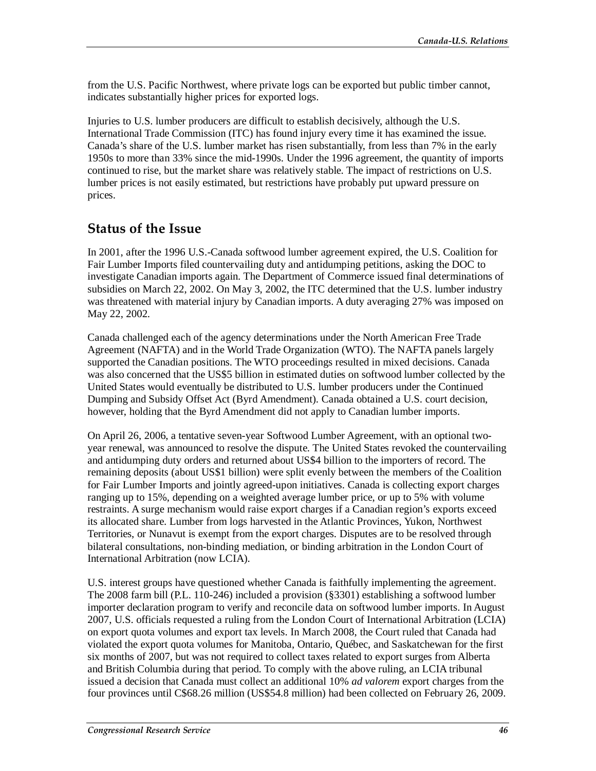from the U.S. Pacific Northwest, where private logs can be exported but public timber cannot, indicates substantially higher prices for exported logs.

Injuries to U.S. lumber producers are difficult to establish decisively, although the U.S. International Trade Commission (ITC) has found injury every time it has examined the issue. Canada's share of the U.S. lumber market has risen substantially, from less than 7% in the early 1950s to more than 33% since the mid-1990s. Under the 1996 agreement, the quantity of imports continued to rise, but the market share was relatively stable. The impact of restrictions on U.S. lumber prices is not easily estimated, but restrictions have probably put upward pressure on prices.

## Status of the Issue

In 2001, after the 1996 U.S.-Canada softwood lumber agreement expired, the U.S. Coalition for Fair Lumber Imports filed countervailing duty and antidumping petitions, asking the DOC to investigate Canadian imports again. The Department of Commerce issued final determinations of subsidies on March 22, 2002. On May 3, 2002, the ITC determined that the U.S. lumber industry was threatened with material injury by Canadian imports. A duty averaging 27% was imposed on May 22, 2002.

Canada challenged each of the agency determinations under the North American Free Trade Agreement (NAFTA) and in the World Trade Organization (WTO). The NAFTA panels largely supported the Canadian positions. The WTO proceedings resulted in mixed decisions. Canada was also concerned that the US$5 billion in estimated duties on softwood lumber collected by the United States would eventually be distributed to U.S. lumber producers under the Continued Dumping and Subsidy Offset Act (Byrd Amendment). Canada obtained a U.S. court decision, however, holding that the Byrd Amendment did not apply to Canadian lumber imports.

On April 26, 2006, a tentative seven-year Softwood Lumber Agreement, with an optional two-year renewal, was announced to resolve the dispute. The United States revoked the countervailing and antidumping duty orders and returned about US$4 billion to the importers of record. The remaining deposits (about US$1 billion) were split evenly between the members of the Coalition for Fair Lumber Imports and jointly agreed-upon initiatives. Canada is collecting export charges ranging up to 15%, depending on a weighted average lumber price, or up to 5% with volume restraints. A surge mechanism would raise export charges if a Canadian region's exports exceed its allocated share. Lumber from logs harvested in the Atlantic Provinces, Yukon, Northwest Territories, or Nunavut is exempt from the export charges. Disputes are to be resolved through bilateral consultations, non-binding mediation, or binding arbitration in the London Court of International Arbitration (now LCIA).

U.S. interest groups have questioned whether Canada is faithfully implementing the agreement. The 2008 farm bill (P.L. 110-246) included a provision (§3301) establishing a softwood lumber importer declaration program to verify and reconcile data on softwood lumber imports. In August 2007, U.S. officials requested a ruling from the London Court of International Arbitration (LCIA) on export quota volumes and export tax levels. In March 2008, the Court ruled that Canada had violated the export quota volumes for Manitoba, Ontario, Québec, and Saskatchewan for the first six months of 2007, but was not required to collect taxes related to export surges from Alberta and British Columbia during that period. To comply with the above ruling, an LCIA tribunal issued a decision that Canada must collect an additional 10% *ad valorem* export charges from the four provinces until C$68.26 million (US$54.8 million) had been collected on February 26, 2009.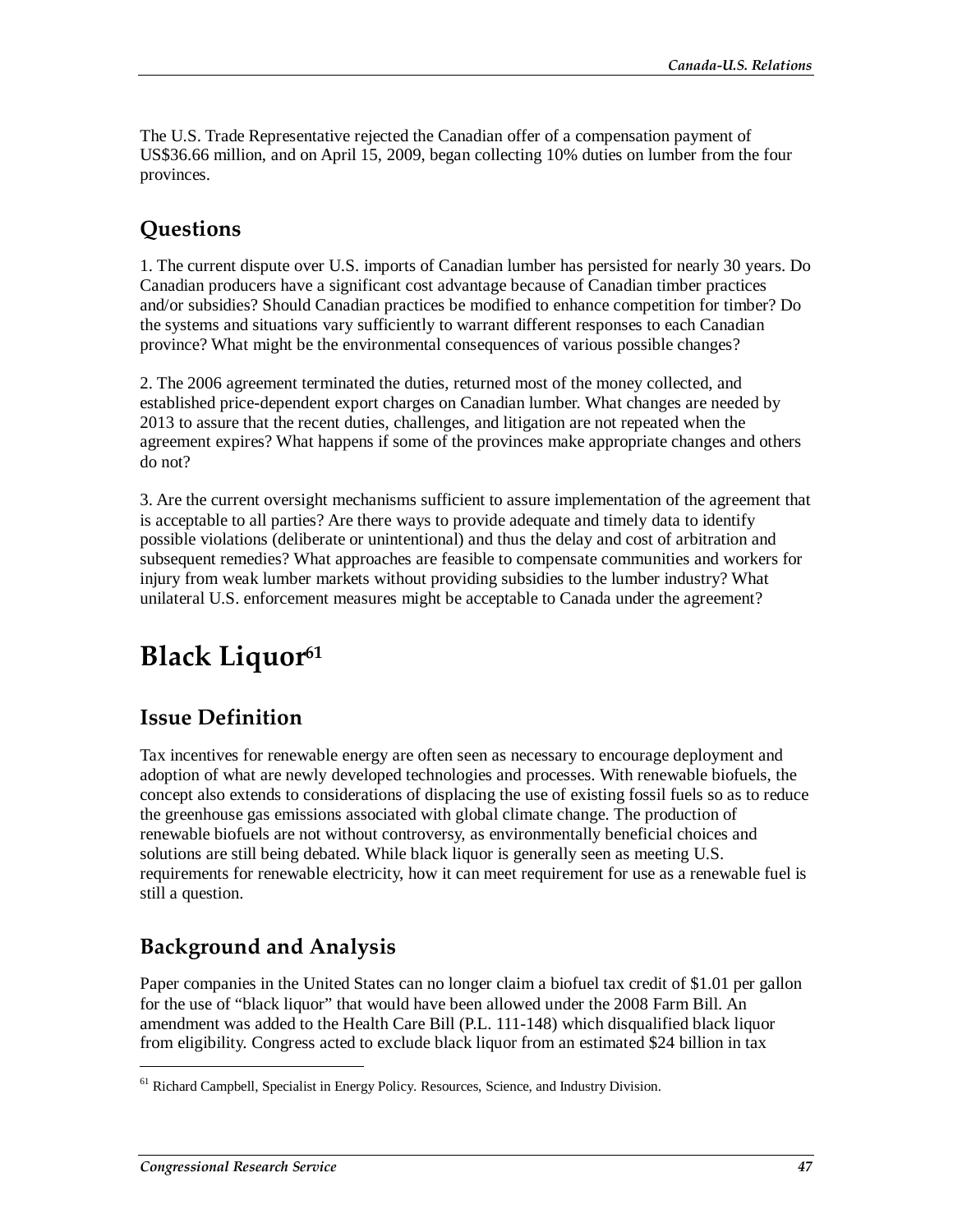The U.S. Trade Representative rejected the Canadian offer of a compensation payment of US$36.66 million, and on April 15, 2009, began collecting 10% duties on lumber from the four provinces.

## Questions

1. The current dispute over U.S. imports of Canadian lumber has persisted for nearly 30 years. Do Canadian producers have a significant cost advantage because of Canadian timber practices and/or subsidies? Should Canadian practices be modified to enhance competition for timber? Do the systems and situations vary sufficiently to warrant different responses to each Canadian province? What might be the environmental consequences of various possible changes?

2. The 2006 agreement terminated the duties, returned most of the money collected, and established price-dependent export charges on Canadian lumber. What changes are needed by 2013 to assure that the recent duties, challenges, and litigation are not repeated when the agreement expires? What happens if some of the provinces make appropriate changes and others do not?

3. Are the current oversight mechanisms sufficient to assure implementation of the agreement that is acceptable to all parties? Are there ways to provide adequate and timely data to identify possible violations (deliberate or unintentional) and thus the delay and cost of arbitration and subsequent remedies? What approaches are feasible to compensate communities and workers for injury from weak lumber markets without providing subsidies to the lumber industry? What unilateral U.S. enforcement measures might be acceptable to Canada under the agreement?

# Black Liquor[61]

## Issue Definition

Tax incentives for renewable energy are often seen as necessary to encourage deployment and adoption of what are newly developed technologies and processes. With renewable biofuels, the concept also extends to considerations of displacing the use of existing fossil fuels so as to reduce the greenhouse gas emissions associated with global climate change. The production of renewable biofuels are not without controversy, as environmentally beneficial choices and solutions are still being debated. While black liquor is generally seen as meeting U.S. requirements for renewable electricity, how it can meet requirement for use as a renewable fuel is still a question.

## Background and Analysis

Paper companies in the United States can no longer claim a biofuel tax credit of $1.01 per gallon for the use of "black liquor" that would have been allowed under the 2008 Farm Bill. An amendment was added to the Health Care Bill (P.L. 111-148) which disqualified black liquor from eligibility. Congress acted to exclude black liquor from an estimated $24 billion in tax

[61] Richard Campbell, Specialist in Energy Policy. Resources, Science, and Industry Division.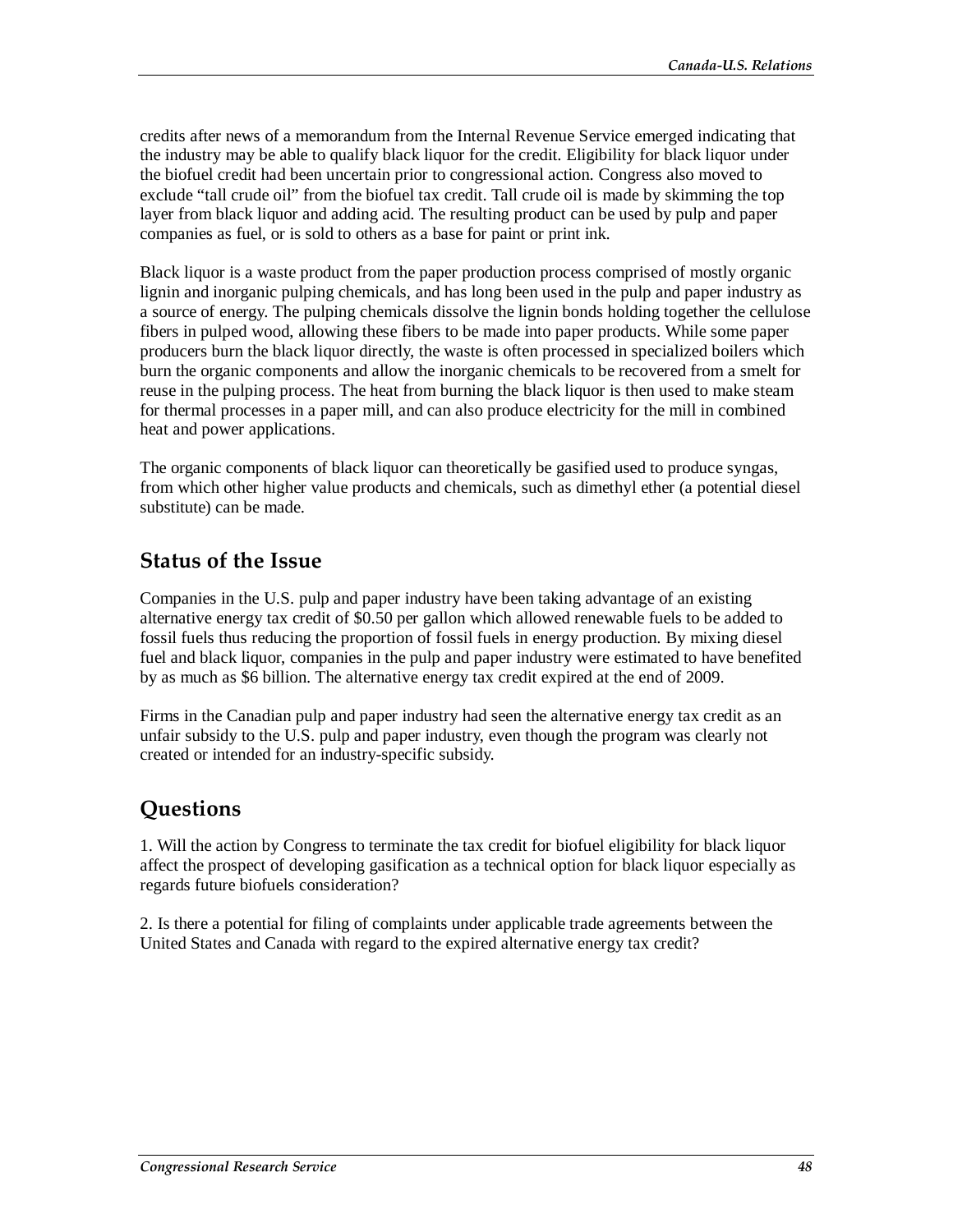credits after news of a memorandum from the Internal Revenue Service emerged indicating that the industry may be able to qualify black liquor for the credit. Eligibility for black liquor under the biofuel credit had been uncertain prior to congressional action. Congress also moved to exclude "tall crude oil" from the biofuel tax credit. Tall crude oil is made by skimming the top layer from black liquor and adding acid. The resulting product can be used by pulp and paper companies as fuel, or is sold to others as a base for paint or print ink.

Black liquor is a waste product from the paper production process comprised of mostly organic lignin and inorganic pulping chemicals, and has long been used in the pulp and paper industry as a source of energy. The pulping chemicals dissolve the lignin bonds holding together the cellulose fibers in pulped wood, allowing these fibers to be made into paper products. While some paper producers burn the black liquor directly, the waste is often processed in specialized boilers which burn the organic components and allow the inorganic chemicals to be recovered from a smelt for reuse in the pulping process. The heat from burning the black liquor is then used to make steam for thermal processes in a paper mill, and can also produce electricity for the mill in combined heat and power applications.

The organic components of black liquor can theoretically be gasified used to produce syngas, from which other higher value products and chemicals, such as dimethyl ether (a potential diesel substitute) can be made.

## Status of the Issue

Companies in the U.S. pulp and paper industry have been taking advantage of an existing alternative energy tax credit of $0.50 per gallon which allowed renewable fuels to be added to fossil fuels thus reducing the proportion of fossil fuels in energy production. By mixing diesel fuel and black liquor, companies in the pulp and paper industry were estimated to have benefited by as much as $6 billion. The alternative energy tax credit expired at the end of 2009.

Firms in the Canadian pulp and paper industry had seen the alternative energy tax credit as an unfair subsidy to the U.S. pulp and paper industry, even though the program was clearly not created or intended for an industry-specific subsidy.

## Questions

1. Will the action by Congress to terminate the tax credit for biofuel eligibility for black liquor affect the prospect of developing gasification as a technical option for black liquor especially as regards future biofuels consideration?

2. Is there a potential for filing of complaints under applicable trade agreements between the United States and Canada with regard to the expired alternative energy tax credit?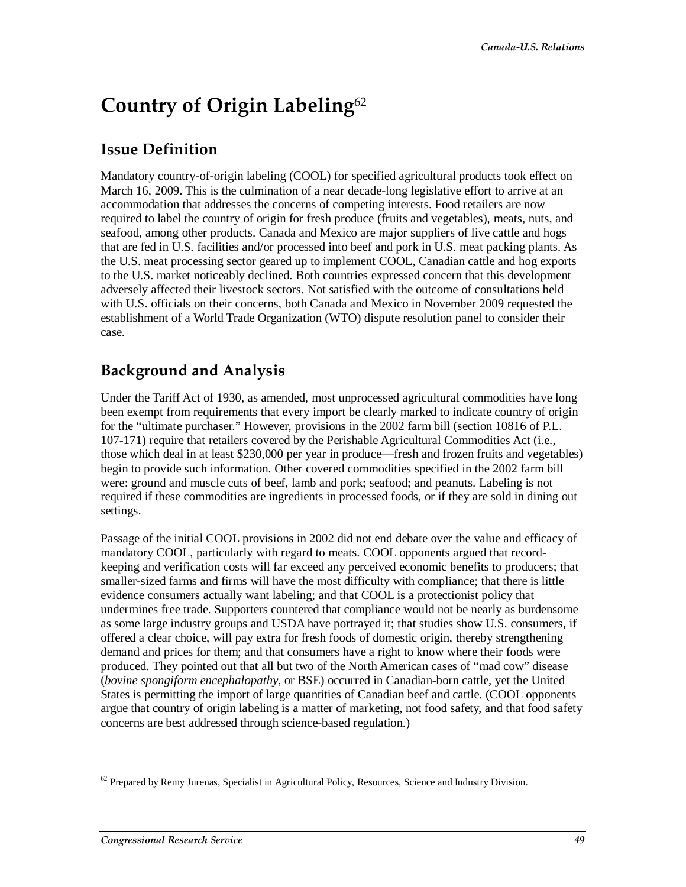# Country of Origin Labeling[62]

## Issue Definition

Mandatory country-of-origin labeling (COOL) for specified agricultural products took effect on March 16, 2009. This is the culmination of a near decade-long legislative effort to arrive at an accommodation that addresses the concerns of competing interests. Food retailers are now required to label the country of origin for fresh produce (fruits and vegetables), meats, nuts, and seafood, among other products. Canada and Mexico are major suppliers of live cattle and hogs that are fed in U.S. facilities and/or processed into beef and pork in U.S. meat packing plants. As the U.S. meat processing sector geared up to implement COOL, Canadian cattle and hog exports to the U.S. market noticeably declined. Both countries expressed concern that this development adversely affected their livestock sectors. Not satisfied with the outcome of consultations held with U.S. officials on their concerns, both Canada and Mexico in November 2009 requested the establishment of a World Trade Organization (WTO) dispute resolution panel to consider their case.

## Background and Analysis

Under the Tariff Act of 1930, as amended, most unprocessed agricultural commodities have long been exempt from requirements that every import be clearly marked to indicate country of origin for the "ultimate purchaser." However, provisions in the 2002 farm bill (section 10816 of P.L. 107-171) require that retailers covered by the Perishable Agricultural Commodities Act (i.e., those which deal in at least $230,000 per year in produce—fresh and frozen fruits and vegetables) begin to provide such information. Other covered commodities specified in the 2002 farm bill were: ground and muscle cuts of beef, lamb and pork; seafood; and peanuts. Labeling is not required if these commodities are ingredients in processed foods, or if they are sold in dining out settings.

Passage of the initial COOL provisions in 2002 did not end debate over the value and efficacy of mandatory COOL, particularly with regard to meats. COOL opponents argued that record-keeping and verification costs will far exceed any perceived economic benefits to producers; that smaller-sized farms and firms will have the most difficulty with compliance; that there is little evidence consumers actually want labeling; and that COOL is a protectionist policy that undermines free trade. Supporters countered that compliance would not be nearly as burdensome as some large industry groups and USDA have portrayed it; that studies show U.S. consumers, if offered a clear choice, will pay extra for fresh foods of domestic origin, thereby strengthening demand and prices for them; and that consumers have a right to know where their foods were produced. They pointed out that all but two of the North American cases of "mad cow" disease (*bovine spongiform encephalopathy*, or BSE) occurred in Canadian-born cattle, yet the United States is permitting the import of large quantities of Canadian beef and cattle. (COOL opponents argue that country of origin labeling is a matter of marketing, not food safety, and that food safety concerns are best addressed through science-based regulation.)

---

[62] Prepared by Remy Jurenas, Specialist in Agricultural Policy, Resources, Science and Industry Division.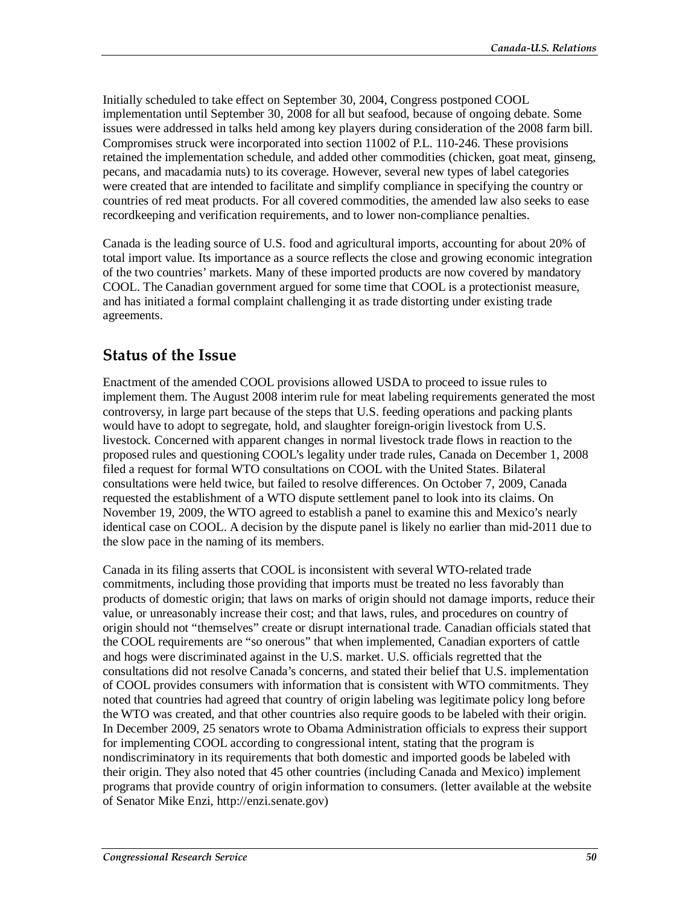Initially scheduled to take effect on September 30, 2004, Congress postponed COOL implementation until September 30, 2008 for all but seafood, because of ongoing debate. Some issues were addressed in talks held among key players during consideration of the 2008 farm bill. Compromises struck were incorporated into section 11002 of P.L. 110-246. These provisions retained the implementation schedule, and added other commodities (chicken, goat meat, ginseng, pecans, and macadamia nuts) to its coverage. However, several new types of label categories were created that are intended to facilitate and simplify compliance in specifying the country or countries of red meat products. For all covered commodities, the amended law also seeks to ease recordkeeping and verification requirements, and to lower non-compliance penalties.

Canada is the leading source of U.S. food and agricultural imports, accounting for about 20% of total import value. Its importance as a source reflects the close and growing economic integration of the two countries' markets. Many of these imported products are now covered by mandatory COOL. The Canadian government argued for some time that COOL is a protectionist measure, and has initiated a formal complaint challenging it as trade distorting under existing trade agreements.

## Status of the Issue

Enactment of the amended COOL provisions allowed USDA to proceed to issue rules to implement them. The August 2008 interim rule for meat labeling requirements generated the most controversy, in large part because of the steps that U.S. feeding operations and packing plants would have to adopt to segregate, hold, and slaughter foreign-origin livestock from U.S. livestock. Concerned with apparent changes in normal livestock trade flows in reaction to the proposed rules and questioning COOL's legality under trade rules, Canada on December 1, 2008 filed a request for formal WTO consultations on COOL with the United States. Bilateral consultations were held twice, but failed to resolve differences. On October 7, 2009, Canada requested the establishment of a WTO dispute settlement panel to look into its claims. On November 19, 2009, the WTO agreed to establish a panel to examine this and Mexico's nearly identical case on COOL. A decision by the dispute panel is likely no earlier than mid-2011 due to the slow pace in the naming of its members.

Canada in its filing asserts that COOL is inconsistent with several WTO-related trade commitments, including those providing that imports must be treated no less favorably than products of domestic origin; that laws on marks of origin should not damage imports, reduce their value, or unreasonably increase their cost; and that laws, rules, and procedures on country of origin should not "themselves" create or disrupt international trade. Canadian officials stated that the COOL requirements are "so onerous" that when implemented, Canadian exporters of cattle and hogs were discriminated against in the U.S. market. U.S. officials regretted that the consultations did not resolve Canada's concerns, and stated their belief that U.S. implementation of COOL provides consumers with information that is consistent with WTO commitments. They noted that countries had agreed that country of origin labeling was legitimate policy long before the WTO was created, and that other countries also require goods to be labeled with their origin. In December 2009, 25 senators wrote to Obama Administration officials to express their support for implementing COOL according to congressional intent, stating that the program is nondiscriminatory in its requirements that both domestic and imported goods be labeled with their origin. They also noted that 45 other countries (including Canada and Mexico) implement programs that provide country of origin information to consumers. (letter available at the website of Senator Mike Enzi, http://enzi.senate.gov)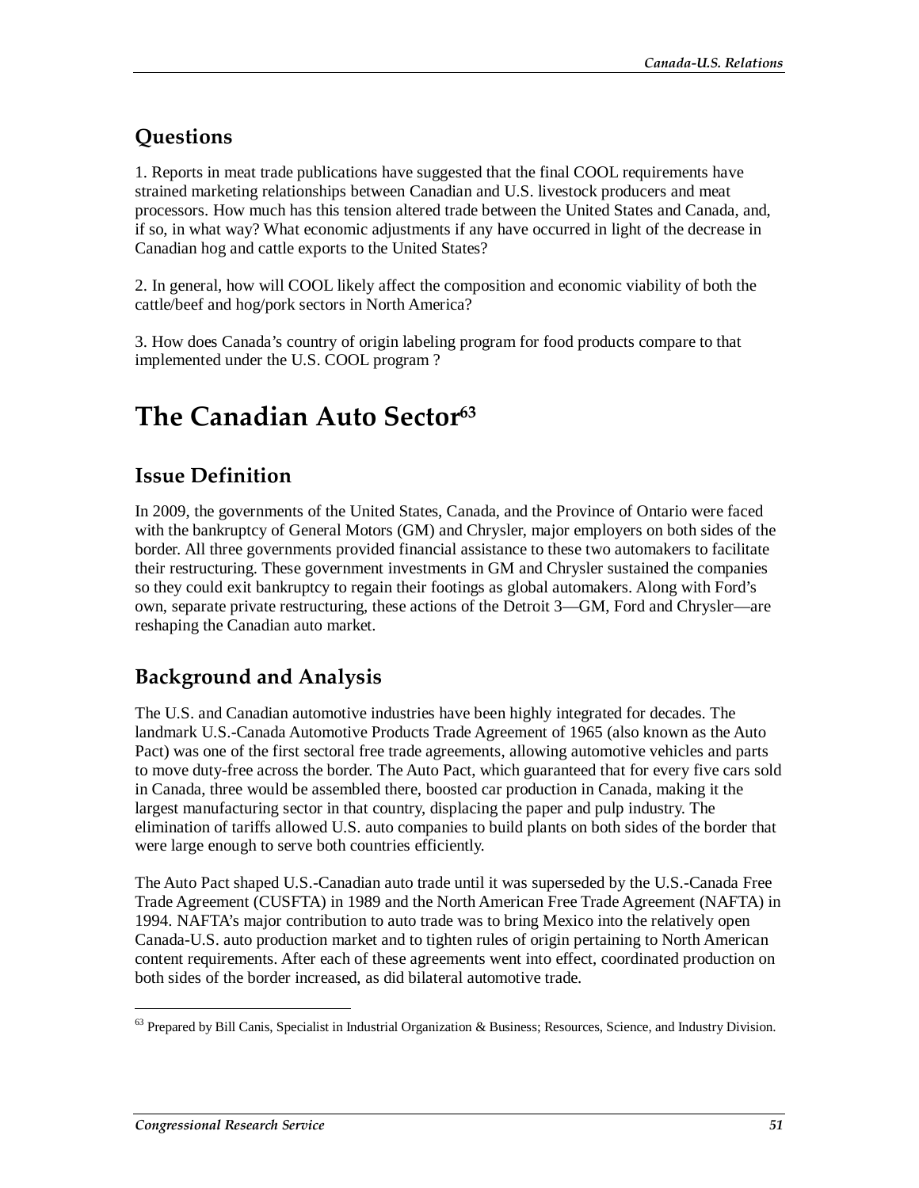## Questions

1. Reports in meat trade publications have suggested that the final COOL requirements have strained marketing relationships between Canadian and U.S. livestock producers and meat processors. How much has this tension altered trade between the United States and Canada, and, if so, in what way? What economic adjustments if any have occurred in light of the decrease in Canadian hog and cattle exports to the United States?

2. In general, how will COOL likely affect the composition and economic viability of both the cattle/beef and hog/pork sectors in North America?

3. How does Canada's country of origin labeling program for food products compare to that implemented under the U.S. COOL program ?

# The Canadian Auto Sector[63]

## Issue Definition

In 2009, the governments of the United States, Canada, and the Province of Ontario were faced with the bankruptcy of General Motors (GM) and Chrysler, major employers on both sides of the border. All three governments provided financial assistance to these two automakers to facilitate their restructuring. These government investments in GM and Chrysler sustained the companies so they could exit bankruptcy to regain their footings as global automakers. Along with Ford's own, separate private restructuring, these actions of the Detroit 3—GM, Ford and Chrysler—are reshaping the Canadian auto market.

## Background and Analysis

The U.S. and Canadian automotive industries have been highly integrated for decades. The landmark U.S.-Canada Automotive Products Trade Agreement of 1965 (also known as the Auto Pact) was one of the first sectoral free trade agreements, allowing automotive vehicles and parts to move duty-free across the border. The Auto Pact, which guaranteed that for every five cars sold in Canada, three would be assembled there, boosted car production in Canada, making it the largest manufacturing sector in that country, displacing the paper and pulp industry. The elimination of tariffs allowed U.S. auto companies to build plants on both sides of the border that were large enough to serve both countries efficiently.

The Auto Pact shaped U.S.-Canadian auto trade until it was superseded by the U.S.-Canada Free Trade Agreement (CUSFTA) in 1989 and the North American Free Trade Agreement (NAFTA) in 1994. NAFTA's major contribution to auto trade was to bring Mexico into the relatively open Canada-U.S. auto production market and to tighten rules of origin pertaining to North American content requirements. After each of these agreements went into effect, coordinated production on both sides of the border increased, as did bilateral automotive trade.

---

[63] Prepared by Bill Canis, Specialist in Industrial Organization & Business; Resources, Science, and Industry Division.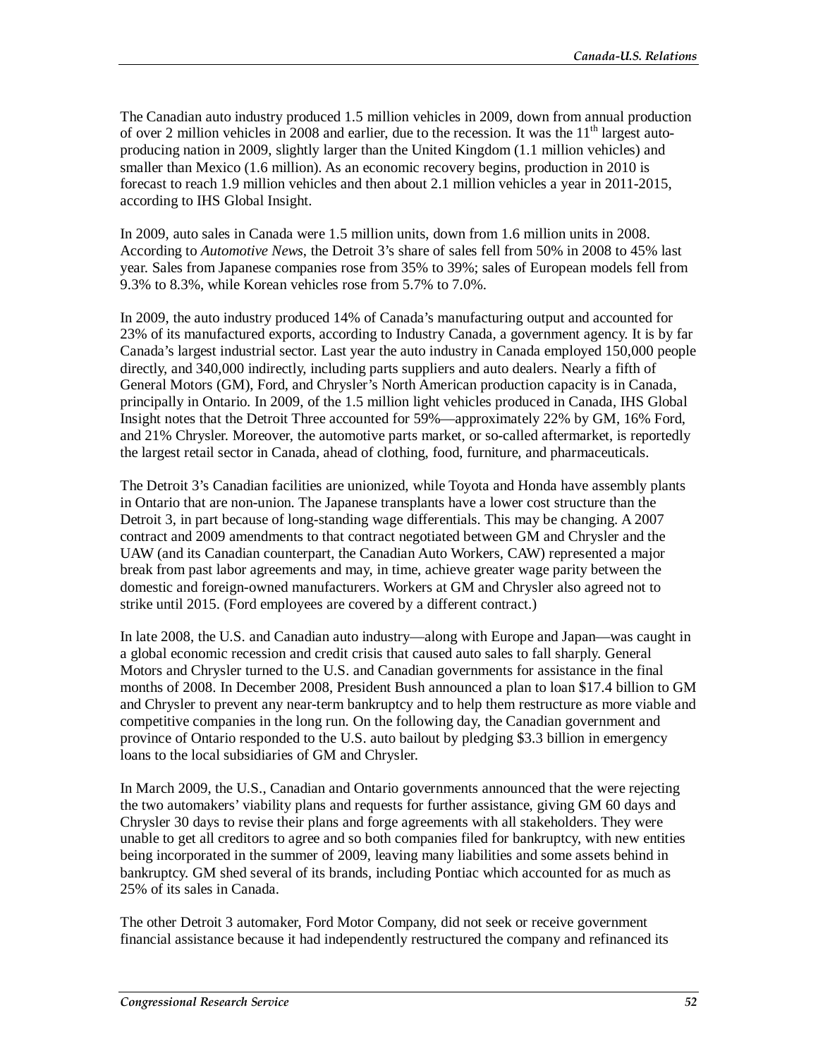The Canadian auto industry produced 1.5 million vehicles in 2009, down from annual production of over 2 million vehicles in 2008 and earlier, due to the recession. It was the 11th largest auto-producing nation in 2009, slightly larger than the United Kingdom (1.1 million vehicles) and smaller than Mexico (1.6 million). As an economic recovery begins, production in 2010 is forecast to reach 1.9 million vehicles and then about 2.1 million vehicles a year in 2011-2015, according to IHS Global Insight.

In 2009, auto sales in Canada were 1.5 million units, down from 1.6 million units in 2008. According to *Automotive News*, the Detroit 3's share of sales fell from 50% in 2008 to 45% last year. Sales from Japanese companies rose from 35% to 39%; sales of European models fell from 9.3% to 8.3%, while Korean vehicles rose from 5.7% to 7.0%.

In 2009, the auto industry produced 14% of Canada's manufacturing output and accounted for 23% of its manufactured exports, according to Industry Canada, a government agency. It is by far Canada's largest industrial sector. Last year the auto industry in Canada employed 150,000 people directly, and 340,000 indirectly, including parts suppliers and auto dealers. Nearly a fifth of General Motors (GM), Ford, and Chrysler's North American production capacity is in Canada, principally in Ontario. In 2009, of the 1.5 million light vehicles produced in Canada, IHS Global Insight notes that the Detroit Three accounted for 59%—approximately 22% by GM, 16% Ford, and 21% Chrysler. Moreover, the automotive parts market, or so-called aftermarket, is reportedly the largest retail sector in Canada, ahead of clothing, food, furniture, and pharmaceuticals.

The Detroit 3's Canadian facilities are unionized, while Toyota and Honda have assembly plants in Ontario that are non-union. The Japanese transplants have a lower cost structure than the Detroit 3, in part because of long-standing wage differentials. This may be changing. A 2007 contract and 2009 amendments to that contract negotiated between GM and Chrysler and the UAW (and its Canadian counterpart, the Canadian Auto Workers, CAW) represented a major break from past labor agreements and may, in time, achieve greater wage parity between the domestic and foreign-owned manufacturers. Workers at GM and Chrysler also agreed not to strike until 2015. (Ford employees are covered by a different contract.)

In late 2008, the U.S. and Canadian auto industry—along with Europe and Japan—was caught in a global economic recession and credit crisis that caused auto sales to fall sharply. General Motors and Chrysler turned to the U.S. and Canadian governments for assistance in the final months of 2008. In December 2008, President Bush announced a plan to loan $17.4 billion to GM and Chrysler to prevent any near-term bankruptcy and to help them restructure as more viable and competitive companies in the long run. On the following day, the Canadian government and province of Ontario responded to the U.S. auto bailout by pledging $3.3 billion in emergency loans to the local subsidiaries of GM and Chrysler.

In March 2009, the U.S., Canadian and Ontario governments announced that the were rejecting the two automakers' viability plans and requests for further assistance, giving GM 60 days and Chrysler 30 days to revise their plans and forge agreements with all stakeholders. They were unable to get all creditors to agree and so both companies filed for bankruptcy, with new entities being incorporated in the summer of 2009, leaving many liabilities and some assets behind in bankruptcy. GM shed several of its brands, including Pontiac which accounted for as much as 25% of its sales in Canada.

The other Detroit 3 automaker, Ford Motor Company, did not seek or receive government financial assistance because it had independently restructured the company and refinanced its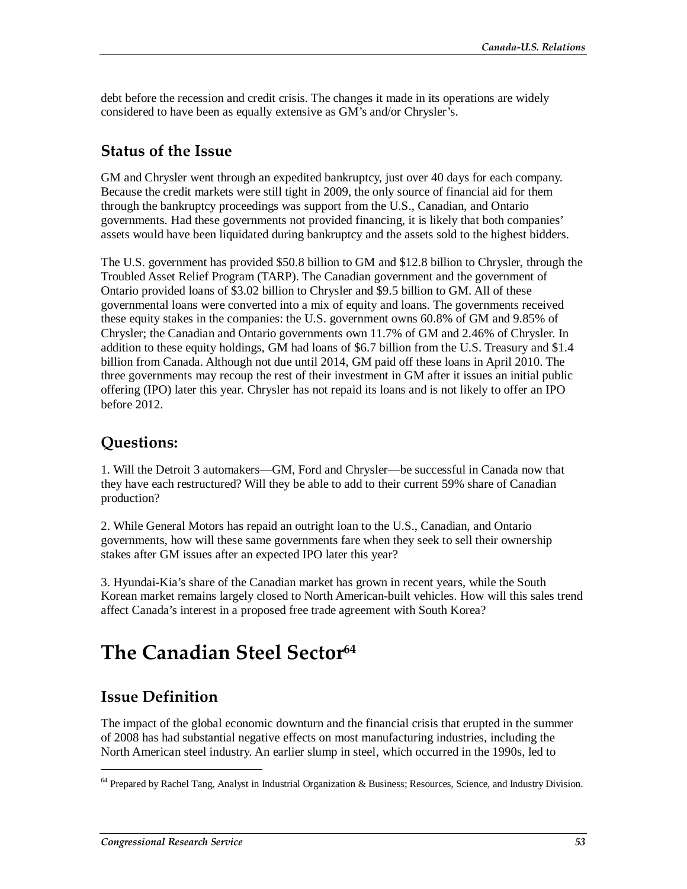debt before the recession and credit crisis. The changes it made in its operations are widely considered to have been as equally extensive as GM's and/or Chrysler's.

### Status of the Issue

GM and Chrysler went through an expedited bankruptcy, just over 40 days for each company. Because the credit markets were still tight in 2009, the only source of financial aid for them through the bankruptcy proceedings was support from the U.S., Canadian, and Ontario governments. Had these governments not provided financing, it is likely that both companies' assets would have been liquidated during bankruptcy and the assets sold to the highest bidders.

The U.S. government has provided $50.8 billion to GM and $12.8 billion to Chrysler, through the Troubled Asset Relief Program (TARP). The Canadian government and the government of Ontario provided loans of $3.02 billion to Chrysler and $9.5 billion to GM. All of these governmental loans were converted into a mix of equity and loans. The governments received these equity stakes in the companies: the U.S. government owns 60.8% of GM and 9.85% of Chrysler; the Canadian and Ontario governments own 11.7% of GM and 2.46% of Chrysler. In addition to these equity holdings, GM had loans of $6.7 billion from the U.S. Treasury and $1.4 billion from Canada. Although not due until 2014, GM paid off these loans in April 2010. The three governments may recoup the rest of their investment in GM after it issues an initial public offering (IPO) later this year. Chrysler has not repaid its loans and is not likely to offer an IPO before 2012.

### Questions:

1. Will the Detroit 3 automakers—GM, Ford and Chrysler—be successful in Canada now that they have each restructured? Will they be able to add to their current 59% share of Canadian production?

2. While General Motors has repaid an outright loan to the U.S., Canadian, and Ontario governments, how will these same governments fare when they seek to sell their ownership stakes after GM issues after an expected IPO later this year?

3. Hyundai-Kia's share of the Canadian market has grown in recent years, while the South Korean market remains largely closed to North American-built vehicles. How will this sales trend affect Canada's interest in a proposed free trade agreement with South Korea?

## The Canadian Steel Sector[64]

### Issue Definition

The impact of the global economic downturn and the financial crisis that erupted in the summer of 2008 has had substantial negative effects on most manufacturing industries, including the North American steel industry. An earlier slump in steel, which occurred in the 1990s, led to

[64] Prepared by Rachel Tang, Analyst in Industrial Organization & Business; Resources, Science, and Industry Division.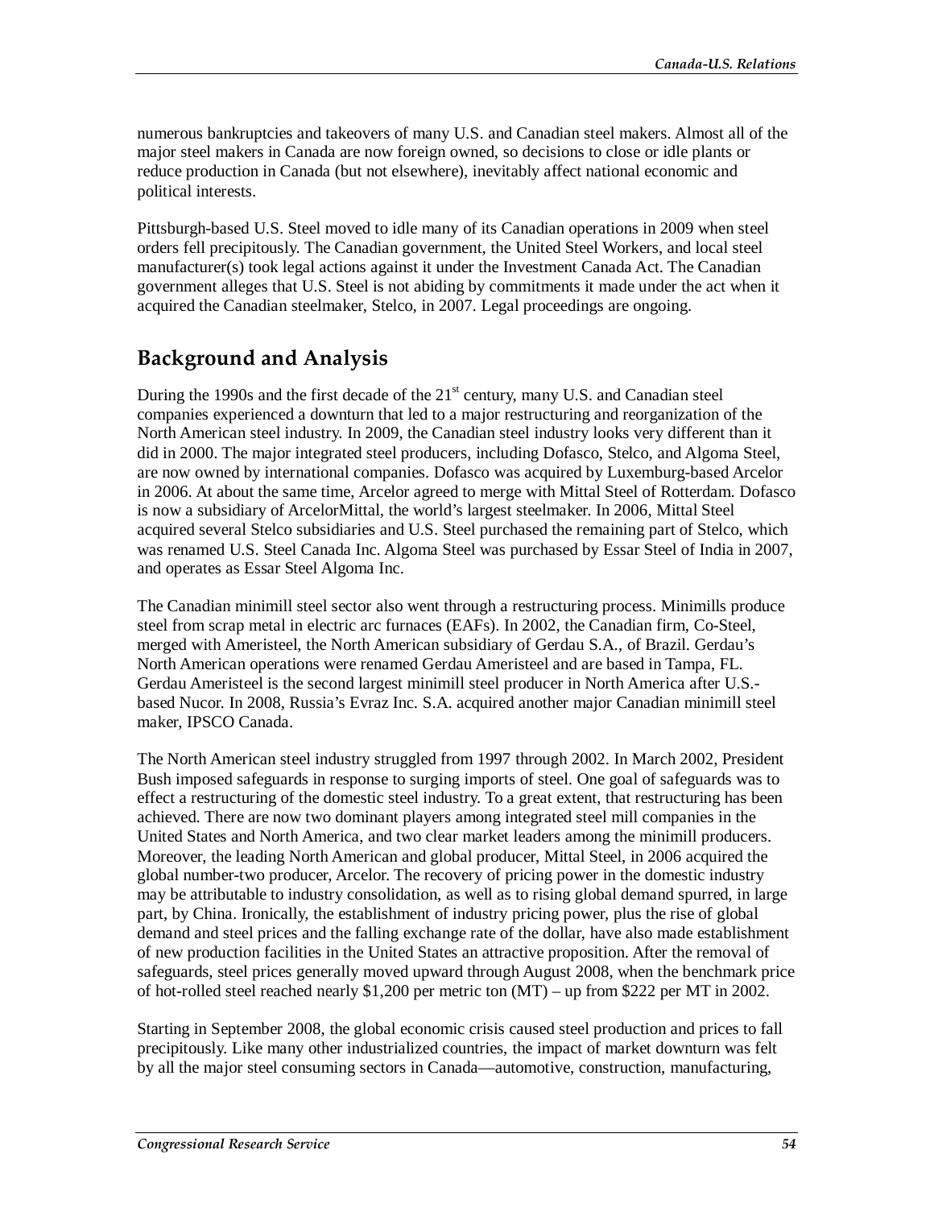numerous bankruptcies and takeovers of many U.S. and Canadian steel makers. Almost all of the major steel makers in Canada are now foreign owned, so decisions to close or idle plants or reduce production in Canada (but not elsewhere), inevitably affect national economic and political interests.

Pittsburgh-based U.S. Steel moved to idle many of its Canadian operations in 2009 when steel orders fell precipitously. The Canadian government, the United Steel Workers, and local steel manufacturer(s) took legal actions against it under the Investment Canada Act. The Canadian government alleges that U.S. Steel is not abiding by commitments it made under the act when it acquired the Canadian steelmaker, Stelco, in 2007. Legal proceedings are ongoing.

## Background and Analysis

During the 1990s and the first decade of the 21st century, many U.S. and Canadian steel companies experienced a downturn that led to a major restructuring and reorganization of the North American steel industry. In 2009, the Canadian steel industry looks very different than it did in 2000. The major integrated steel producers, including Dofasco, Stelco, and Algoma Steel, are now owned by international companies. Dofasco was acquired by Luxemburg-based Arcelor in 2006. At about the same time, Arcelor agreed to merge with Mittal Steel of Rotterdam. Dofasco is now a subsidiary of ArcelorMittal, the world's largest steelmaker. In 2006, Mittal Steel acquired several Stelco subsidiaries and U.S. Steel purchased the remaining part of Stelco, which was renamed U.S. Steel Canada Inc. Algoma Steel was purchased by Essar Steel of India in 2007, and operates as Essar Steel Algoma Inc.

The Canadian minimill steel sector also went through a restructuring process. Minimills produce steel from scrap metal in electric arc furnaces (EAFs). In 2002, the Canadian firm, Co-Steel, merged with Ameristeel, the North American subsidiary of Gerdau S.A., of Brazil. Gerdau's North American operations were renamed Gerdau Ameristeel and are based in Tampa, FL. Gerdau Ameristeel is the second largest minimill steel producer in North America after U.S.-based Nucor. In 2008, Russia's Evraz Inc. S.A. acquired another major Canadian minimill steel maker, IPSCO Canada.

The North American steel industry struggled from 1997 through 2002. In March 2002, President Bush imposed safeguards in response to surging imports of steel. One goal of safeguards was to effect a restructuring of the domestic steel industry. To a great extent, that restructuring has been achieved. There are now two dominant players among integrated steel mill companies in the United States and North America, and two clear market leaders among the minimill producers. Moreover, the leading North American and global producer, Mittal Steel, in 2006 acquired the global number-two producer, Arcelor. The recovery of pricing power in the domestic industry may be attributable to industry consolidation, as well as to rising global demand spurred, in large part, by China. Ironically, the establishment of industry pricing power, plus the rise of global demand and steel prices and the falling exchange rate of the dollar, have also made establishment of new production facilities in the United States an attractive proposition. After the removal of safeguards, steel prices generally moved upward through August 2008, when the benchmark price of hot-rolled steel reached nearly $1,200 per metric ton (MT) – up from $222 per MT in 2002.

Starting in September 2008, the global economic crisis caused steel production and prices to fall precipitously. Like many other industrialized countries, the impact of market downturn was felt by all the major steel consuming sectors in Canada—automotive, construction, manufacturing,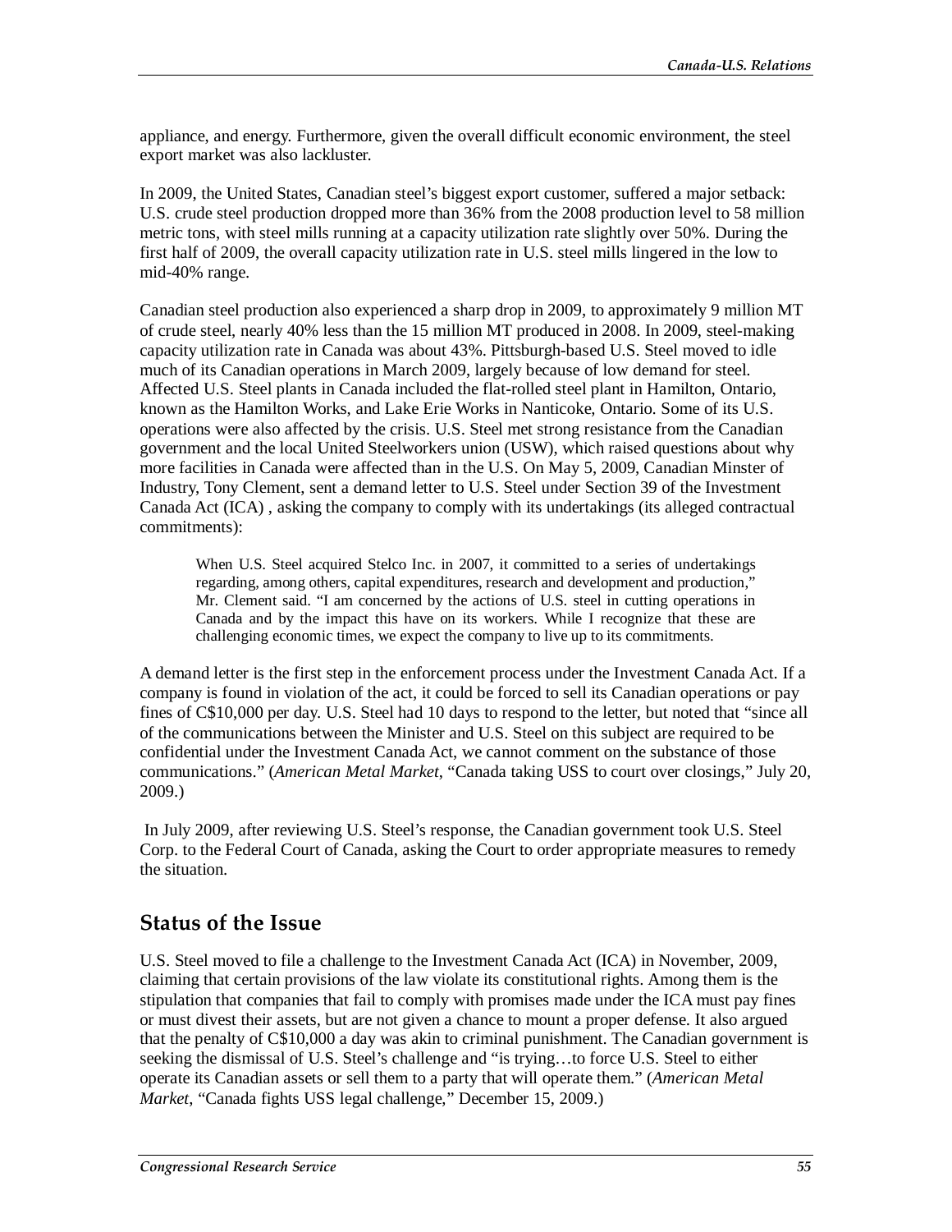appliance, and energy. Furthermore, given the overall difficult economic environment, the steel export market was also lackluster.

In 2009, the United States, Canadian steel's biggest export customer, suffered a major setback: U.S. crude steel production dropped more than 36% from the 2008 production level to 58 million metric tons, with steel mills running at a capacity utilization rate slightly over 50%. During the first half of 2009, the overall capacity utilization rate in U.S. steel mills lingered in the low to mid-40% range.

Canadian steel production also experienced a sharp drop in 2009, to approximately 9 million MT of crude steel, nearly 40% less than the 15 million MT produced in 2008. In 2009, steel-making capacity utilization rate in Canada was about 43%. Pittsburgh-based U.S. Steel moved to idle much of its Canadian operations in March 2009, largely because of low demand for steel. Affected U.S. Steel plants in Canada included the flat-rolled steel plant in Hamilton, Ontario, known as the Hamilton Works, and Lake Erie Works in Nanticoke, Ontario. Some of its U.S. operations were also affected by the crisis. U.S. Steel met strong resistance from the Canadian government and the local United Steelworkers union (USW), which raised questions about why more facilities in Canada were affected than in the U.S. On May 5, 2009, Canadian Minster of Industry, Tony Clement, sent a demand letter to U.S. Steel under Section 39 of the Investment Canada Act (ICA) , asking the company to comply with its undertakings (its alleged contractual commitments):

> When U.S. Steel acquired Stelco Inc. in 2007, it committed to a series of undertakings regarding, among others, capital expenditures, research and development and production," Mr. Clement said. "I am concerned by the actions of U.S. steel in cutting operations in Canada and by the impact this have on its workers. While I recognize that these are challenging economic times, we expect the company to live up to its commitments.

A demand letter is the first step in the enforcement process under the Investment Canada Act. If a company is found in violation of the act, it could be forced to sell its Canadian operations or pay fines of C$10,000 per day. U.S. Steel had 10 days to respond to the letter, but noted that "since all of the communications between the Minister and U.S. Steel on this subject are required to be confidential under the Investment Canada Act, we cannot comment on the substance of those communications." (*American Metal Market*, "Canada taking USS to court over closings," July 20, 2009.)

In July 2009, after reviewing U.S. Steel's response, the Canadian government took U.S. Steel Corp. to the Federal Court of Canada, asking the Court to order appropriate measures to remedy the situation.

## Status of the Issue

U.S. Steel moved to file a challenge to the Investment Canada Act (ICA) in November, 2009, claiming that certain provisions of the law violate its constitutional rights. Among them is the stipulation that companies that fail to comply with promises made under the ICA must pay fines or must divest their assets, but are not given a chance to mount a proper defense. It also argued that the penalty of C$10,000 a day was akin to criminal punishment. The Canadian government is seeking the dismissal of U.S. Steel's challenge and "is trying…to force U.S. Steel to either operate its Canadian assets or sell them to a party that will operate them." (*American Metal Market,* "Canada fights USS legal challenge," December 15, 2009.)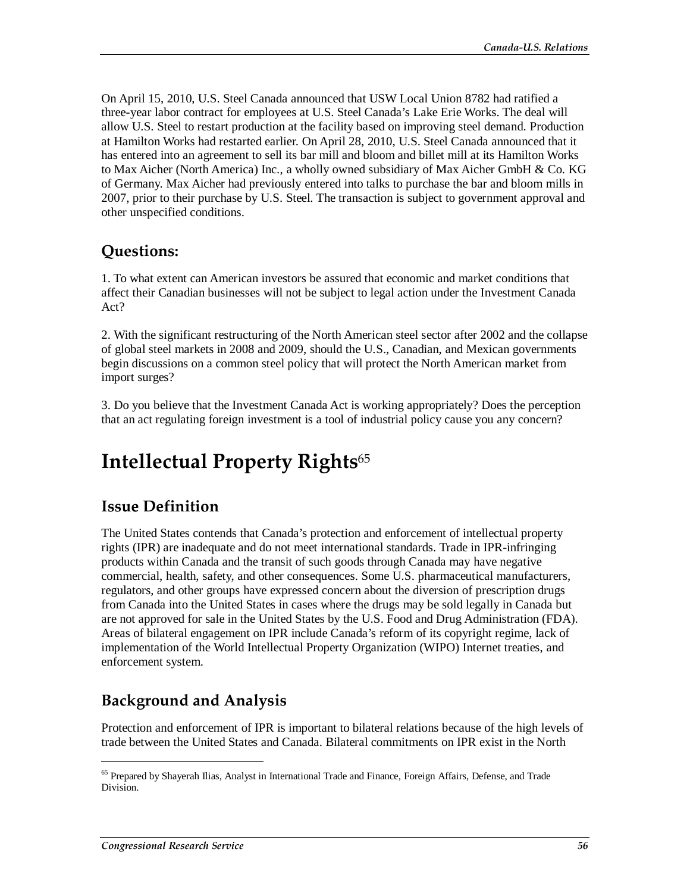On April 15, 2010, U.S. Steel Canada announced that USW Local Union 8782 had ratified a three-year labor contract for employees at U.S. Steel Canada's Lake Erie Works. The deal will allow U.S. Steel to restart production at the facility based on improving steel demand. Production at Hamilton Works had restarted earlier. On April 28, 2010, U.S. Steel Canada announced that it has entered into an agreement to sell its bar mill and bloom and billet mill at its Hamilton Works to Max Aicher (North America) Inc., a wholly owned subsidiary of Max Aicher GmbH & Co. KG of Germany. Max Aicher had previously entered into talks to purchase the bar and bloom mills in 2007, prior to their purchase by U.S. Steel. The transaction is subject to government approval and other unspecified conditions.

## Questions:

1. To what extent can American investors be assured that economic and market conditions that affect their Canadian businesses will not be subject to legal action under the Investment Canada Act?

2. With the significant restructuring of the North American steel sector after 2002 and the collapse of global steel markets in 2008 and 2009, should the U.S., Canadian, and Mexican governments begin discussions on a common steel policy that will protect the North American market from import surges?

3. Do you believe that the Investment Canada Act is working appropriately? Does the perception that an act regulating foreign investment is a tool of industrial policy cause you any concern?

# Intellectual Property Rights[65]

## Issue Definition

The United States contends that Canada's protection and enforcement of intellectual property rights (IPR) are inadequate and do not meet international standards. Trade in IPR-infringing products within Canada and the transit of such goods through Canada may have negative commercial, health, safety, and other consequences. Some U.S. pharmaceutical manufacturers, regulators, and other groups have expressed concern about the diversion of prescription drugs from Canada into the United States in cases where the drugs may be sold legally in Canada but are not approved for sale in the United States by the U.S. Food and Drug Administration (FDA). Areas of bilateral engagement on IPR include Canada's reform of its copyright regime, lack of implementation of the World Intellectual Property Organization (WIPO) Internet treaties, and enforcement system.

## Background and Analysis

Protection and enforcement of IPR is important to bilateral relations because of the high levels of trade between the United States and Canada. Bilateral commitments on IPR exist in the North

[65] Prepared by Shayerah Ilias, Analyst in International Trade and Finance, Foreign Affairs, Defense, and Trade Division.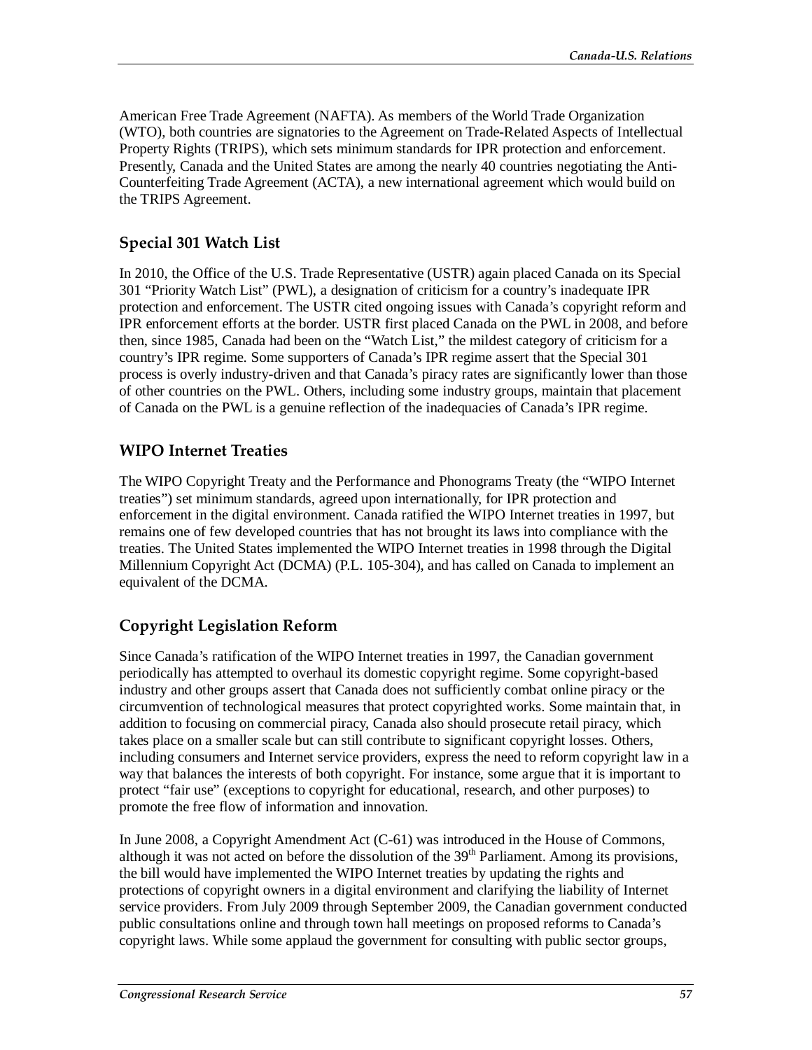American Free Trade Agreement (NAFTA). As members of the World Trade Organization (WTO), both countries are signatories to the Agreement on Trade-Related Aspects of Intellectual Property Rights (TRIPS), which sets minimum standards for IPR protection and enforcement. Presently, Canada and the United States are among the nearly 40 countries negotiating the Anti-Counterfeiting Trade Agreement (ACTA), a new international agreement which would build on the TRIPS Agreement.

### Special 301 Watch List

In 2010, the Office of the U.S. Trade Representative (USTR) again placed Canada on its Special 301 "Priority Watch List" (PWL), a designation of criticism for a country's inadequate IPR protection and enforcement. The USTR cited ongoing issues with Canada's copyright reform and IPR enforcement efforts at the border. USTR first placed Canada on the PWL in 2008, and before then, since 1985, Canada had been on the "Watch List," the mildest category of criticism for a country's IPR regime. Some supporters of Canada's IPR regime assert that the Special 301 process is overly industry-driven and that Canada's piracy rates are significantly lower than those of other countries on the PWL. Others, including some industry groups, maintain that placement of Canada on the PWL is a genuine reflection of the inadequacies of Canada's IPR regime.

### WIPO Internet Treaties

The WIPO Copyright Treaty and the Performance and Phonograms Treaty (the "WIPO Internet treaties") set minimum standards, agreed upon internationally, for IPR protection and enforcement in the digital environment. Canada ratified the WIPO Internet treaties in 1997, but remains one of few developed countries that has not brought its laws into compliance with the treaties. The United States implemented the WIPO Internet treaties in 1998 through the Digital Millennium Copyright Act (DCMA) (P.L. 105-304), and has called on Canada to implement an equivalent of the DCMA.

### Copyright Legislation Reform

Since Canada's ratification of the WIPO Internet treaties in 1997, the Canadian government periodically has attempted to overhaul its domestic copyright regime. Some copyright-based industry and other groups assert that Canada does not sufficiently combat online piracy or the circumvention of technological measures that protect copyrighted works. Some maintain that, in addition to focusing on commercial piracy, Canada also should prosecute retail piracy, which takes place on a smaller scale but can still contribute to significant copyright losses. Others, including consumers and Internet service providers, express the need to reform copyright law in a way that balances the interests of both copyright. For instance, some argue that it is important to protect "fair use" (exceptions to copyright for educational, research, and other purposes) to promote the free flow of information and innovation.

In June 2008, a Copyright Amendment Act (C-61) was introduced in the House of Commons, although it was not acted on before the dissolution of the 39th Parliament. Among its provisions, the bill would have implemented the WIPO Internet treaties by updating the rights and protections of copyright owners in a digital environment and clarifying the liability of Internet service providers. From July 2009 through September 2009, the Canadian government conducted public consultations online and through town hall meetings on proposed reforms to Canada's copyright laws. While some applaud the government for consulting with public sector groups,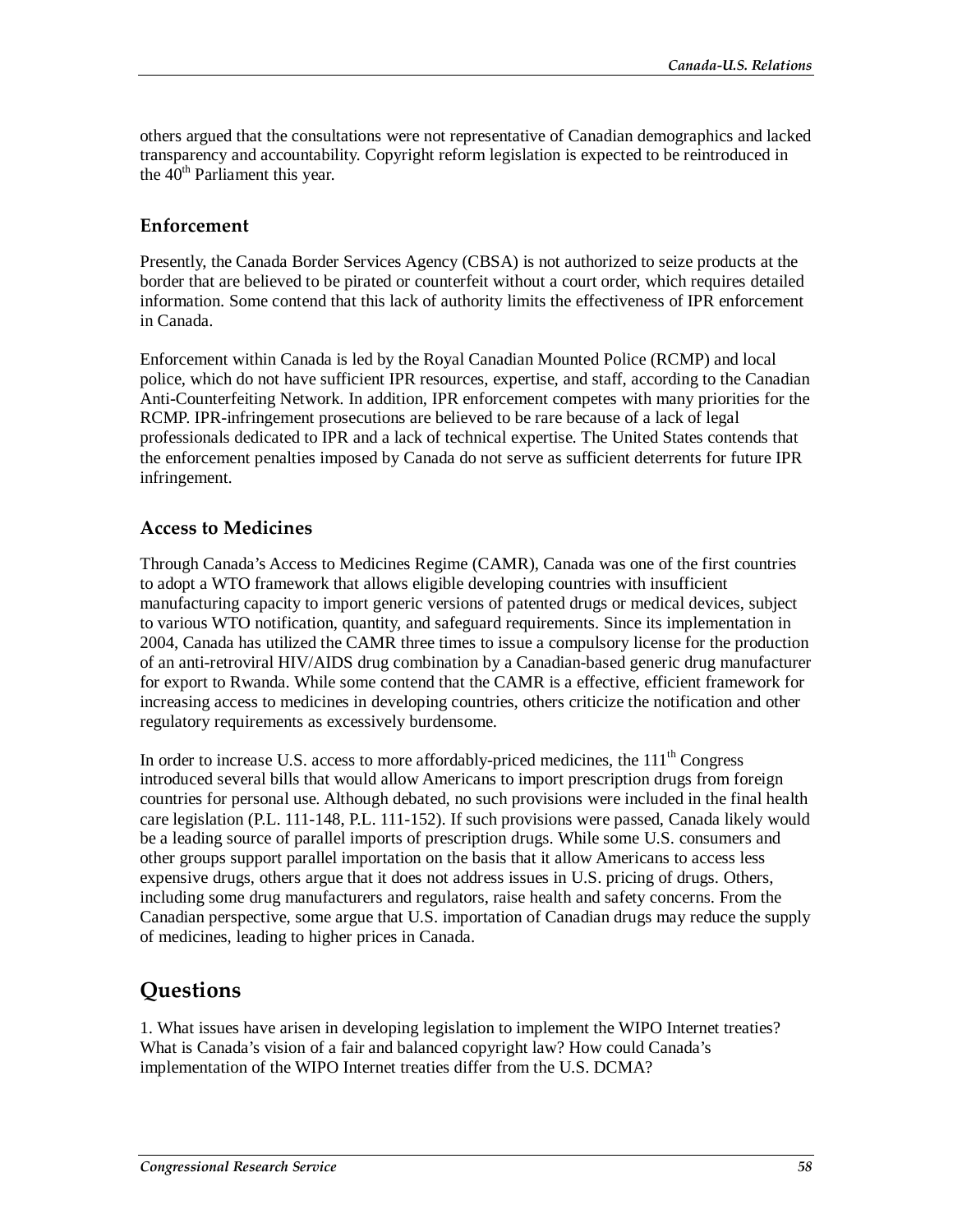others argued that the consultations were not representative of Canadian demographics and lacked transparency and accountability. Copyright reform legislation is expected to be reintroduced in the 40th Parliament this year.

### Enforcement

Presently, the Canada Border Services Agency (CBSA) is not authorized to seize products at the border that are believed to be pirated or counterfeit without a court order, which requires detailed information. Some contend that this lack of authority limits the effectiveness of IPR enforcement in Canada.

Enforcement within Canada is led by the Royal Canadian Mounted Police (RCMP) and local police, which do not have sufficient IPR resources, expertise, and staff, according to the Canadian Anti-Counterfeiting Network. In addition, IPR enforcement competes with many priorities for the RCMP. IPR-infringement prosecutions are believed to be rare because of a lack of legal professionals dedicated to IPR and a lack of technical expertise. The United States contends that the enforcement penalties imposed by Canada do not serve as sufficient deterrents for future IPR infringement.

### Access to Medicines

Through Canada's Access to Medicines Regime (CAMR), Canada was one of the first countries to adopt a WTO framework that allows eligible developing countries with insufficient manufacturing capacity to import generic versions of patented drugs or medical devices, subject to various WTO notification, quantity, and safeguard requirements. Since its implementation in 2004, Canada has utilized the CAMR three times to issue a compulsory license for the production of an anti-retroviral HIV/AIDS drug combination by a Canadian-based generic drug manufacturer for export to Rwanda. While some contend that the CAMR is a effective, efficient framework for increasing access to medicines in developing countries, others criticize the notification and other regulatory requirements as excessively burdensome.

In order to increase U.S. access to more affordably-priced medicines, the 111th Congress introduced several bills that would allow Americans to import prescription drugs from foreign countries for personal use. Although debated, no such provisions were included in the final health care legislation (P.L. 111-148, P.L. 111-152). If such provisions were passed, Canada likely would be a leading source of parallel imports of prescription drugs. While some U.S. consumers and other groups support parallel importation on the basis that it allow Americans to access less expensive drugs, others argue that it does not address issues in U.S. pricing of drugs. Others, including some drug manufacturers and regulators, raise health and safety concerns. From the Canadian perspective, some argue that U.S. importation of Canadian drugs may reduce the supply of medicines, leading to higher prices in Canada.

## Questions

1. What issues have arisen in developing legislation to implement the WIPO Internet treaties? What is Canada's vision of a fair and balanced copyright law? How could Canada's implementation of the WIPO Internet treaties differ from the U.S. DCMA?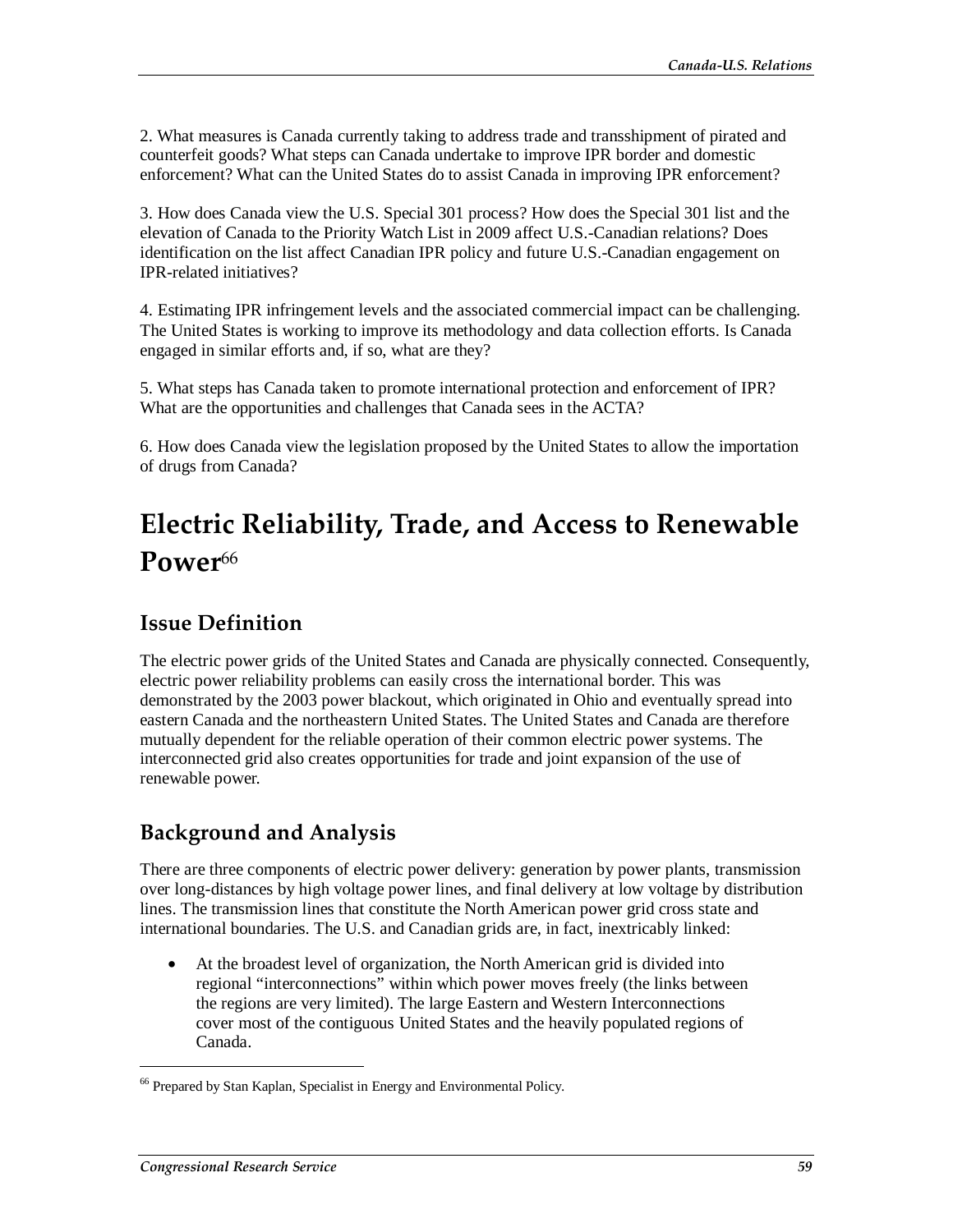2. What measures is Canada currently taking to address trade and transshipment of pirated and counterfeit goods? What steps can Canada undertake to improve IPR border and domestic enforcement? What can the United States do to assist Canada in improving IPR enforcement?

3. How does Canada view the U.S. Special 301 process? How does the Special 301 list and the elevation of Canada to the Priority Watch List in 2009 affect U.S.-Canadian relations? Does identification on the list affect Canadian IPR policy and future U.S.-Canadian engagement on IPR-related initiatives?

4. Estimating IPR infringement levels and the associated commercial impact can be challenging. The United States is working to improve its methodology and data collection efforts. Is Canada engaged in similar efforts and, if so, what are they?

5. What steps has Canada taken to promote international protection and enforcement of IPR? What are the opportunities and challenges that Canada sees in the ACTA?

6. How does Canada view the legislation proposed by the United States to allow the importation of drugs from Canada?

# Electric Reliability, Trade, and Access to Renewable Power[66]

## Issue Definition

The electric power grids of the United States and Canada are physically connected. Consequently, electric power reliability problems can easily cross the international border. This was demonstrated by the 2003 power blackout, which originated in Ohio and eventually spread into eastern Canada and the northeastern United States. The United States and Canada are therefore mutually dependent for the reliable operation of their common electric power systems. The interconnected grid also creates opportunities for trade and joint expansion of the use of renewable power.

## Background and Analysis

There are three components of electric power delivery: generation by power plants, transmission over long-distances by high voltage power lines, and final delivery at low voltage by distribution lines. The transmission lines that constitute the North American power grid cross state and international boundaries. The U.S. and Canadian grids are, in fact, inextricably linked:

- At the broadest level of organization, the North American grid is divided into regional "interconnections" within which power moves freely (the links between the regions are very limited). The large Eastern and Western Interconnections cover most of the contiguous United States and the heavily populated regions of Canada.

[66] Prepared by Stan Kaplan, Specialist in Energy and Environmental Policy.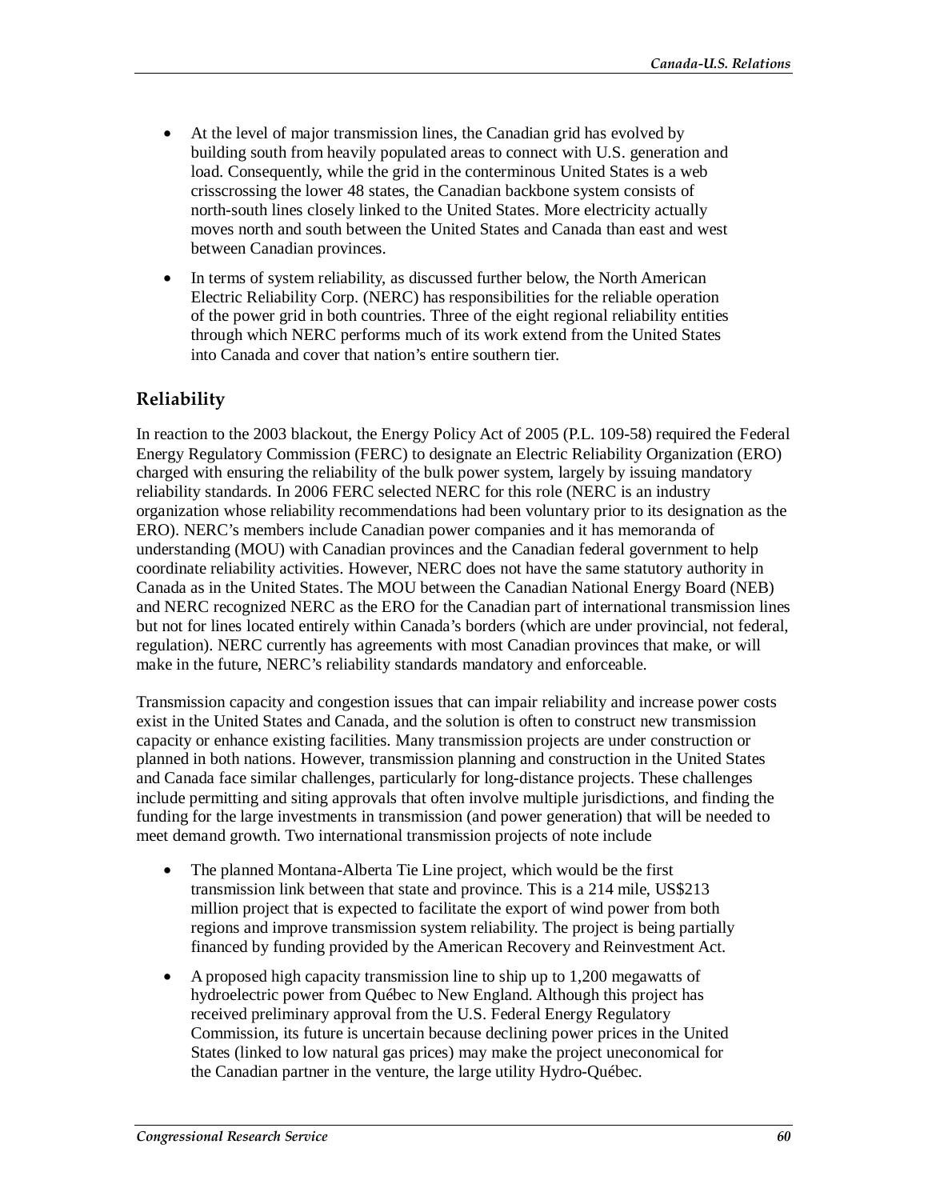- At the level of major transmission lines, the Canadian grid has evolved by building south from heavily populated areas to connect with U.S. generation and load. Consequently, while the grid in the conterminous United States is a web crisscrossing the lower 48 states, the Canadian backbone system consists of north-south lines closely linked to the United States. More electricity actually moves north and south between the United States and Canada than east and west between Canadian provinces.
- In terms of system reliability, as discussed further below, the North American Electric Reliability Corp. (NERC) has responsibilities for the reliable operation of the power grid in both countries. Three of the eight regional reliability entities through which NERC performs much of its work extend from the United States into Canada and cover that nation's entire southern tier.

## Reliability

In reaction to the 2003 blackout, the Energy Policy Act of 2005 (P.L. 109-58) required the Federal Energy Regulatory Commission (FERC) to designate an Electric Reliability Organization (ERO) charged with ensuring the reliability of the bulk power system, largely by issuing mandatory reliability standards. In 2006 FERC selected NERC for this role (NERC is an industry organization whose reliability recommendations had been voluntary prior to its designation as the ERO). NERC's members include Canadian power companies and it has memoranda of understanding (MOU) with Canadian provinces and the Canadian federal government to help coordinate reliability activities. However, NERC does not have the same statutory authority in Canada as in the United States. The MOU between the Canadian National Energy Board (NEB) and NERC recognized NERC as the ERO for the Canadian part of international transmission lines but not for lines located entirely within Canada's borders (which are under provincial, not federal, regulation). NERC currently has agreements with most Canadian provinces that make, or will make in the future, NERC's reliability standards mandatory and enforceable.

Transmission capacity and congestion issues that can impair reliability and increase power costs exist in the United States and Canada, and the solution is often to construct new transmission capacity or enhance existing facilities. Many transmission projects are under construction or planned in both nations. However, transmission planning and construction in the United States and Canada face similar challenges, particularly for long-distance projects. These challenges include permitting and siting approvals that often involve multiple jurisdictions, and finding the funding for the large investments in transmission (and power generation) that will be needed to meet demand growth. Two international transmission projects of note include

- The planned Montana-Alberta Tie Line project, which would be the first transmission link between that state and province. This is a 214 mile, US$213 million project that is expected to facilitate the export of wind power from both regions and improve transmission system reliability. The project is being partially financed by funding provided by the American Recovery and Reinvestment Act.
- A proposed high capacity transmission line to ship up to 1,200 megawatts of hydroelectric power from Québec to New England. Although this project has received preliminary approval from the U.S. Federal Energy Regulatory Commission, its future is uncertain because declining power prices in the United States (linked to low natural gas prices) may make the project uneconomical for the Canadian partner in the venture, the large utility Hydro-Québec.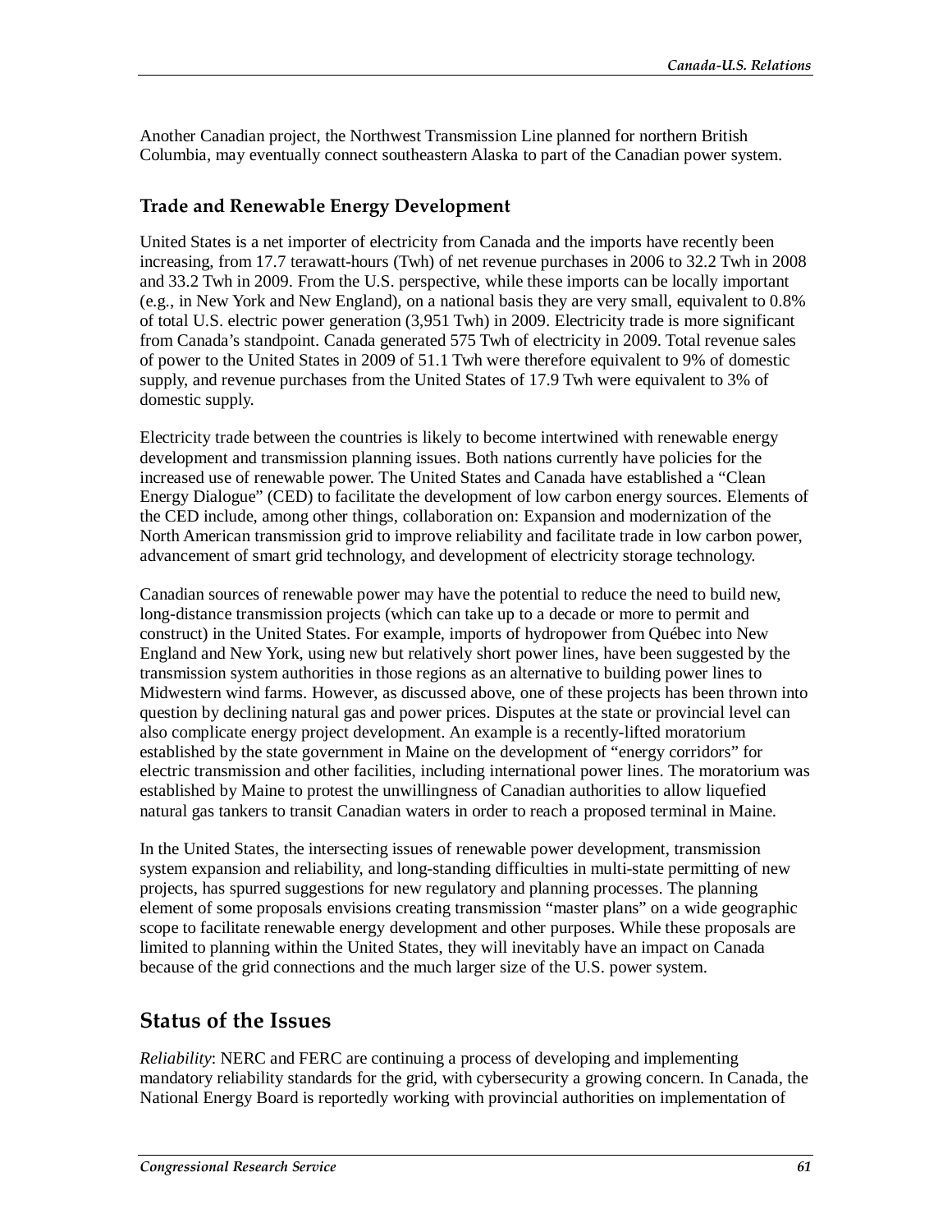Another Canadian project, the Northwest Transmission Line planned for northern British Columbia, may eventually connect southeastern Alaska to part of the Canadian power system.

### Trade and Renewable Energy Development

United States is a net importer of electricity from Canada and the imports have recently been increasing, from 17.7 terawatt-hours (Twh) of net revenue purchases in 2006 to 32.2 Twh in 2008 and 33.2 Twh in 2009. From the U.S. perspective, while these imports can be locally important (e.g., in New York and New England), on a national basis they are very small, equivalent to 0.8% of total U.S. electric power generation (3,951 Twh) in 2009. Electricity trade is more significant from Canada's standpoint. Canada generated 575 Twh of electricity in 2009. Total revenue sales of power to the United States in 2009 of 51.1 Twh were therefore equivalent to 9% of domestic supply, and revenue purchases from the United States of 17.9 Twh were equivalent to 3% of domestic supply.

Electricity trade between the countries is likely to become intertwined with renewable energy development and transmission planning issues. Both nations currently have policies for the increased use of renewable power. The United States and Canada have established a "Clean Energy Dialogue" (CED) to facilitate the development of low carbon energy sources. Elements of the CED include, among other things, collaboration on: Expansion and modernization of the North American transmission grid to improve reliability and facilitate trade in low carbon power, advancement of smart grid technology, and development of electricity storage technology.

Canadian sources of renewable power may have the potential to reduce the need to build new, long-distance transmission projects (which can take up to a decade or more to permit and construct) in the United States. For example, imports of hydropower from Québec into New England and New York, using new but relatively short power lines, have been suggested by the transmission system authorities in those regions as an alternative to building power lines to Midwestern wind farms. However, as discussed above, one of these projects has been thrown into question by declining natural gas and power prices. Disputes at the state or provincial level can also complicate energy project development. An example is a recently-lifted moratorium established by the state government in Maine on the development of "energy corridors" for electric transmission and other facilities, including international power lines. The moratorium was established by Maine to protest the unwillingness of Canadian authorities to allow liquefied natural gas tankers to transit Canadian waters in order to reach a proposed terminal in Maine.

In the United States, the intersecting issues of renewable power development, transmission system expansion and reliability, and long-standing difficulties in multi-state permitting of new projects, has spurred suggestions for new regulatory and planning processes. The planning element of some proposals envisions creating transmission "master plans" on a wide geographic scope to facilitate renewable energy development and other purposes. While these proposals are limited to planning within the United States, they will inevitably have an impact on Canada because of the grid connections and the much larger size of the U.S. power system.

## Status of the Issues

*Reliability*: NERC and FERC are continuing a process of developing and implementing mandatory reliability standards for the grid, with cybersecurity a growing concern. In Canada, the National Energy Board is reportedly working with provincial authorities on implementation of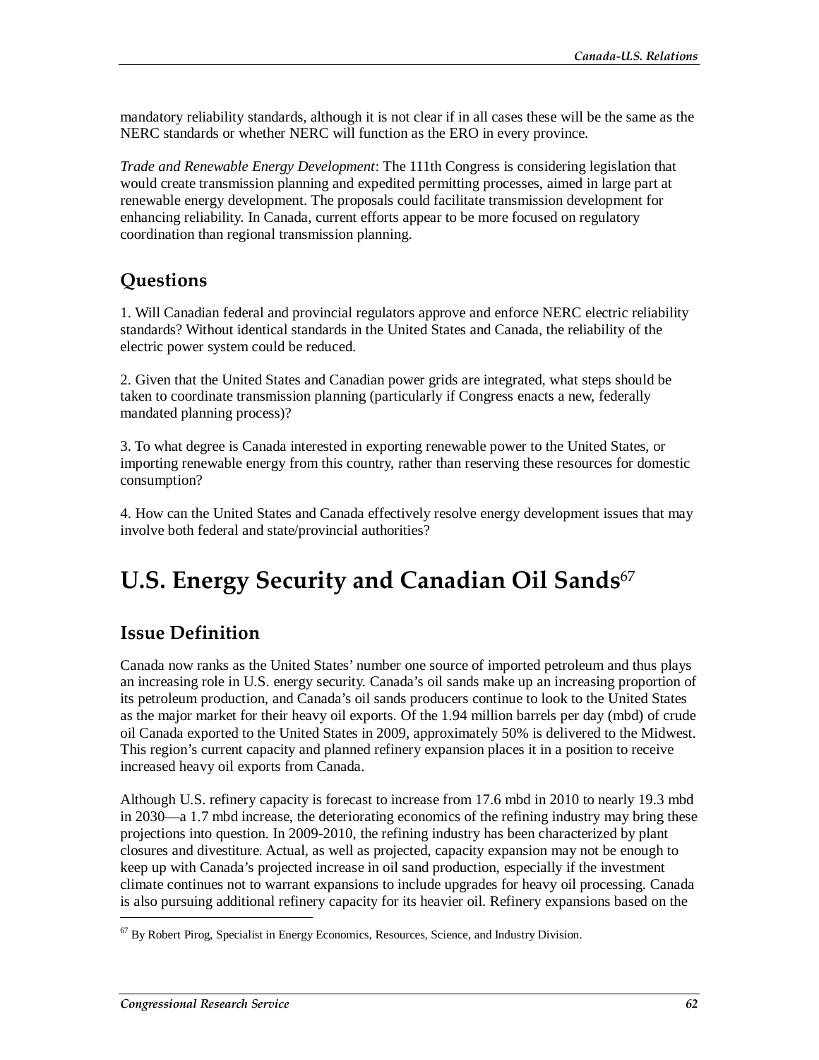mandatory reliability standards, although it is not clear if in all cases these will be the same as the NERC standards or whether NERC will function as the ERO in every province.

*Trade and Renewable Energy Development*: The 111th Congress is considering legislation that would create transmission planning and expedited permitting processes, aimed in large part at renewable energy development. The proposals could facilitate transmission development for enhancing reliability. In Canada, current efforts appear to be more focused on regulatory coordination than regional transmission planning.

## Questions

1. Will Canadian federal and provincial regulators approve and enforce NERC electric reliability standards? Without identical standards in the United States and Canada, the reliability of the electric power system could be reduced.

2. Given that the United States and Canadian power grids are integrated, what steps should be taken to coordinate transmission planning (particularly if Congress enacts a new, federally mandated planning process)?

3. To what degree is Canada interested in exporting renewable power to the United States, or importing renewable energy from this country, rather than reserving these resources for domestic consumption?

4. How can the United States and Canada effectively resolve energy development issues that may involve both federal and state/provincial authorities?

# U.S. Energy Security and Canadian Oil Sands[67]

## Issue Definition

Canada now ranks as the United States' number one source of imported petroleum and thus plays an increasing role in U.S. energy security. Canada's oil sands make up an increasing proportion of its petroleum production, and Canada's oil sands producers continue to look to the United States as the major market for their heavy oil exports. Of the 1.94 million barrels per day (mbd) of crude oil Canada exported to the United States in 2009, approximately 50% is delivered to the Midwest. This region's current capacity and planned refinery expansion places it in a position to receive increased heavy oil exports from Canada.

Although U.S. refinery capacity is forecast to increase from 17.6 mbd in 2010 to nearly 19.3 mbd in 2030—a 1.7 mbd increase, the deteriorating economics of the refining industry may bring these projections into question. In 2009-2010, the refining industry has been characterized by plant closures and divestiture. Actual, as well as projected, capacity expansion may not be enough to keep up with Canada's projected increase in oil sand production, especially if the investment climate continues not to warrant expansions to include upgrades for heavy oil processing. Canada is also pursuing additional refinery capacity for its heavier oil. Refinery expansions based on the

---

[67] By Robert Pirog, Specialist in Energy Economics, Resources, Science, and Industry Division.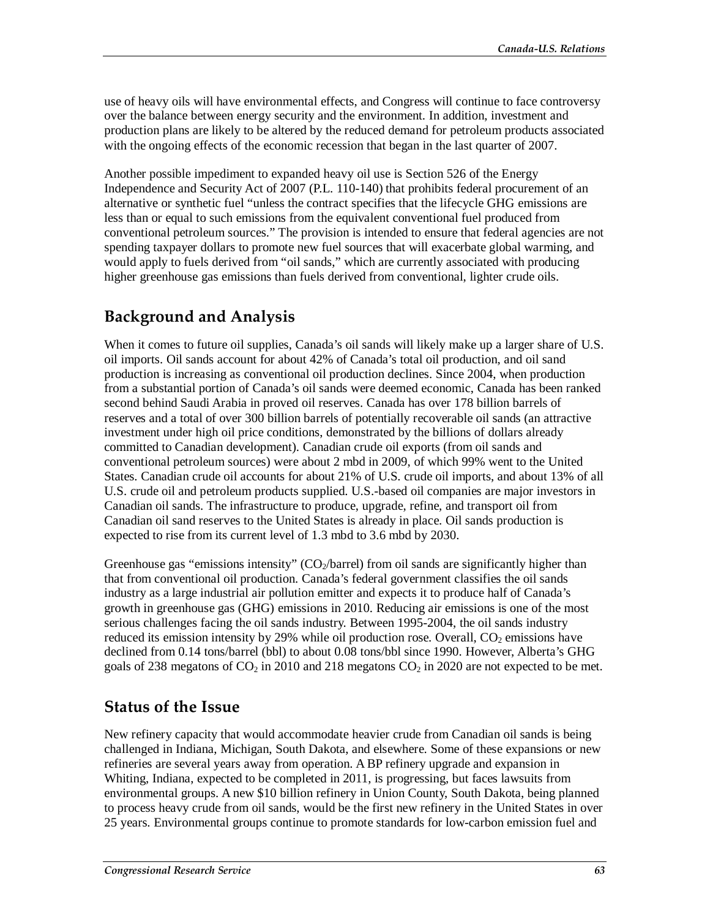use of heavy oils will have environmental effects, and Congress will continue to face controversy over the balance between energy security and the environment. In addition, investment and production plans are likely to be altered by the reduced demand for petroleum products associated with the ongoing effects of the economic recession that began in the last quarter of 2007.

Another possible impediment to expanded heavy oil use is Section 526 of the Energy Independence and Security Act of 2007 (P.L. 110-140) that prohibits federal procurement of an alternative or synthetic fuel "unless the contract specifies that the lifecycle GHG emissions are less than or equal to such emissions from the equivalent conventional fuel produced from conventional petroleum sources." The provision is intended to ensure that federal agencies are not spending taxpayer dollars to promote new fuel sources that will exacerbate global warming, and would apply to fuels derived from "oil sands," which are currently associated with producing higher greenhouse gas emissions than fuels derived from conventional, lighter crude oils.

## Background and Analysis

When it comes to future oil supplies, Canada's oil sands will likely make up a larger share of U.S. oil imports. Oil sands account for about 42% of Canada's total oil production, and oil sand production is increasing as conventional oil production declines. Since 2004, when production from a substantial portion of Canada's oil sands were deemed economic, Canada has been ranked second behind Saudi Arabia in proved oil reserves. Canada has over 178 billion barrels of reserves and a total of over 300 billion barrels of potentially recoverable oil sands (an attractive investment under high oil price conditions, demonstrated by the billions of dollars already committed to Canadian development). Canadian crude oil exports (from oil sands and conventional petroleum sources) were about 2 mbd in 2009, of which 99% went to the United States. Canadian crude oil accounts for about 21% of U.S. crude oil imports, and about 13% of all U.S. crude oil and petroleum products supplied. U.S.-based oil companies are major investors in Canadian oil sands. The infrastructure to produce, upgrade, refine, and transport oil from Canadian oil sand reserves to the United States is already in place. Oil sands production is expected to rise from its current level of 1.3 mbd to 3.6 mbd by 2030.

Greenhouse gas "emissions intensity" ($CO_2$/barrel) from oil sands are significantly higher than that from conventional oil production. Canada's federal government classifies the oil sands industry as a large industrial air pollution emitter and expects it to produce half of Canada's growth in greenhouse gas (GHG) emissions in 2010. Reducing air emissions is one of the most serious challenges facing the oil sands industry. Between 1995-2004, the oil sands industry reduced its emission intensity by 29% while oil production rose. Overall, $CO_2$ emissions have declined from 0.14 tons/barrel (bbl) to about 0.08 tons/bbl since 1990. However, Alberta's GHG goals of 238 megatons of $CO_2$ in 2010 and 218 megatons $CO_2$ in 2020 are not expected to be met.

## Status of the Issue

New refinery capacity that would accommodate heavier crude from Canadian oil sands is being challenged in Indiana, Michigan, South Dakota, and elsewhere. Some of these expansions or new refineries are several years away from operation. A BP refinery upgrade and expansion in Whiting, Indiana, expected to be completed in 2011, is progressing, but faces lawsuits from environmental groups. A new $10 billion refinery in Union County, South Dakota, being planned to process heavy crude from oil sands, would be the first new refinery in the United States in over 25 years. Environmental groups continue to promote standards for low-carbon emission fuel and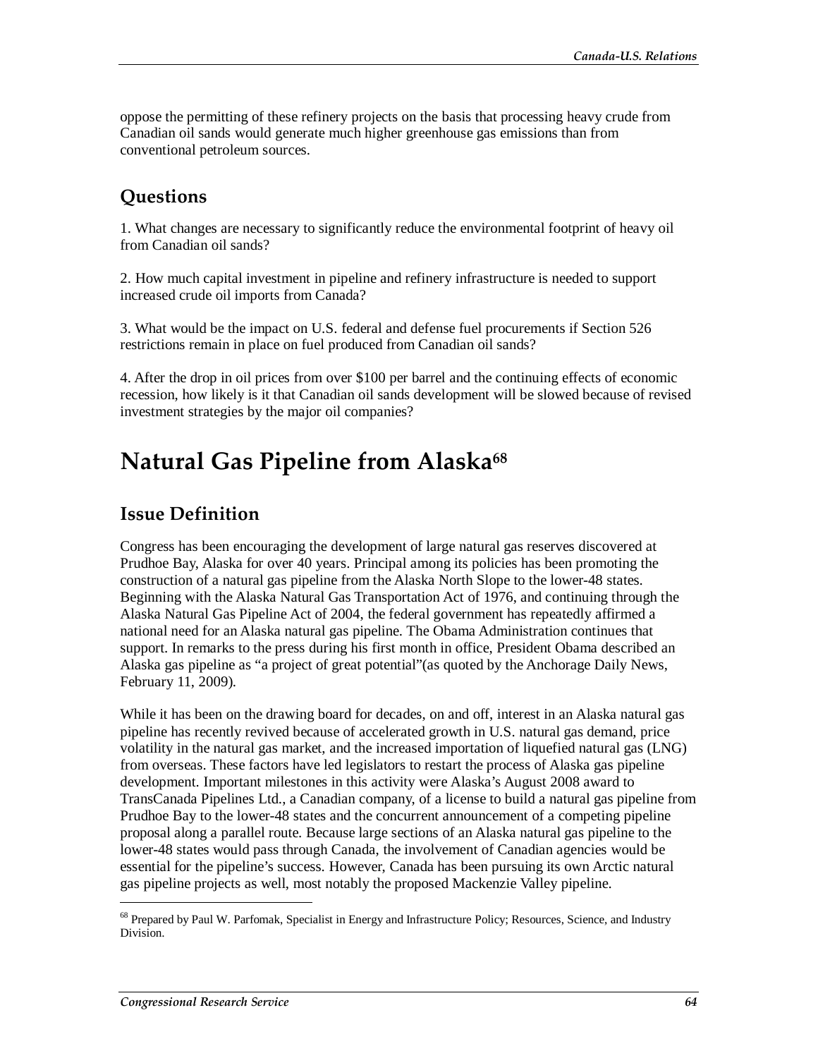oppose the permitting of these refinery projects on the basis that processing heavy crude from Canadian oil sands would generate much higher greenhouse gas emissions than from conventional petroleum sources.

## Questions

1. What changes are necessary to significantly reduce the environmental footprint of heavy oil from Canadian oil sands?

2. How much capital investment in pipeline and refinery infrastructure is needed to support increased crude oil imports from Canada?

3. What would be the impact on U.S. federal and defense fuel procurements if Section 526 restrictions remain in place on fuel produced from Canadian oil sands?

4. After the drop in oil prices from over $100 per barrel and the continuing effects of economic recession, how likely is it that Canadian oil sands development will be slowed because of revised investment strategies by the major oil companies?

# Natural Gas Pipeline from Alaska[68]

## Issue Definition

Congress has been encouraging the development of large natural gas reserves discovered at Prudhoe Bay, Alaska for over 40 years. Principal among its policies has been promoting the construction of a natural gas pipeline from the Alaska North Slope to the lower-48 states. Beginning with the Alaska Natural Gas Transportation Act of 1976, and continuing through the Alaska Natural Gas Pipeline Act of 2004, the federal government has repeatedly affirmed a national need for an Alaska natural gas pipeline. The Obama Administration continues that support. In remarks to the press during his first month in office, President Obama described an Alaska gas pipeline as "a project of great potential"(as quoted by the Anchorage Daily News, February 11, 2009).

While it has been on the drawing board for decades, on and off, interest in an Alaska natural gas pipeline has recently revived because of accelerated growth in U.S. natural gas demand, price volatility in the natural gas market, and the increased importation of liquefied natural gas (LNG) from overseas. These factors have led legislators to restart the process of Alaska gas pipeline development. Important milestones in this activity were Alaska's August 2008 award to TransCanada Pipelines Ltd., a Canadian company, of a license to build a natural gas pipeline from Prudhoe Bay to the lower-48 states and the concurrent announcement of a competing pipeline proposal along a parallel route. Because large sections of an Alaska natural gas pipeline to the lower-48 states would pass through Canada, the involvement of Canadian agencies would be essential for the pipeline's success. However, Canada has been pursuing its own Arctic natural gas pipeline projects as well, most notably the proposed Mackenzie Valley pipeline.

---

[68] Prepared by Paul W. Parfomak, Specialist in Energy and Infrastructure Policy; Resources, Science, and Industry Division.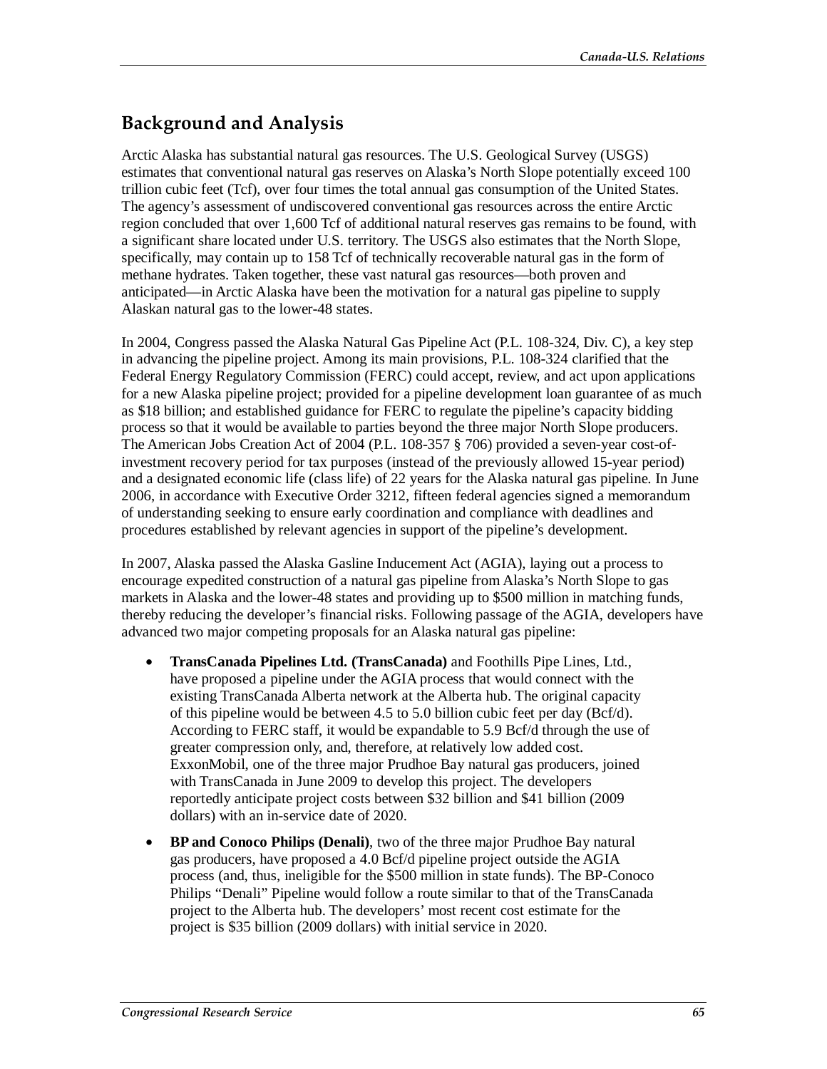## Background and Analysis

Arctic Alaska has substantial natural gas resources. The U.S. Geological Survey (USGS) estimates that conventional natural gas reserves on Alaska's North Slope potentially exceed 100 trillion cubic feet (Tcf), over four times the total annual gas consumption of the United States. The agency's assessment of undiscovered conventional gas resources across the entire Arctic region concluded that over 1,600 Tcf of additional natural reserves gas remains to be found, with a significant share located under U.S. territory. The USGS also estimates that the North Slope, specifically, may contain up to 158 Tcf of technically recoverable natural gas in the form of methane hydrates. Taken together, these vast natural gas resources—both proven and anticipated—in Arctic Alaska have been the motivation for a natural gas pipeline to supply Alaskan natural gas to the lower-48 states.

In 2004, Congress passed the Alaska Natural Gas Pipeline Act (P.L. 108-324, Div. C), a key step in advancing the pipeline project. Among its main provisions, P.L. 108-324 clarified that the Federal Energy Regulatory Commission (FERC) could accept, review, and act upon applications for a new Alaska pipeline project; provided for a pipeline development loan guarantee of as much as $18 billion; and established guidance for FERC to regulate the pipeline's capacity bidding process so that it would be available to parties beyond the three major North Slope producers. The American Jobs Creation Act of 2004 (P.L. 108-357 § 706) provided a seven-year cost-of-investment recovery period for tax purposes (instead of the previously allowed 15-year period) and a designated economic life (class life) of 22 years for the Alaska natural gas pipeline. In June 2006, in accordance with Executive Order 3212, fifteen federal agencies signed a memorandum of understanding seeking to ensure early coordination and compliance with deadlines and procedures established by relevant agencies in support of the pipeline's development.

In 2007, Alaska passed the Alaska Gasline Inducement Act (AGIA), laying out a process to encourage expedited construction of a natural gas pipeline from Alaska's North Slope to gas markets in Alaska and the lower-48 states and providing up to $500 million in matching funds, thereby reducing the developer's financial risks. Following passage of the AGIA, developers have advanced two major competing proposals for an Alaska natural gas pipeline:

- **TransCanada Pipelines Ltd. (TransCanada)** and Foothills Pipe Lines, Ltd., have proposed a pipeline under the AGIA process that would connect with the existing TransCanada Alberta network at the Alberta hub. The original capacity of this pipeline would be between 4.5 to 5.0 billion cubic feet per day (Bcf/d). According to FERC staff, it would be expandable to 5.9 Bcf/d through the use of greater compression only, and, therefore, at relatively low added cost. ExxonMobil, one of the three major Prudhoe Bay natural gas producers, joined with TransCanada in June 2009 to develop this project. The developers reportedly anticipate project costs between $32 billion and $41 billion (2009 dollars) with an in-service date of 2020.
- **BP and Conoco Philips (Denali)**, two of the three major Prudhoe Bay natural gas producers, have proposed a 4.0 Bcf/d pipeline project outside the AGIA process (and, thus, ineligible for the $500 million in state funds). The BP-Conoco Philips "Denali" Pipeline would follow a route similar to that of the TransCanada project to the Alberta hub. The developers' most recent cost estimate for the project is $35 billion (2009 dollars) with initial service in 2020.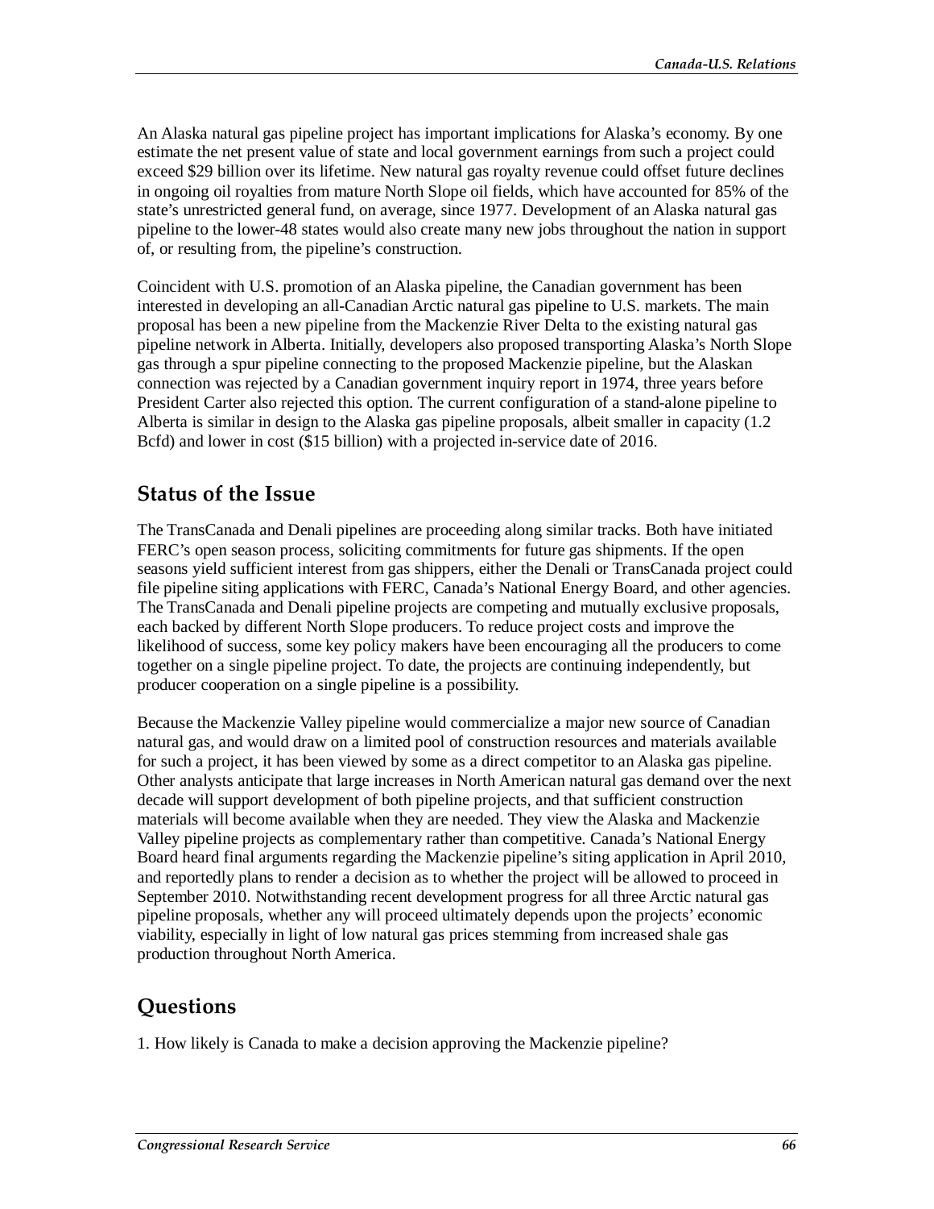An Alaska natural gas pipeline project has important implications for Alaska's economy. By one estimate the net present value of state and local government earnings from such a project could exceed $29 billion over its lifetime. New natural gas royalty revenue could offset future declines in ongoing oil royalties from mature North Slope oil fields, which have accounted for 85% of the state's unrestricted general fund, on average, since 1977. Development of an Alaska natural gas pipeline to the lower-48 states would also create many new jobs throughout the nation in support of, or resulting from, the pipeline's construction.

Coincident with U.S. promotion of an Alaska pipeline, the Canadian government has been interested in developing an all-Canadian Arctic natural gas pipeline to U.S. markets. The main proposal has been a new pipeline from the Mackenzie River Delta to the existing natural gas pipeline network in Alberta. Initially, developers also proposed transporting Alaska's North Slope gas through a spur pipeline connecting to the proposed Mackenzie pipeline, but the Alaskan connection was rejected by a Canadian government inquiry report in 1974, three years before President Carter also rejected this option. The current configuration of a stand-alone pipeline to Alberta is similar in design to the Alaska gas pipeline proposals, albeit smaller in capacity (1.2 Bcfd) and lower in cost ($15 billion) with a projected in-service date of 2016.

## Status of the Issue

The TransCanada and Denali pipelines are proceeding along similar tracks. Both have initiated FERC's open season process, soliciting commitments for future gas shipments. If the open seasons yield sufficient interest from gas shippers, either the Denali or TransCanada project could file pipeline siting applications with FERC, Canada's National Energy Board, and other agencies. The TransCanada and Denali pipeline projects are competing and mutually exclusive proposals, each backed by different North Slope producers. To reduce project costs and improve the likelihood of success, some key policy makers have been encouraging all the producers to come together on a single pipeline project. To date, the projects are continuing independently, but producer cooperation on a single pipeline is a possibility.

Because the Mackenzie Valley pipeline would commercialize a major new source of Canadian natural gas, and would draw on a limited pool of construction resources and materials available for such a project, it has been viewed by some as a direct competitor to an Alaska gas pipeline. Other analysts anticipate that large increases in North American natural gas demand over the next decade will support development of both pipeline projects, and that sufficient construction materials will become available when they are needed. They view the Alaska and Mackenzie Valley pipeline projects as complementary rather than competitive. Canada's National Energy Board heard final arguments regarding the Mackenzie pipeline's siting application in April 2010, and reportedly plans to render a decision as to whether the project will be allowed to proceed in September 2010. Notwithstanding recent development progress for all three Arctic natural gas pipeline proposals, whether any will proceed ultimately depends upon the projects' economic viability, especially in light of low natural gas prices stemming from increased shale gas production throughout North America.

## Questions

1. How likely is Canada to make a decision approving the Mackenzie pipeline?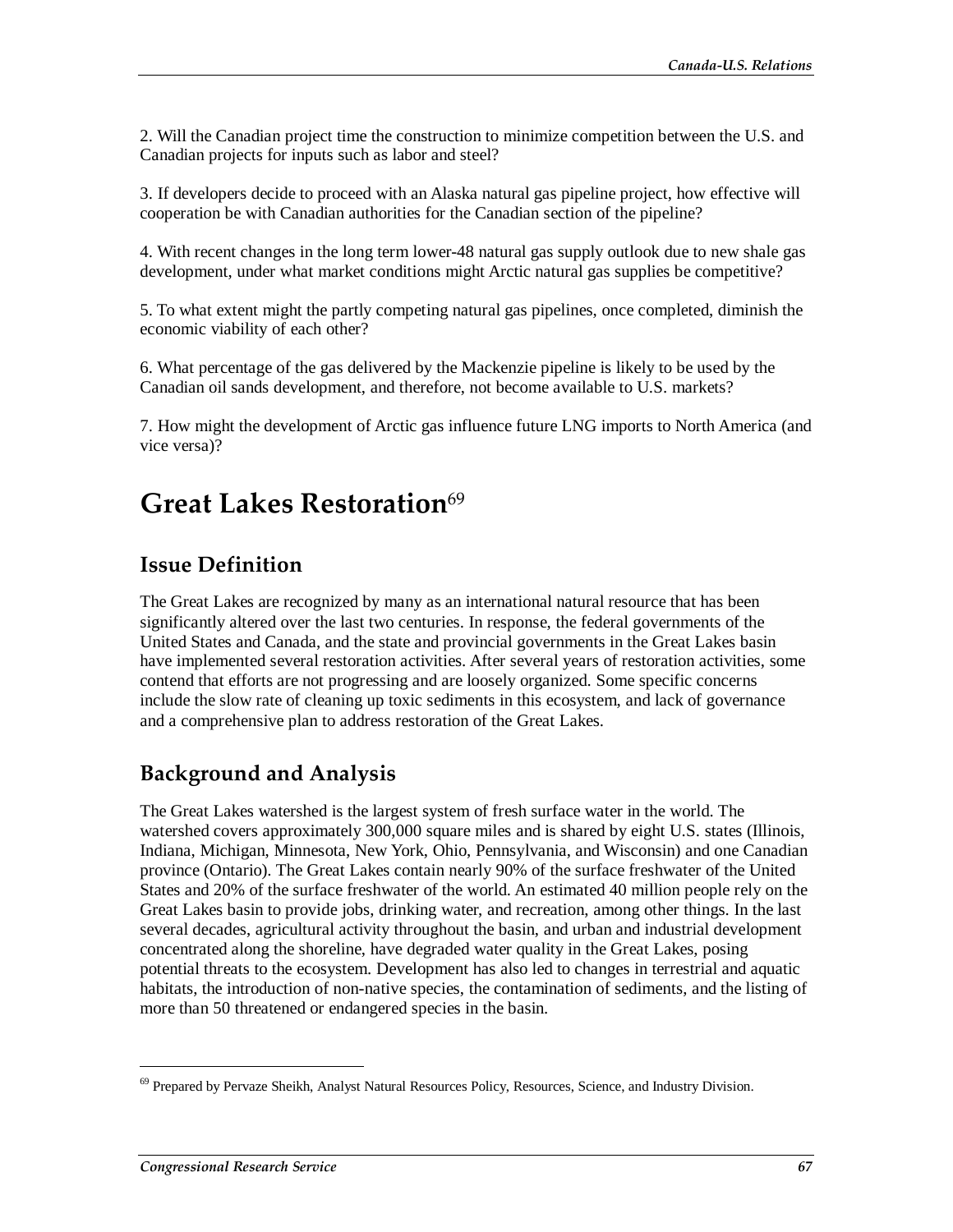2. Will the Canadian project time the construction to minimize competition between the U.S. and Canadian projects for inputs such as labor and steel?

3. If developers decide to proceed with an Alaska natural gas pipeline project, how effective will cooperation be with Canadian authorities for the Canadian section of the pipeline?

4. With recent changes in the long term lower-48 natural gas supply outlook due to new shale gas development, under what market conditions might Arctic natural gas supplies be competitive?

5. To what extent might the partly competing natural gas pipelines, once completed, diminish the economic viability of each other?

6. What percentage of the gas delivered by the Mackenzie pipeline is likely to be used by the Canadian oil sands development, and therefore, not become available to U.S. markets?

7. How might the development of Arctic gas influence future LNG imports to North America (and vice versa)?

# Great Lakes Restoration[69]

## Issue Definition

The Great Lakes are recognized by many as an international natural resource that has been significantly altered over the last two centuries. In response, the federal governments of the United States and Canada, and the state and provincial governments in the Great Lakes basin have implemented several restoration activities. After several years of restoration activities, some contend that efforts are not progressing and are loosely organized. Some specific concerns include the slow rate of cleaning up toxic sediments in this ecosystem, and lack of governance and a comprehensive plan to address restoration of the Great Lakes.

## Background and Analysis

The Great Lakes watershed is the largest system of fresh surface water in the world. The watershed covers approximately 300,000 square miles and is shared by eight U.S. states (Illinois, Indiana, Michigan, Minnesota, New York, Ohio, Pennsylvania, and Wisconsin) and one Canadian province (Ontario). The Great Lakes contain nearly 90% of the surface freshwater of the United States and 20% of the surface freshwater of the world. An estimated 40 million people rely on the Great Lakes basin to provide jobs, drinking water, and recreation, among other things. In the last several decades, agricultural activity throughout the basin, and urban and industrial development concentrated along the shoreline, have degraded water quality in the Great Lakes, posing potential threats to the ecosystem. Development has also led to changes in terrestrial and aquatic habitats, the introduction of non-native species, the contamination of sediments, and the listing of more than 50 threatened or endangered species in the basin.

[69] Prepared by Pervaze Sheikh, Analyst Natural Resources Policy, Resources, Science, and Industry Division.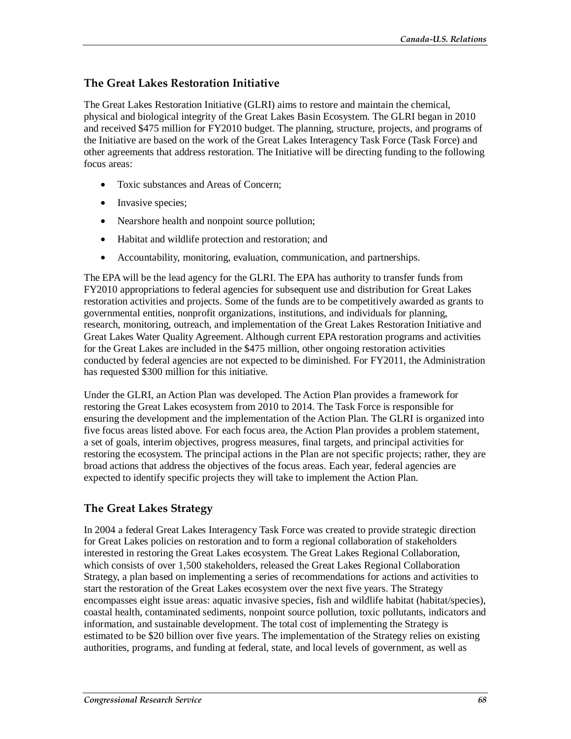## The Great Lakes Restoration Initiative

The Great Lakes Restoration Initiative (GLRI) aims to restore and maintain the chemical, physical and biological integrity of the Great Lakes Basin Ecosystem. The GLRI began in 2010 and received $475 million for FY2010 budget. The planning, structure, projects, and programs of the Initiative are based on the work of the Great Lakes Interagency Task Force (Task Force) and other agreements that address restoration. The Initiative will be directing funding to the following focus areas:

- Toxic substances and Areas of Concern;
- Invasive species;
- Nearshore health and nonpoint source pollution;
- Habitat and wildlife protection and restoration; and
- Accountability, monitoring, evaluation, communication, and partnerships.

The EPA will be the lead agency for the GLRI. The EPA has authority to transfer funds from FY2010 appropriations to federal agencies for subsequent use and distribution for Great Lakes restoration activities and projects. Some of the funds are to be competitively awarded as grants to governmental entities, nonprofit organizations, institutions, and individuals for planning, research, monitoring, outreach, and implementation of the Great Lakes Restoration Initiative and Great Lakes Water Quality Agreement. Although current EPA restoration programs and activities for the Great Lakes are included in the $475 million, other ongoing restoration activities conducted by federal agencies are not expected to be diminished. For FY2011, the Administration has requested $300 million for this initiative.

Under the GLRI, an Action Plan was developed. The Action Plan provides a framework for restoring the Great Lakes ecosystem from 2010 to 2014. The Task Force is responsible for ensuring the development and the implementation of the Action Plan. The GLRI is organized into five focus areas listed above. For each focus area, the Action Plan provides a problem statement, a set of goals, interim objectives, progress measures, final targets, and principal activities for restoring the ecosystem. The principal actions in the Plan are not specific projects; rather, they are broad actions that address the objectives of the focus areas. Each year, federal agencies are expected to identify specific projects they will take to implement the Action Plan.

## The Great Lakes Strategy

In 2004 a federal Great Lakes Interagency Task Force was created to provide strategic direction for Great Lakes policies on restoration and to form a regional collaboration of stakeholders interested in restoring the Great Lakes ecosystem. The Great Lakes Regional Collaboration, which consists of over 1,500 stakeholders, released the Great Lakes Regional Collaboration Strategy, a plan based on implementing a series of recommendations for actions and activities to start the restoration of the Great Lakes ecosystem over the next five years. The Strategy encompasses eight issue areas: aquatic invasive species, fish and wildlife habitat (habitat/species), coastal health, contaminated sediments, nonpoint source pollution, toxic pollutants, indicators and information, and sustainable development. The total cost of implementing the Strategy is estimated to be $20 billion over five years. The implementation of the Strategy relies on existing authorities, programs, and funding at federal, state, and local levels of government, as well as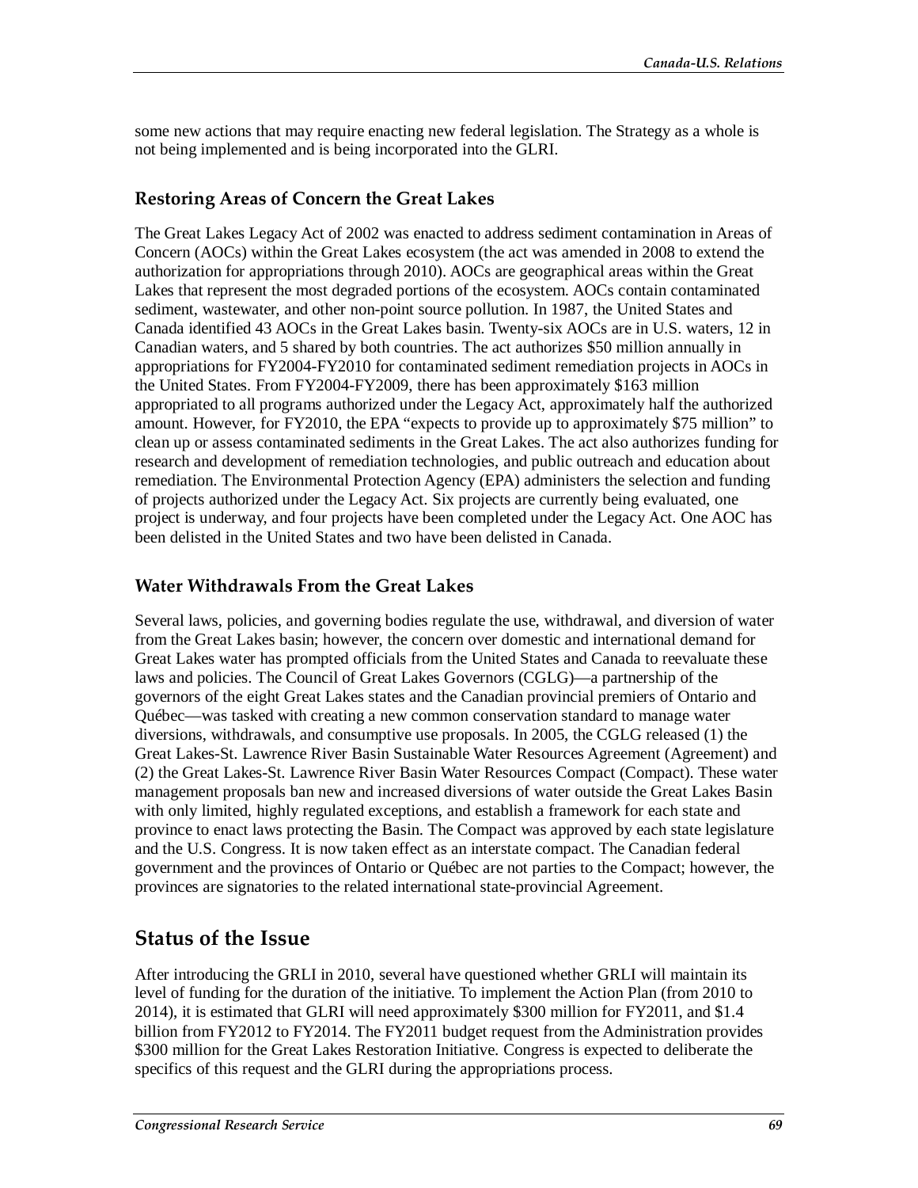some new actions that may require enacting new federal legislation. The Strategy as a whole is not being implemented and is being incorporated into the GLRI.

### Restoring Areas of Concern the Great Lakes

The Great Lakes Legacy Act of 2002 was enacted to address sediment contamination in Areas of Concern (AOCs) within the Great Lakes ecosystem (the act was amended in 2008 to extend the authorization for appropriations through 2010). AOCs are geographical areas within the Great Lakes that represent the most degraded portions of the ecosystem. AOCs contain contaminated sediment, wastewater, and other non-point source pollution. In 1987, the United States and Canada identified 43 AOCs in the Great Lakes basin. Twenty-six AOCs are in U.S. waters, 12 in Canadian waters, and 5 shared by both countries. The act authorizes $50 million annually in appropriations for FY2004-FY2010 for contaminated sediment remediation projects in AOCs in the United States. From FY2004-FY2009, there has been approximately $163 million appropriated to all programs authorized under the Legacy Act, approximately half the authorized amount. However, for FY2010, the EPA "expects to provide up to approximately $75 million" to clean up or assess contaminated sediments in the Great Lakes. The act also authorizes funding for research and development of remediation technologies, and public outreach and education about remediation. The Environmental Protection Agency (EPA) administers the selection and funding of projects authorized under the Legacy Act. Six projects are currently being evaluated, one project is underway, and four projects have been completed under the Legacy Act. One AOC has been delisted in the United States and two have been delisted in Canada.

### Water Withdrawals From the Great Lakes

Several laws, policies, and governing bodies regulate the use, withdrawal, and diversion of water from the Great Lakes basin; however, the concern over domestic and international demand for Great Lakes water has prompted officials from the United States and Canada to reevaluate these laws and policies. The Council of Great Lakes Governors (CGLG)—a partnership of the governors of the eight Great Lakes states and the Canadian provincial premiers of Ontario and Québec—was tasked with creating a new common conservation standard to manage water diversions, withdrawals, and consumptive use proposals. In 2005, the CGLG released (1) the Great Lakes-St. Lawrence River Basin Sustainable Water Resources Agreement (Agreement) and (2) the Great Lakes-St. Lawrence River Basin Water Resources Compact (Compact). These water management proposals ban new and increased diversions of water outside the Great Lakes Basin with only limited, highly regulated exceptions, and establish a framework for each state and province to enact laws protecting the Basin. The Compact was approved by each state legislature and the U.S. Congress. It is now taken effect as an interstate compact. The Canadian federal government and the provinces of Ontario or Québec are not parties to the Compact; however, the provinces are signatories to the related international state-provincial Agreement.

## Status of the Issue

After introducing the GRLI in 2010, several have questioned whether GRLI will maintain its level of funding for the duration of the initiative. To implement the Action Plan (from 2010 to 2014), it is estimated that GLRI will need approximately $300 million for FY2011, and $1.4 billion from FY2012 to FY2014. The FY2011 budget request from the Administration provides $300 million for the Great Lakes Restoration Initiative. Congress is expected to deliberate the specifics of this request and the GLRI during the appropriations process.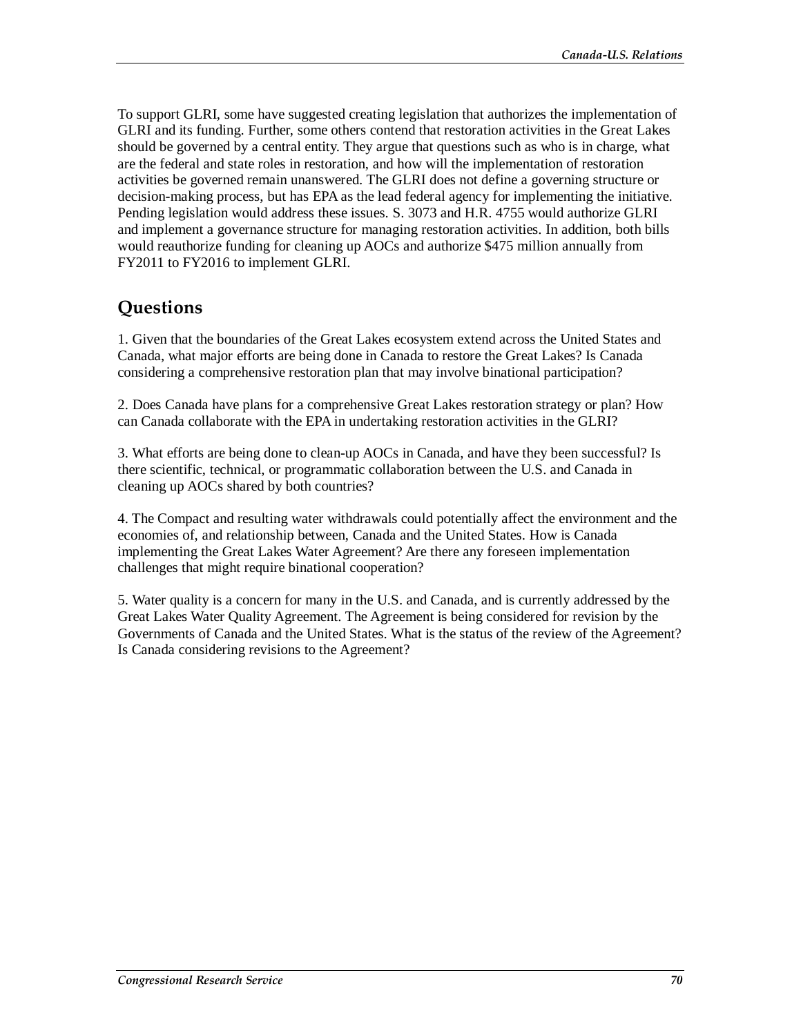To support GLRI, some have suggested creating legislation that authorizes the implementation of GLRI and its funding. Further, some others contend that restoration activities in the Great Lakes should be governed by a central entity. They argue that questions such as who is in charge, what are the federal and state roles in restoration, and how will the implementation of restoration activities be governed remain unanswered. The GLRI does not define a governing structure or decision-making process, but has EPA as the lead federal agency for implementing the initiative. Pending legislation would address these issues. S. 3073 and H.R. 4755 would authorize GLRI and implement a governance structure for managing restoration activities. In addition, both bills would reauthorize funding for cleaning up AOCs and authorize $475 million annually from FY2011 to FY2016 to implement GLRI.

## Questions

1. Given that the boundaries of the Great Lakes ecosystem extend across the United States and Canada, what major efforts are being done in Canada to restore the Great Lakes? Is Canada considering a comprehensive restoration plan that may involve binational participation?

2. Does Canada have plans for a comprehensive Great Lakes restoration strategy or plan? How can Canada collaborate with the EPA in undertaking restoration activities in the GLRI?

3. What efforts are being done to clean-up AOCs in Canada, and have they been successful? Is there scientific, technical, or programmatic collaboration between the U.S. and Canada in cleaning up AOCs shared by both countries?

4. The Compact and resulting water withdrawals could potentially affect the environment and the economies of, and relationship between, Canada and the United States. How is Canada implementing the Great Lakes Water Agreement? Are there any foreseen implementation challenges that might require binational cooperation?

5. Water quality is a concern for many in the U.S. and Canada, and is currently addressed by the Great Lakes Water Quality Agreement. The Agreement is being considered for revision by the Governments of Canada and the United States. What is the status of the review of the Agreement? Is Canada considering revisions to the Agreement?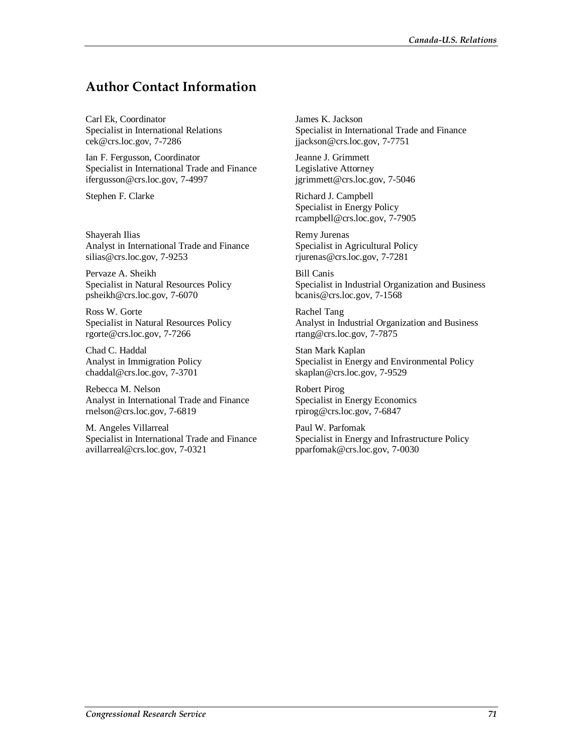## Author Contact Information

Carl Ek, Coordinator
Specialist in International Relations
cek@crs.loc.gov, 7-7286

Ian F. Fergusson, Coordinator
Specialist in International Trade and Finance
ifergusson@crs.loc.gov, 7-4997

Stephen F. Clarke

Shayerah Ilias
Analyst in International Trade and Finance
silias@crs.loc.gov, 7-9253

Pervaze A. Sheikh
Specialist in Natural Resources Policy
psheikh@crs.loc.gov, 7-6070

Ross W. Gorte
Specialist in Natural Resources Policy
rgorte@crs.loc.gov, 7-7266

Chad C. Haddal
Analyst in Immigration Policy
chaddal@crs.loc.gov, 7-3701

Rebecca M. Nelson
Analyst in International Trade and Finance
rnelson@crs.loc.gov, 7-6819

M. Angeles Villarreal
Specialist in International Trade and Finance
avillarreal@crs.loc.gov, 7-0321

James K. Jackson
Specialist in International Trade and Finance
jjackson@crs.loc.gov, 7-7751

Jeanne J. Grimmett
Legislative Attorney
jgrimmett@crs.loc.gov, 7-5046

Richard J. Campbell
Specialist in Energy Policy
rcampbell@crs.loc.gov, 7-7905

Remy Jurenas
Specialist in Agricultural Policy
rjurenas@crs.loc.gov, 7-7281

Bill Canis
Specialist in Industrial Organization and Business
bcanis@crs.loc.gov, 7-1568

Rachel Tang
Analyst in Industrial Organization and Business
rtang@crs.loc.gov, 7-7875

Stan Mark Kaplan
Specialist in Energy and Environmental Policy
skaplan@crs.loc.gov, 7-9529

Robert Pirog
Specialist in Energy Economics
rpirog@crs.loc.gov, 7-6847

Paul W. Parfomak
Specialist in Energy and Infrastructure Policy
pparfomak@crs.loc.gov, 7-0030